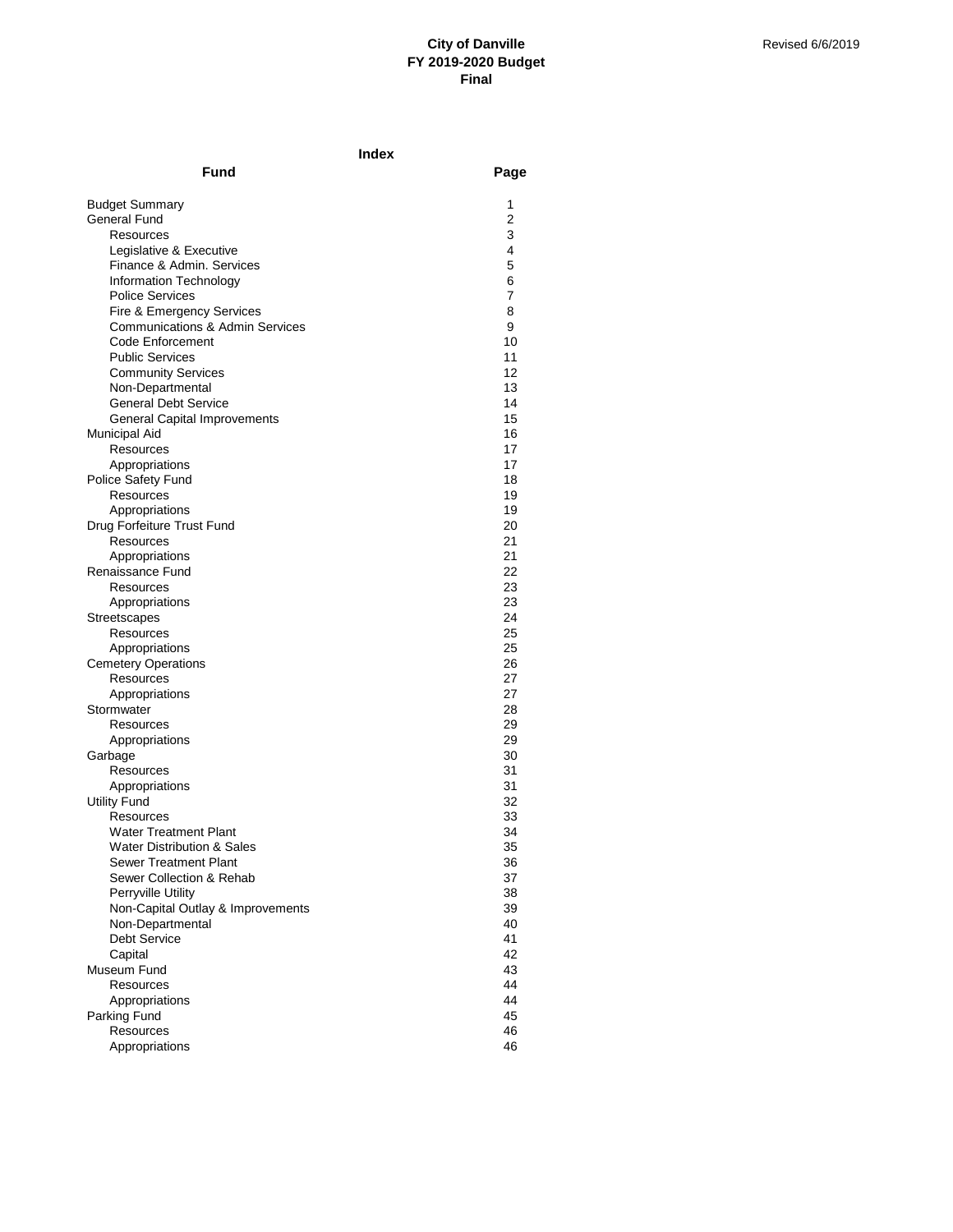# City of Danville
## FY 2019-2020 Budget
## Final

Revised 6/6/2019

### Index

| Fund | Page |
|---|---|
| Budget Summary | 1 |
| General Fund | 2 |
| Resources | 3 |
| Legislative & Executive | 4 |
| Finance & Admin. Services | 5 |
| Information Technology | 6 |
| Police Services | 7 |
| Fire & Emergency Services | 8 |
| Communications & Admin Services | 9 |
| Code Enforcement | 10 |
| Public Services | 11 |
| Community Services | 12 |
| Non-Departmental | 13 |
| General Debt Service | 14 |
| General Capital Improvements | 15 |
| Municipal Aid | 16 |
| Resources | 17 |
| Appropriations | 17 |
| Police Safety Fund | 18 |
| Resources | 19 |
| Appropriations | 19 |
| Drug Forfeiture Trust Fund | 20 |
| Resources | 21 |
| Appropriations | 21 |
| Renaissance Fund | 22 |
| Resources | 23 |
| Appropriations | 23 |
| Streetscapes | 24 |
| Resources | 25 |
| Appropriations | 25 |
| Cemetery Operations | 26 |
| Resources | 27 |
| Appropriations | 27 |
| Stormwater | 28 |
| Resources | 29 |
| Appropriations | 29 |
| Garbage | 30 |
| Resources | 31 |
| Appropriations | 31 |
| Utility Fund | 32 |
| Resources | 33 |
| Water Treatment Plant | 34 |
| Water Distribution & Sales | 35 |
| Sewer Treatment Plant | 36 |
| Sewer Collection & Rehab | 37 |
| Perryville Utility | 38 |
| Non-Capital Outlay & Improvements | 39 |
| Non-Departmental | 40 |
| Debt Service | 41 |
| Capital | 42 |
| Museum Fund | 43 |
| Resources | 44 |
| Appropriations | 44 |
| Parking Fund | 45 |
| Resources | 46 |
| Appropriations | 46 |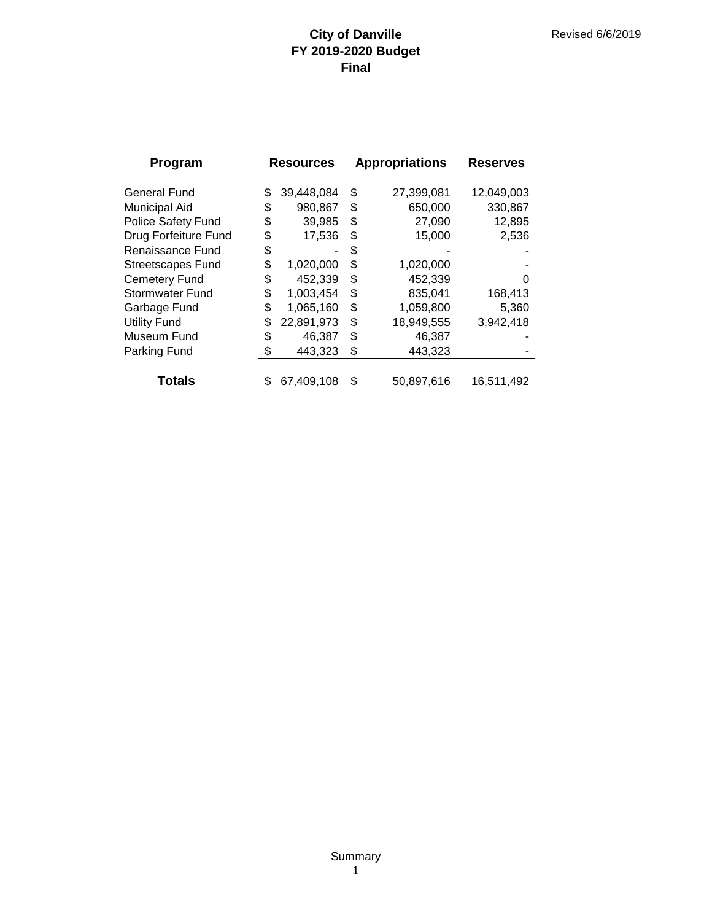# City of Danville
## FY 2019-2020 Budget
## Final

Revised 6/6/2019

| Program | Resources | Appropriations | Reserves |
|---|---|---|---|
| General Fund | $ 39,448,084 | $ 27,399,081 | 12,049,003 |
| Municipal Aid | $ 980,867 | $ 650,000 | 330,867 |
| Police Safety Fund | $ 39,985 | $ 27,090 | 12,895 |
| Drug Forfeiture Fund | $ 17,536 | $ 15,000 | 2,536 |
| Renaissance Fund | $ - | $ - | - |
| Streetscapes Fund | $ 1,020,000 | $ 1,020,000 | - |
| Cemetery Fund | $ 452,339 | $ 452,339 | 0 |
| Stormwater Fund | $ 1,003,454 | $ 835,041 | 168,413 |
| Garbage Fund | $ 1,065,160 | $ 1,059,800 | 5,360 |
| Utility Fund | $ 22,891,973 | $ 18,949,555 | 3,942,418 |
| Museum Fund | $ 46,387 | $ 46,387 | - |
| Parking Fund | $ 443,323 | $ 443,323 | - |
| **Totals** | $ 67,409,108 | $ 50,897,616 | 16,511,492 |

Summary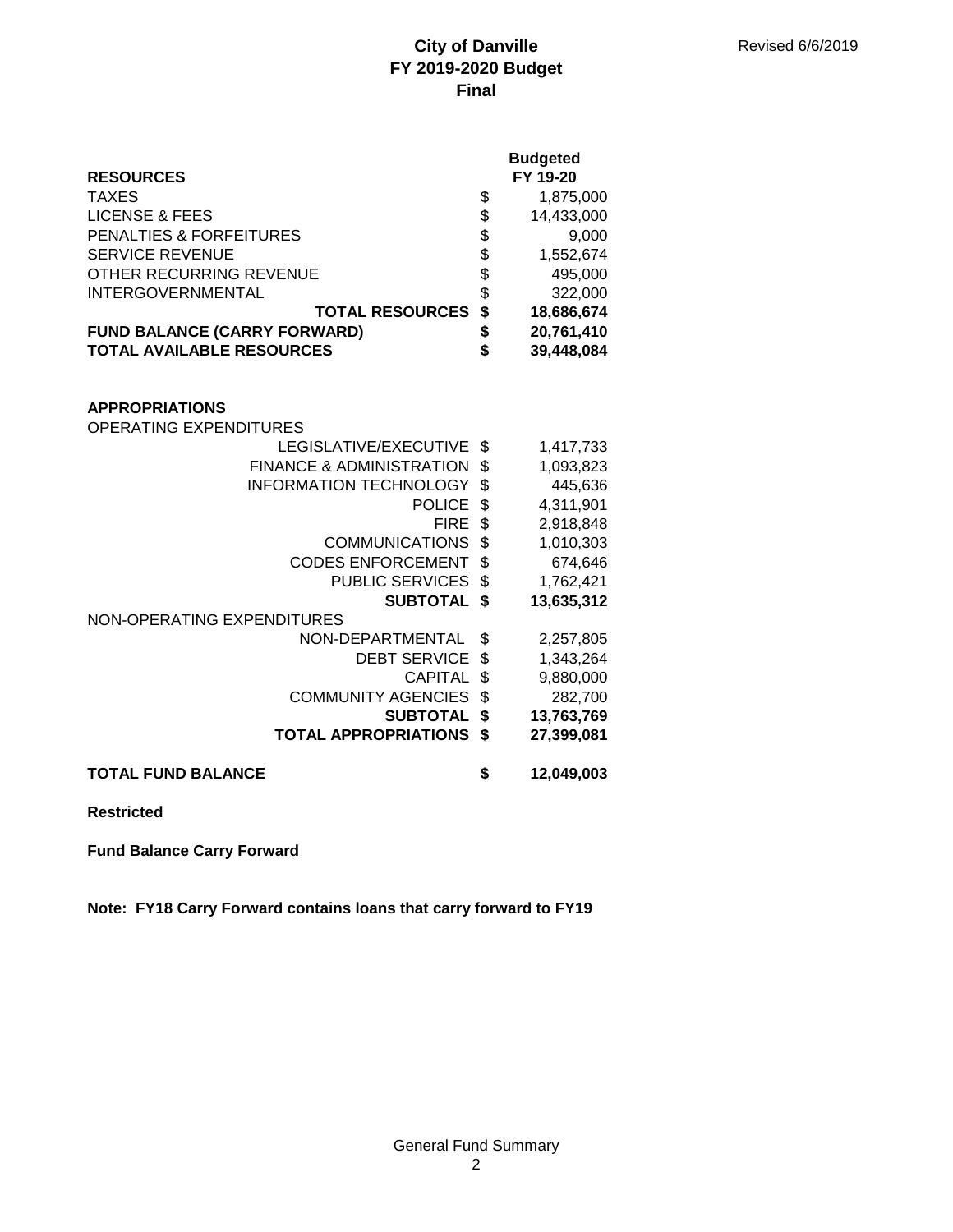# City of Danville
## FY 2019-2020 Budget
## Final

Revised 6/6/2019

| RESOURCES | | Budgeted FY 19-20 |
|---|---|---|
| TAXES | $ | 1,875,000 |
| LICENSE & FEES | $ | 14,433,000 |
| PENALTIES & FORFEITURES | $ | 9,000 |
| SERVICE REVENUE | $ | 1,552,674 |
| OTHER RECURRING REVENUE | $ | 495,000 |
| INTERGOVERNMENTAL | $ | 322,000 |
| **TOTAL RESOURCES** | **$** | **18,686,674** |
| **FUND BALANCE (CARRY FORWARD)** | **$** | **20,761,410** |
| **TOTAL AVAILABLE RESOURCES** | **$** | **39,448,084** |

| APPROPRIATIONS | | |
|---|---|---|
| OPERATING EXPENDITURES | | |
| LEGISLATIVE/EXECUTIVE | $ | 1,417,733 |
| FINANCE & ADMINISTRATION | $ | 1,093,823 |
| INFORMATION TECHNOLOGY | $ | 445,636 |
| POLICE | $ | 4,311,901 |
| FIRE | $ | 2,918,848 |
| COMMUNICATIONS | $ | 1,010,303 |
| CODES ENFORCEMENT | $ | 674,646 |
| PUBLIC SERVICES | $ | 1,762,421 |
| **SUBTOTAL** | **$** | **13,635,312** |
| NON-OPERATING EXPENDITURES | | |
| NON-DEPARTMENTAL | $ | 2,257,805 |
| DEBT SERVICE | $ | 1,343,264 |
| CAPITAL | $ | 9,880,000 |
| COMMUNITY AGENCIES | $ | 282,700 |
| **SUBTOTAL** | **$** | **13,763,769** |
| **TOTAL APPROPRIATIONS** | **$** | **27,399,081** |
| | | |
| **TOTAL FUND BALANCE** | **$** | **12,049,003** |

**Restricted**

**Fund Balance Carry Forward**

**Note: FY18 Carry Forward contains loans that carry forward to FY19**

General Fund Summary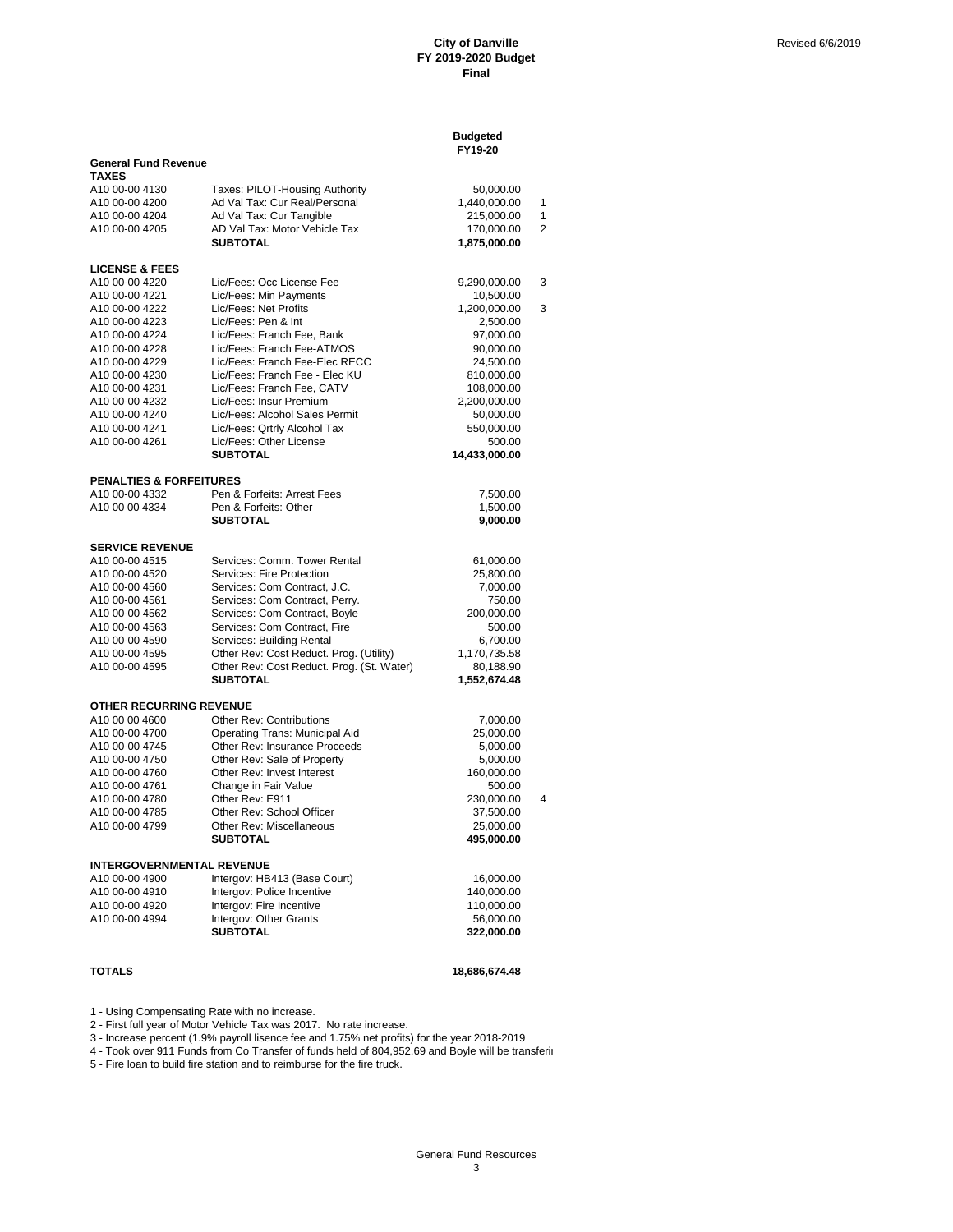**City of Danville**
**FY 2019-2020 Budget**
**Final**

Revised 6/6/2019

| | | Budgeted FY19-20 | |
|---|---|---|---|
| **General Fund Revenue** | | | |
| **TAXES** | | | |
| A10 00-00 4130 | Taxes: PILOT-Housing Authority | 50,000.00 | |
| A10 00-00 4200 | Ad Val Tax: Cur Real/Personal | 1,440,000.00 | 1 |
| A10 00-00 4204 | Ad Val Tax: Cur Tangible | 215,000.00 | 1 |
| A10 00-00 4205 | AD Val Tax: Motor Vehicle Tax | 170,000.00 | 2 |
| | **SUBTOTAL** | **1,875,000.00** | |
| **LICENSE & FEES** | | | |
| A10 00-00 4220 | Lic/Fees: Occ License Fee | 9,290,000.00 | 3 |
| A10 00-00 4221 | Lic/Fees: Min Payments | 10,500.00 | |
| A10 00-00 4222 | Lic/Fees: Net Profits | 1,200,000.00 | 3 |
| A10 00-00 4223 | Lic/Fees: Pen & Int | 2,500.00 | |
| A10 00-00 4224 | Lic/Fees: Franch Fee, Bank | 97,000.00 | |
| A10 00-00 4228 | Lic/Fees: Franch Fee-ATMOS | 90,000.00 | |
| A10 00-00 4229 | Lic/Fees: Franch Fee-Elec RECC | 24,500.00 | |
| A10 00-00 4230 | Lic/Fees: Franch Fee - Elec KU | 810,000.00 | |
| A10 00-00 4231 | Lic/Fees: Franch Fee, CATV | 108,000.00 | |
| A10 00-00 4232 | Lic/Fees: Insur Premium | 2,200,000.00 | |
| A10 00-00 4240 | Lic/Fees: Alcohol Sales Permit | 50,000.00 | |
| A10 00-00 4241 | Lic/Fees: Qrtrly Alcohol Tax | 550,000.00 | |
| A10 00-00 4261 | Lic/Fees: Other License | 500.00 | |
| | **SUBTOTAL** | **14,433,000.00** | |
| **PENALTIES & FORFEITURES** | | | |
| A10 00-00 4332 | Pen & Forfeits: Arrest Fees | 7,500.00 | |
| A10 00 00 4334 | Pen & Forfeits: Other | 1,500.00 | |
| | **SUBTOTAL** | **9,000.00** | |
| **SERVICE REVENUE** | | | |
| A10 00-00 4515 | Services: Comm. Tower Rental | 61,000.00 | |
| A10 00-00 4520 | Services: Fire Protection | 25,800.00 | |
| A10 00-00 4560 | Services: Com Contract, J.C. | 7,000.00 | |
| A10 00-00 4561 | Services: Com Contract, Perry. | 750.00 | |
| A10 00-00 4562 | Services: Com Contract, Boyle | 200,000.00 | |
| A10 00-00 4563 | Services: Com Contract, Fire | 500.00 | |
| A10 00-00 4590 | Services: Building Rental | 6,700.00 | |
| A10 00-00 4595 | Other Rev: Cost Reduct. Prog. (Utility) | 1,170,735.58 | |
| A10 00-00 4595 | Other Rev: Cost Reduct. Prog. (St. Water) | 80,188.90 | |
| | **SUBTOTAL** | **1,552,674.48** | |
| **OTHER RECURRING REVENUE** | | | |
| A10 00 00 4600 | Other Rev: Contributions | 7,000.00 | |
| A10 00-00 4700 | Operating Trans: Municipal Aid | 25,000.00 | |
| A10 00-00 4745 | Other Rev: Insurance Proceeds | 5,000.00 | |
| A10 00-00 4750 | Other Rev: Sale of Property | 5,000.00 | |
| A10 00-00 4760 | Other Rev: Invest Interest | 160,000.00 | |
| A10 00-00 4761 | Change in Fair Value | 500.00 | |
| A10 00-00 4780 | Other Rev: E911 | 230,000.00 | 4 |
| A10 00-00 4785 | Other Rev: School Officer | 37,500.00 | |
| A10 00-00 4799 | Other Rev: Miscellaneous | 25,000.00 | |
| | **SUBTOTAL** | **495,000.00** | |
| **INTERGOVERNMENTAL REVENUE** | | | |
| A10 00-00 4900 | Intergov: HB413 (Base Court) | 16,000.00 | |
| A10 00-00 4910 | Intergov: Police Incentive | 140,000.00 | |
| A10 00-00 4920 | Intergov: Fire Incentive | 110,000.00 | |
| A10 00-00 4994 | Intergov: Other Grants | 56,000.00 | |
| | **SUBTOTAL** | **322,000.00** | |
| **TOTALS** | | **18,686,674.48** | |

1 - Using Compensating Rate with no increase.
2 - First full year of Motor Vehicle Tax was 2017. No rate increase.
3 - Increase percent (1.9% payroll lisence fee and 1.75% net profits) for the year 2018-2019
4 - Took over 911 Funds from Co Transfer of funds held of 804,952.69 and Boyle will be transferi
5 - Fire loan to build fire station and to reimburse for the fire truck.

General Fund Resources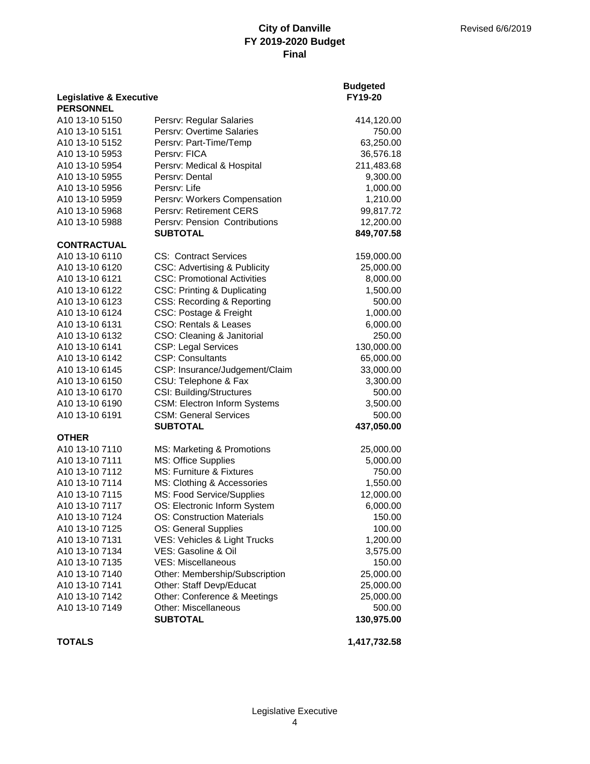# City of Danville
## FY 2019-2020 Budget
### Final

Revised 6/6/2019

| Legislative & Executive | | Budgeted FY19-20 |
|---|---|---|
| **PERSONNEL** | | |
| A10 13-10 5150 | Persrv: Regular Salaries | 414,120.00 |
| A10 13-10 5151 | Persrv: Overtime Salaries | 750.00 |
| A10 13-10 5152 | Persrv: Part-Time/Temp | 63,250.00 |
| A10 13-10 5953 | Persrv: FICA | 36,576.18 |
| A10 13-10 5954 | Persrv: Medical & Hospital | 211,483.68 |
| A10 13-10 5955 | Persrv: Dental | 9,300.00 |
| A10 13-10 5956 | Persrv: Life | 1,000.00 |
| A10 13-10 5959 | Persrv: Workers Compensation | 1,210.00 |
| A10 13-10 5968 | Persrv: Retirement CERS | 99,817.72 |
| A10 13-10 5988 | Persrv: Pension Contributions | 12,200.00 |
| | **SUBTOTAL** | **849,707.58** |
| **CONTRACTUAL** | | |
| A10 13-10 6110 | CS: Contract Services | 159,000.00 |
| A10 13-10 6120 | CSC: Advertising & Publicity | 25,000.00 |
| A10 13-10 6121 | CSC: Promotional Activities | 8,000.00 |
| A10 13-10 6122 | CSC: Printing & Duplicating | 1,500.00 |
| A10 13-10 6123 | CSS: Recording & Reporting | 500.00 |
| A10 13-10 6124 | CSC: Postage & Freight | 1,000.00 |
| A10 13-10 6131 | CSO: Rentals & Leases | 6,000.00 |
| A10 13-10 6132 | CSO: Cleaning & Janitorial | 250.00 |
| A10 13-10 6141 | CSP: Legal Services | 130,000.00 |
| A10 13-10 6142 | CSP: Consultants | 65,000.00 |
| A10 13-10 6145 | CSP: Insurance/Judgement/Claim | 33,000.00 |
| A10 13-10 6150 | CSU: Telephone & Fax | 3,300.00 |
| A10 13-10 6170 | CSI: Building/Structures | 500.00 |
| A10 13-10 6190 | CSM: Electron Inform Systems | 3,500.00 |
| A10 13-10 6191 | CSM: General Services | 500.00 |
| | **SUBTOTAL** | **437,050.00** |
| **OTHER** | | |
| A10 13-10 7110 | MS: Marketing & Promotions | 25,000.00 |
| A10 13-10 7111 | MS: Office Supplies | 5,000.00 |
| A10 13-10 7112 | MS: Furniture & Fixtures | 750.00 |
| A10 13-10 7114 | MS: Clothing & Accessories | 1,550.00 |
| A10 13-10 7115 | MS: Food Service/Supplies | 12,000.00 |
| A10 13-10 7117 | OS: Electronic Inform System | 6,000.00 |
| A10 13-10 7124 | OS: Construction Materials | 150.00 |
| A10 13-10 7125 | OS: General Supplies | 100.00 |
| A10 13-10 7131 | VES: Vehicles & Light Trucks | 1,200.00 |
| A10 13-10 7134 | VES: Gasoline & Oil | 3,575.00 |
| A10 13-10 7135 | VES: Miscellaneous | 150.00 |
| A10 13-10 7140 | Other: Membership/Subscription | 25,000.00 |
| A10 13-10 7141 | Other: Staff Devp/Educat | 25,000.00 |
| A10 13-10 7142 | Other: Conference & Meetings | 25,000.00 |
| A10 13-10 7149 | Other: Miscellaneous | 500.00 |
| | **SUBTOTAL** | **130,975.00** |
| **TOTALS** | | **1,417,732.58** |

Legislative Executive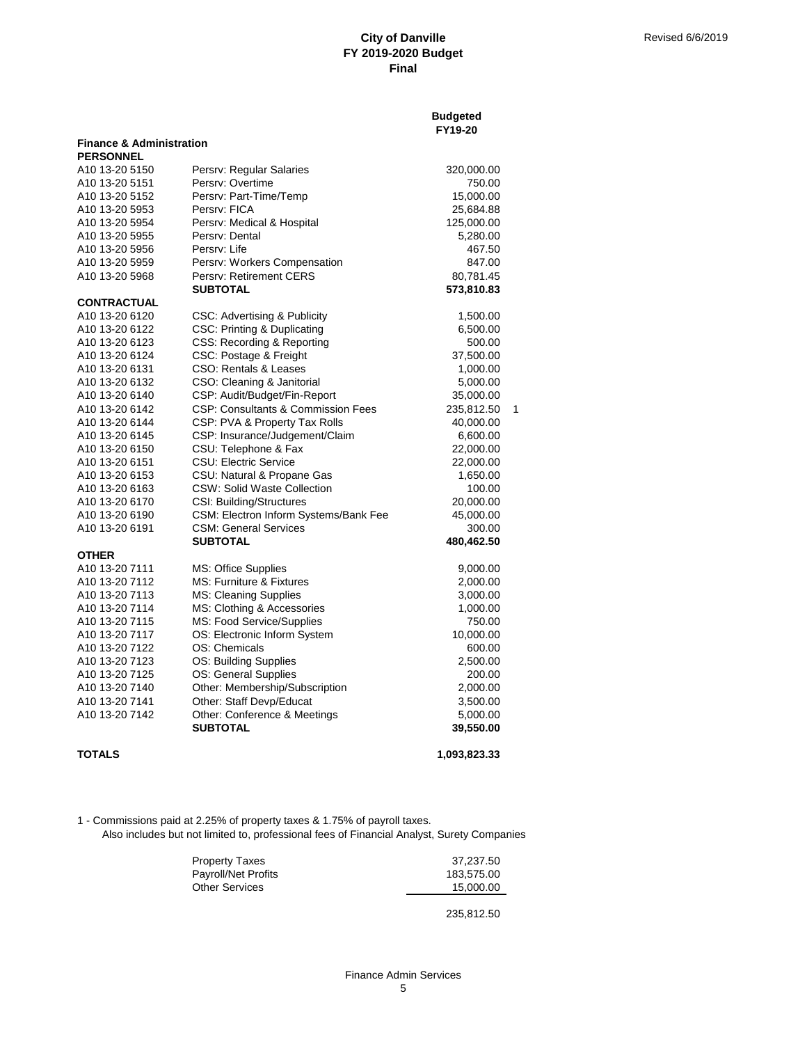**City of Danville**
**FY 2019-2020 Budget**
**Final**

Revised 6/6/2019

| | | Budgeted FY19-20 | |
|---|---|---|---|
| **Finance & Administration** | | | |
| **PERSONNEL** | | | |
| A10 13-20 5150 | Persrv: Regular Salaries | 320,000.00 | |
| A10 13-20 5151 | Persrv: Overtime | 750.00 | |
| A10 13-20 5152 | Persrv: Part-Time/Temp | 15,000.00 | |
| A10 13-20 5953 | Persrv: FICA | 25,684.88 | |
| A10 13-20 5954 | Persrv: Medical & Hospital | 125,000.00 | |
| A10 13-20 5955 | Persrv: Dental | 5,280.00 | |
| A10 13-20 5956 | Persrv: Life | 467.50 | |
| A10 13-20 5959 | Persrv: Workers Compensation | 847.00 | |
| A10 13-20 5968 | Persrv: Retirement CERS | 80,781.45 | |
| | **SUBTOTAL** | **573,810.83** | |
| **CONTRACTUAL** | | | |
| A10 13-20 6120 | CSC: Advertising & Publicity | 1,500.00 | |
| A10 13-20 6122 | CSC: Printing & Duplicating | 6,500.00 | |
| A10 13-20 6123 | CSS: Recording & Reporting | 500.00 | |
| A10 13-20 6124 | CSC: Postage & Freight | 37,500.00 | |
| A10 13-20 6131 | CSO: Rentals & Leases | 1,000.00 | |
| A10 13-20 6132 | CSO: Cleaning & Janitorial | 5,000.00 | |
| A10 13-20 6140 | CSP: Audit/Budget/Fin-Report | 35,000.00 | |
| A10 13-20 6142 | CSP: Consultants & Commission Fees | 235,812.50 | 1 |
| A10 13-20 6144 | CSP: PVA & Property Tax Rolls | 40,000.00 | |
| A10 13-20 6145 | CSP: Insurance/Judgement/Claim | 6,600.00 | |
| A10 13-20 6150 | CSU: Telephone & Fax | 22,000.00 | |
| A10 13-20 6151 | CSU: Electric Service | 22,000.00 | |
| A10 13-20 6153 | CSU: Natural & Propane Gas | 1,650.00 | |
| A10 13-20 6163 | CSW: Solid Waste Collection | 100.00 | |
| A10 13-20 6170 | CSI: Building/Structures | 20,000.00 | |
| A10 13-20 6190 | CSM: Electron Inform Systems/Bank Fee | 45,000.00 | |
| A10 13-20 6191 | CSM: General Services | 300.00 | |
| | **SUBTOTAL** | **480,462.50** | |
| **OTHER** | | | |
| A10 13-20 7111 | MS: Office Supplies | 9,000.00 | |
| A10 13-20 7112 | MS: Furniture & Fixtures | 2,000.00 | |
| A10 13-20 7113 | MS: Cleaning Supplies | 3,000.00 | |
| A10 13-20 7114 | MS: Clothing & Accessories | 1,000.00 | |
| A10 13-20 7115 | MS: Food Service/Supplies | 750.00 | |
| A10 13-20 7117 | OS: Electronic Inform System | 10,000.00 | |
| A10 13-20 7122 | OS: Chemicals | 600.00 | |
| A10 13-20 7123 | OS: Building Supplies | 2,500.00 | |
| A10 13-20 7125 | OS: General Supplies | 200.00 | |
| A10 13-20 7140 | Other: Membership/Subscription | 2,000.00 | |
| A10 13-20 7141 | Other: Staff Devp/Educat | 3,500.00 | |
| A10 13-20 7142 | Other: Conference & Meetings | 5,000.00 | |
| | **SUBTOTAL** | **39,550.00** | |
| **TOTALS** | | **1,093,823.33** | |

1 - Commissions paid at 2.25% of property taxes & 1.75% of payroll taxes.
Also includes but not limited to, professional fees of Financial Analyst, Surety Companies

| | |
|---|---|
| Property Taxes | 37,237.50 |
| Payroll/Net Profits | 183,575.00 |
| Other Services | 15,000.00 |
| | 235,812.50 |

Finance Admin Services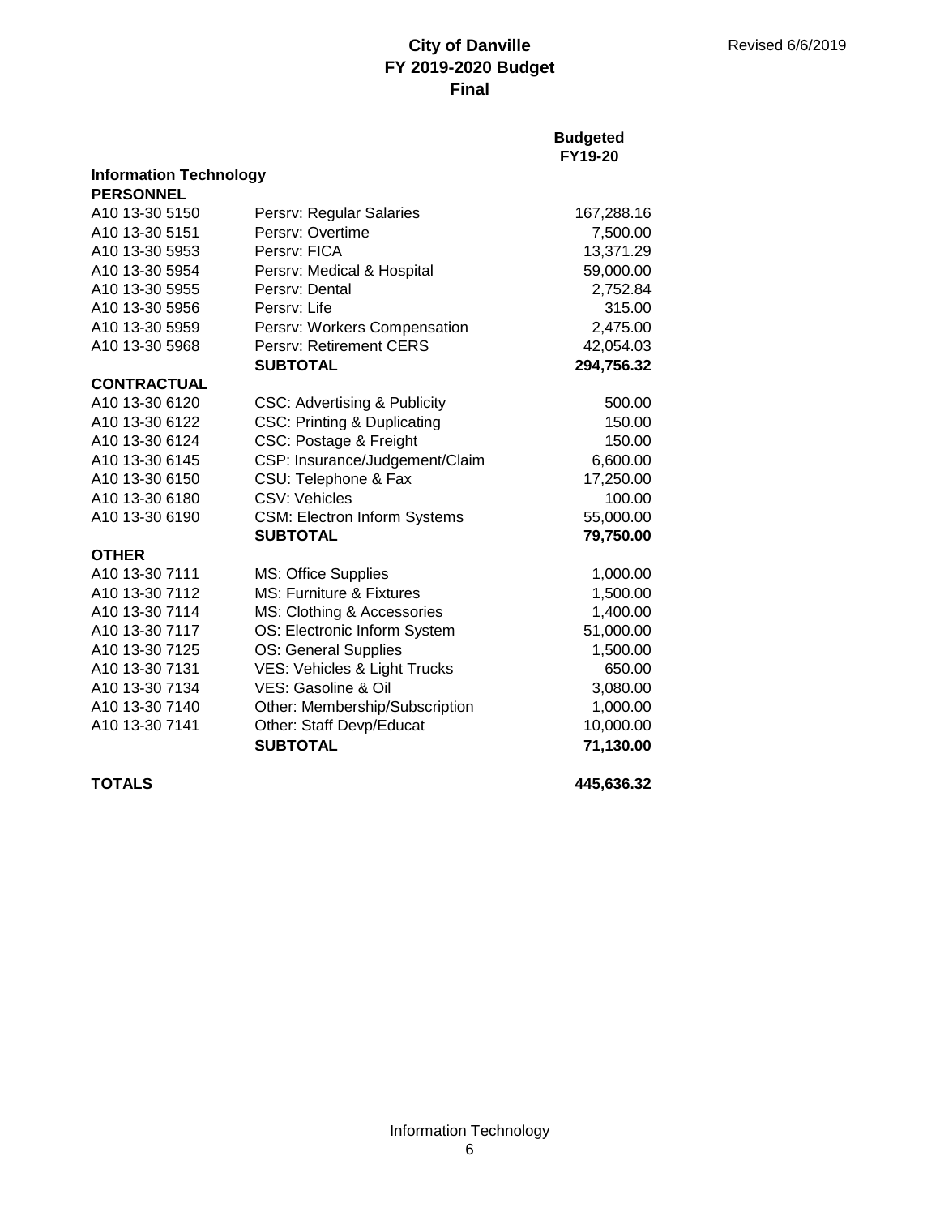**City of Danville**
**FY 2019-2020 Budget**
**Final**

Revised 6/6/2019

| | | Budgeted FY19-20 |
|---|---|---|
| **Information Technology** | | |
| **PERSONNEL** | | |
| A10 13-30 5150 | Persrv: Regular Salaries | 167,288.16 |
| A10 13-30 5151 | Persrv: Overtime | 7,500.00 |
| A10 13-30 5953 | Persrv: FICA | 13,371.29 |
| A10 13-30 5954 | Persrv: Medical & Hospital | 59,000.00 |
| A10 13-30 5955 | Persrv: Dental | 2,752.84 |
| A10 13-30 5956 | Persrv: Life | 315.00 |
| A10 13-30 5959 | Persrv: Workers Compensation | 2,475.00 |
| A10 13-30 5968 | Persrv: Retirement CERS | 42,054.03 |
| | **SUBTOTAL** | **294,756.32** |
| **CONTRACTUAL** | | |
| A10 13-30 6120 | CSC: Advertising & Publicity | 500.00 |
| A10 13-30 6122 | CSC: Printing & Duplicating | 150.00 |
| A10 13-30 6124 | CSC: Postage & Freight | 150.00 |
| A10 13-30 6145 | CSP: Insurance/Judgement/Claim | 6,600.00 |
| A10 13-30 6150 | CSU: Telephone & Fax | 17,250.00 |
| A10 13-30 6180 | CSV: Vehicles | 100.00 |
| A10 13-30 6190 | CSM: Electron Inform Systems | 55,000.00 |
| | **SUBTOTAL** | **79,750.00** |
| **OTHER** | | |
| A10 13-30 7111 | MS: Office Supplies | 1,000.00 |
| A10 13-30 7112 | MS: Furniture & Fixtures | 1,500.00 |
| A10 13-30 7114 | MS: Clothing & Accessories | 1,400.00 |
| A10 13-30 7117 | OS: Electronic Inform System | 51,000.00 |
| A10 13-30 7125 | OS: General Supplies | 1,500.00 |
| A10 13-30 7131 | VES: Vehicles & Light Trucks | 650.00 |
| A10 13-30 7134 | VES: Gasoline & Oil | 3,080.00 |
| A10 13-30 7140 | Other: Membership/Subscription | 1,000.00 |
| A10 13-30 7141 | Other: Staff Devp/Educat | 10,000.00 |
| | **SUBTOTAL** | **71,130.00** |
| **TOTALS** | | **445,636.32** |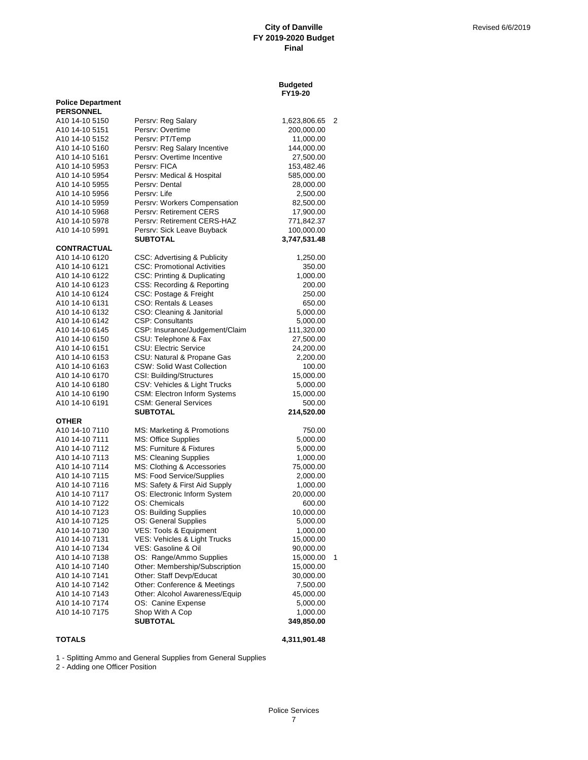**City of Danville**
**FY 2019-2020 Budget**
**Final**

Revised 6/6/2019

| | | Budgeted FY19-20 | |
|---|---|---|---|
| **Police Department** | | | |
| **PERSONNEL** | | | |
| A10 14-10 5150 | Persrv: Reg Salary | 1,623,806.65 | 2 |
| A10 14-10 5151 | Persrv: Overtime | 200,000.00 | |
| A10 14-10 5152 | Persrv: PT/Temp | 11,000.00 | |
| A10 14-10 5160 | Persrv: Reg Salary Incentive | 144,000.00 | |
| A10 14-10 5161 | Persrv: Overtime Incentive | 27,500.00 | |
| A10 14-10 5953 | Persrv: FICA | 153,482.46 | |
| A10 14-10 5954 | Persrv: Medical & Hospital | 585,000.00 | |
| A10 14-10 5955 | Persrv: Dental | 28,000.00 | |
| A10 14-10 5956 | Persrv: Life | 2,500.00 | |
| A10 14-10 5959 | Persrv: Workers Compensation | 82,500.00 | |
| A10 14-10 5968 | Persrv: Retirement CERS | 17,900.00 | |
| A10 14-10 5978 | Persrv: Retirement CERS-HAZ | 771,842.37 | |
| A10 14-10 5991 | Persrv: Sick Leave Buyback | 100,000.00 | |
| | **SUBTOTAL** | **3,747,531.48** | |
| **CONTRACTUAL** | | | |
| A10 14-10 6120 | CSC: Advertising & Publicity | 1,250.00 | |
| A10 14-10 6121 | CSC: Promotional Activities | 350.00 | |
| A10 14-10 6122 | CSC: Printing & Duplicating | 1,000.00 | |
| A10 14-10 6123 | CSS: Recording & Reporting | 200.00 | |
| A10 14-10 6124 | CSC: Postage & Freight | 250.00 | |
| A10 14-10 6131 | CSO: Rentals & Leases | 650.00 | |
| A10 14-10 6132 | CSO: Cleaning & Janitorial | 5,000.00 | |
| A10 14-10 6142 | CSP: Consultants | 5,000.00 | |
| A10 14-10 6145 | CSP: Insurance/Judgement/Claim | 111,320.00 | |
| A10 14-10 6150 | CSU: Telephone & Fax | 27,500.00 | |
| A10 14-10 6151 | CSU: Electric Service | 24,200.00 | |
| A10 14-10 6153 | CSU: Natural & Propane Gas | 2,200.00 | |
| A10 14-10 6163 | CSW: Solid Wast Collection | 100.00 | |
| A10 14-10 6170 | CSI: Building/Structures | 15,000.00 | |
| A10 14-10 6180 | CSV: Vehicles & Light Trucks | 5,000.00 | |
| A10 14-10 6190 | CSM: Electron Inform Systems | 15,000.00 | |
| A10 14-10 6191 | CSM: General Services | 500.00 | |
| | **SUBTOTAL** | **214,520.00** | |
| **OTHER** | | | |
| A10 14-10 7110 | MS: Marketing & Promotions | 750.00 | |
| A10 14-10 7111 | MS: Office Supplies | 5,000.00 | |
| A10 14-10 7112 | MS: Furniture & Fixtures | 5,000.00 | |
| A10 14-10 7113 | MS: Cleaning Supplies | 1,000.00 | |
| A10 14-10 7114 | MS: Clothing & Accessories | 75,000.00 | |
| A10 14-10 7115 | MS: Food Service/Supplies | 2,000.00 | |
| A10 14-10 7116 | MS: Safety & First Aid Supply | 1,000.00 | |
| A10 14-10 7117 | OS: Electronic Inform System | 20,000.00 | |
| A10 14-10 7122 | OS: Chemicals | 600.00 | |
| A10 14-10 7123 | OS: Building Supplies | 10,000.00 | |
| A10 14-10 7125 | OS: General Supplies | 5,000.00 | |
| A10 14-10 7130 | VES: Tools & Equipment | 1,000.00 | |
| A10 14-10 7131 | VES: Vehicles & Light Trucks | 15,000.00 | |
| A10 14-10 7134 | VES: Gasoline & Oil | 90,000.00 | |
| A10 14-10 7138 | OS: Range/Ammo Supplies | 15,000.00 | 1 |
| A10 14-10 7140 | Other: Membership/Subscription | 15,000.00 | |
| A10 14-10 7141 | Other: Staff Devp/Educat | 30,000.00 | |
| A10 14-10 7142 | Other: Conference & Meetings | 7,500.00 | |
| A10 14-10 7143 | Other: Alcohol Awareness/Equip | 45,000.00 | |
| A10 14-10 7174 | OS: Canine Expense | 5,000.00 | |
| A10 14-10 7175 | Shop With A Cop | 1,000.00 | |
| | **SUBTOTAL** | **349,850.00** | |
| **TOTALS** | | **4,311,901.48** | |

1 - Splitting Ammo and General Supplies from General Supplies
2 - Adding one Officer Position

Police Services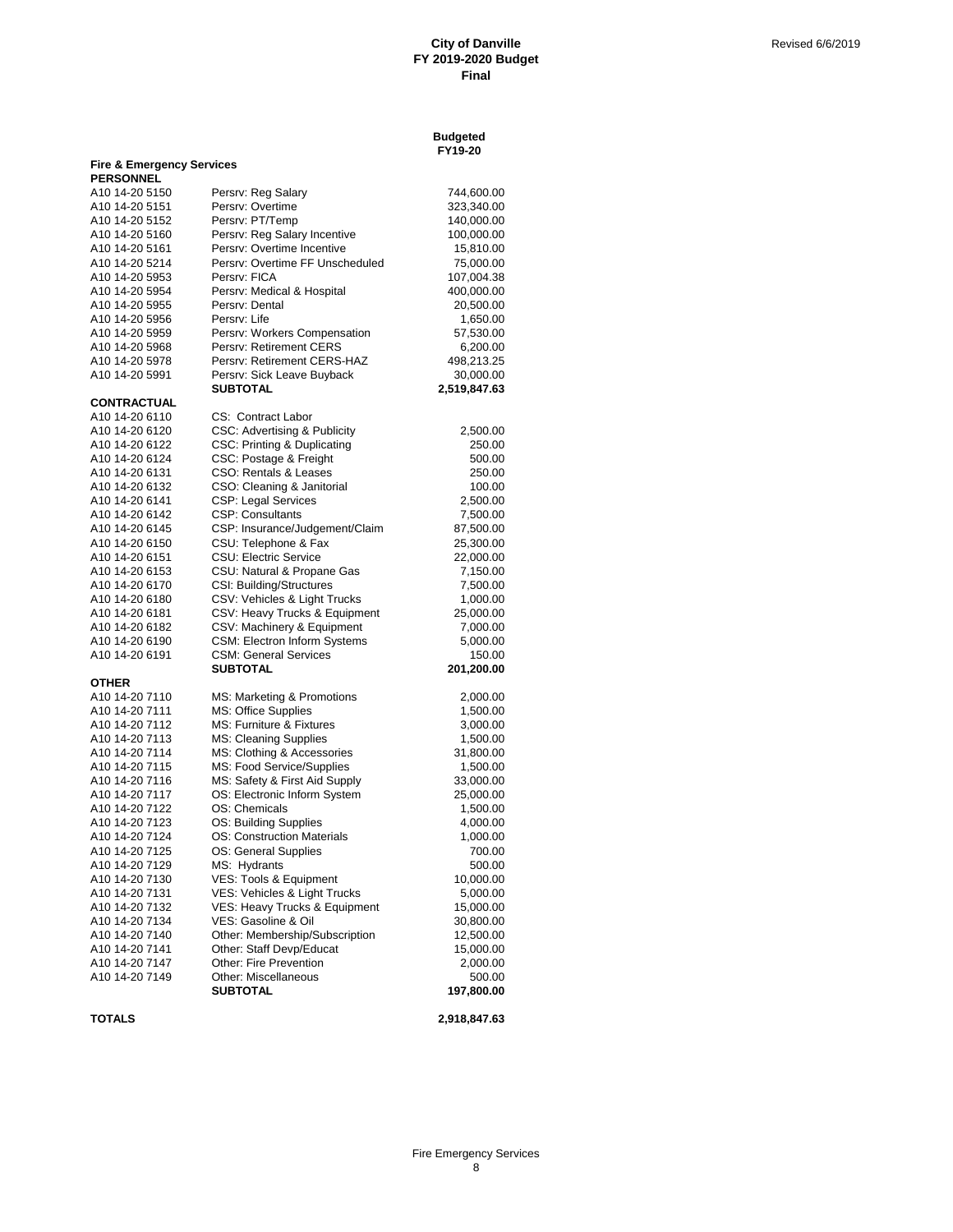**City of Danville**
**FY 2019-2020 Budget**
**Final**

Revised 6/6/2019

| | | Budgeted FY19-20 |
|---|---|---|
| **Fire & Emergency Services** | | |
| **PERSONNEL** | | |
| A10 14-20 5150 | Persrv: Reg Salary | 744,600.00 |
| A10 14-20 5151 | Persrv: Overtime | 323,340.00 |
| A10 14-20 5152 | Persrv: PT/Temp | 140,000.00 |
| A10 14-20 5160 | Persrv: Reg Salary Incentive | 100,000.00 |
| A10 14-20 5161 | Persrv: Overtime Incentive | 15,810.00 |
| A10 14-20 5214 | Persrv: Overtime FF Unscheduled | 75,000.00 |
| A10 14-20 5953 | Persrv: FICA | 107,004.38 |
| A10 14-20 5954 | Persrv: Medical & Hospital | 400,000.00 |
| A10 14-20 5955 | Persrv: Dental | 20,500.00 |
| A10 14-20 5956 | Persrv: Life | 1,650.00 |
| A10 14-20 5959 | Persrv: Workers Compensation | 57,530.00 |
| A10 14-20 5968 | Persrv: Retirement CERS | 6,200.00 |
| A10 14-20 5978 | Persrv: Retirement CERS-HAZ | 498,213.25 |
| A10 14-20 5991 | Persrv: Sick Leave Buyback | 30,000.00 |
| | **SUBTOTAL** | **2,519,847.63** |
| **CONTRACTUAL** | | |
| A10 14-20 6110 | CS: Contract Labor | |
| A10 14-20 6120 | CSC: Advertising & Publicity | 2,500.00 |
| A10 14-20 6122 | CSC: Printing & Duplicating | 250.00 |
| A10 14-20 6124 | CSC: Postage & Freight | 500.00 |
| A10 14-20 6131 | CSO: Rentals & Leases | 250.00 |
| A10 14-20 6132 | CSO: Cleaning & Janitorial | 100.00 |
| A10 14-20 6141 | CSP: Legal Services | 2,500.00 |
| A10 14-20 6142 | CSP: Consultants | 7,500.00 |
| A10 14-20 6145 | CSP: Insurance/Judgement/Claim | 87,500.00 |
| A10 14-20 6150 | CSU: Telephone & Fax | 25,300.00 |
| A10 14-20 6151 | CSU: Electric Service | 22,000.00 |
| A10 14-20 6153 | CSU: Natural & Propane Gas | 7,150.00 |
| A10 14-20 6170 | CSI: Building/Structures | 7,500.00 |
| A10 14-20 6180 | CSV: Vehicles & Light Trucks | 1,000.00 |
| A10 14-20 6181 | CSV: Heavy Trucks & Equipment | 25,000.00 |
| A10 14-20 6182 | CSV: Machinery & Equipment | 7,000.00 |
| A10 14-20 6190 | CSM: Electron Inform Systems | 5,000.00 |
| A10 14-20 6191 | CSM: General Services | 150.00 |
| | **SUBTOTAL** | **201,200.00** |
| **OTHER** | | |
| A10 14-20 7110 | MS: Marketing & Promotions | 2,000.00 |
| A10 14-20 7111 | MS: Office Supplies | 1,500.00 |
| A10 14-20 7112 | MS: Furniture & Fixtures | 3,000.00 |
| A10 14-20 7113 | MS: Cleaning Supplies | 1,500.00 |
| A10 14-20 7114 | MS: Clothing & Accessories | 31,800.00 |
| A10 14-20 7115 | MS: Food Service/Supplies | 1,500.00 |
| A10 14-20 7116 | MS: Safety & First Aid Supply | 33,000.00 |
| A10 14-20 7117 | OS: Electronic Inform System | 25,000.00 |
| A10 14-20 7122 | OS: Chemicals | 1,500.00 |
| A10 14-20 7123 | OS: Building Supplies | 4,000.00 |
| A10 14-20 7124 | OS: Construction Materials | 1,000.00 |
| A10 14-20 7125 | OS: General Supplies | 700.00 |
| A10 14-20 7129 | MS: Hydrants | 500.00 |
| A10 14-20 7130 | VES: Tools & Equipment | 10,000.00 |
| A10 14-20 7131 | VES: Vehicles & Light Trucks | 5,000.00 |
| A10 14-20 7132 | VES: Heavy Trucks & Equipment | 15,000.00 |
| A10 14-20 7134 | VES: Gasoline & Oil | 30,800.00 |
| A10 14-20 7140 | Other: Membership/Subscription | 12,500.00 |
| A10 14-20 7141 | Other: Staff Devp/Educat | 15,000.00 |
| A10 14-20 7147 | Other: Fire Prevention | 2,000.00 |
| A10 14-20 7149 | Other: Miscellaneous | 500.00 |
| | **SUBTOTAL** | **197,800.00** |
| **TOTALS** | | **2,918,847.63** |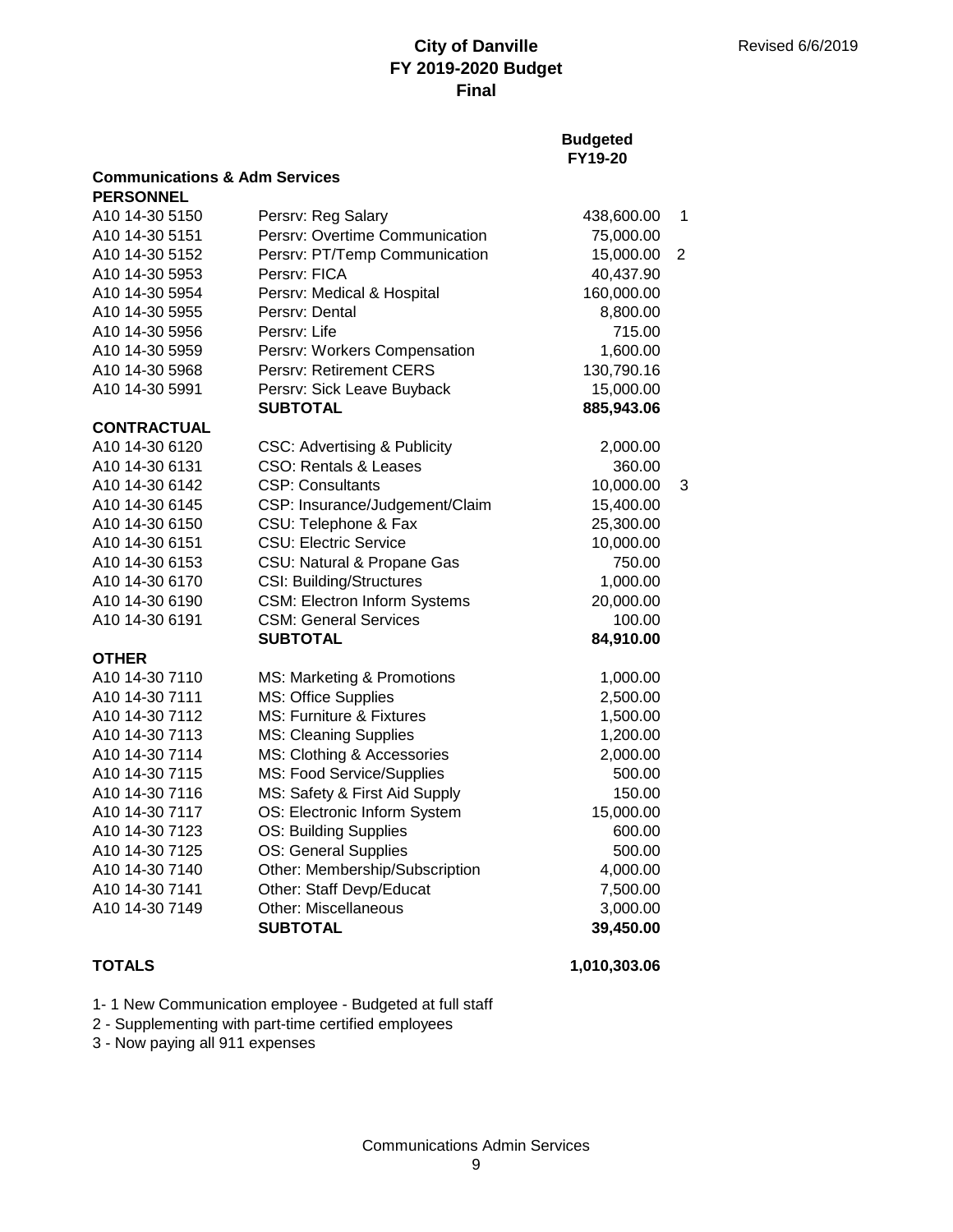# City of Danville
## FY 2019-2020 Budget
## Final

Revised 6/6/2019

| | | Budgeted FY19-20 | |
|---|---|---|---|
| **Communications & Adm Services** | | | |
| **PERSONNEL** | | | |
| A10 14-30 5150 | Persrv: Reg Salary | 438,600.00 | 1 |
| A10 14-30 5151 | Persrv: Overtime Communication | 75,000.00 | |
| A10 14-30 5152 | Persrv: PT/Temp Communication | 15,000.00 | 2 |
| A10 14-30 5953 | Persrv: FICA | 40,437.90 | |
| A10 14-30 5954 | Persrv: Medical & Hospital | 160,000.00 | |
| A10 14-30 5955 | Persrv: Dental | 8,800.00 | |
| A10 14-30 5956 | Persrv: Life | 715.00 | |
| A10 14-30 5959 | Persrv: Workers Compensation | 1,600.00 | |
| A10 14-30 5968 | Persrv: Retirement CERS | 130,790.16 | |
| A10 14-30 5991 | Persrv: Sick Leave Buyback | 15,000.00 | |
| | **SUBTOTAL** | **885,943.06** | |
| **CONTRACTUAL** | | | |
| A10 14-30 6120 | CSC: Advertising & Publicity | 2,000.00 | |
| A10 14-30 6131 | CSO: Rentals & Leases | 360.00 | |
| A10 14-30 6142 | CSP: Consultants | 10,000.00 | 3 |
| A10 14-30 6145 | CSP: Insurance/Judgement/Claim | 15,400.00 | |
| A10 14-30 6150 | CSU: Telephone & Fax | 25,300.00 | |
| A10 14-30 6151 | CSU: Electric Service | 10,000.00 | |
| A10 14-30 6153 | CSU: Natural & Propane Gas | 750.00 | |
| A10 14-30 6170 | CSI: Building/Structures | 1,000.00 | |
| A10 14-30 6190 | CSM: Electron Inform Systems | 20,000.00 | |
| A10 14-30 6191 | CSM: General Services | 100.00 | |
| | **SUBTOTAL** | **84,910.00** | |
| **OTHER** | | | |
| A10 14-30 7110 | MS: Marketing & Promotions | 1,000.00 | |
| A10 14-30 7111 | MS: Office Supplies | 2,500.00 | |
| A10 14-30 7112 | MS: Furniture & Fixtures | 1,500.00 | |
| A10 14-30 7113 | MS: Cleaning Supplies | 1,200.00 | |
| A10 14-30 7114 | MS: Clothing & Accessories | 2,000.00 | |
| A10 14-30 7115 | MS: Food Service/Supplies | 500.00 | |
| A10 14-30 7116 | MS: Safety & First Aid Supply | 150.00 | |
| A10 14-30 7117 | OS: Electronic Inform System | 15,000.00 | |
| A10 14-30 7123 | OS: Building Supplies | 600.00 | |
| A10 14-30 7125 | OS: General Supplies | 500.00 | |
| A10 14-30 7140 | Other: Membership/Subscription | 4,000.00 | |
| A10 14-30 7141 | Other: Staff Devp/Educat | 7,500.00 | |
| A10 14-30 7149 | Other: Miscellaneous | 3,000.00 | |
| | **SUBTOTAL** | **39,450.00** | |
| **TOTALS** | | **1,010,303.06** | |

1- 1 New Communication employee - Budgeted at full staff

2 - Supplementing with part-time certified employees

3 - Now paying all 911 expenses

Communications Admin Services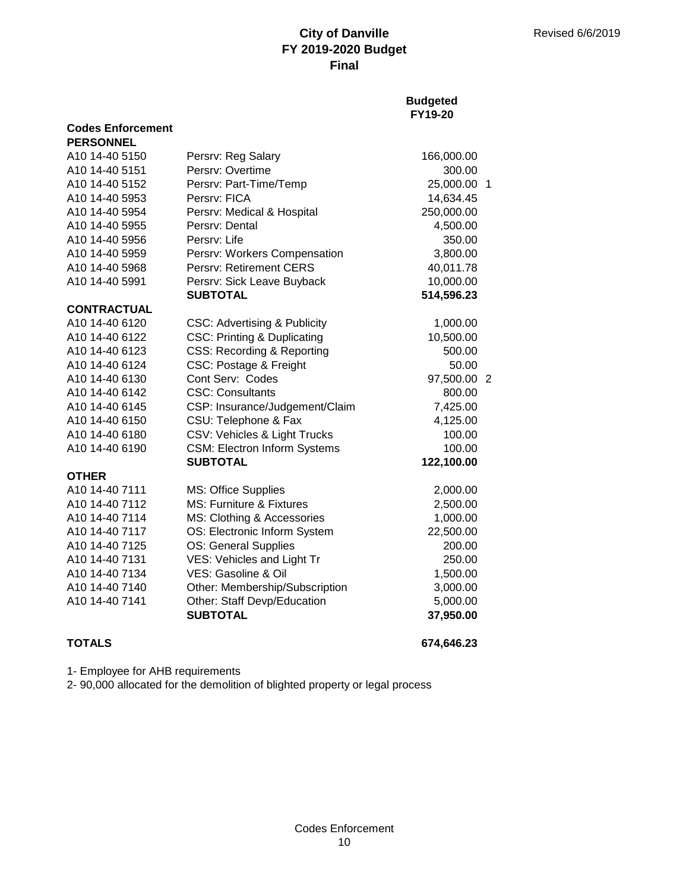# City of Danville
## FY 2019-2020 Budget
### Final

Revised 6/6/2019

| | | Budgeted FY19-20 | |
|---|---|---|---|
| **Codes Enforcement** | | | |
| **PERSONNEL** | | | |
| A10 14-40 5150 | Persrv: Reg Salary | 166,000.00 | |
| A10 14-40 5151 | Persrv: Overtime | 300.00 | |
| A10 14-40 5152 | Persrv: Part-Time/Temp | 25,000.00 | 1 |
| A10 14-40 5953 | Persrv: FICA | 14,634.45 | |
| A10 14-40 5954 | Persrv: Medical & Hospital | 250,000.00 | |
| A10 14-40 5955 | Persrv: Dental | 4,500.00 | |
| A10 14-40 5956 | Persrv: Life | 350.00 | |
| A10 14-40 5959 | Persrv: Workers Compensation | 3,800.00 | |
| A10 14-40 5968 | Persrv: Retirement CERS | 40,011.78 | |
| A10 14-40 5991 | Persrv: Sick Leave Buyback | 10,000.00 | |
| | **SUBTOTAL** | **514,596.23** | |
| **CONTRACTUAL** | | | |
| A10 14-40 6120 | CSC: Advertising & Publicity | 1,000.00 | |
| A10 14-40 6122 | CSC: Printing & Duplicating | 10,500.00 | |
| A10 14-40 6123 | CSS: Recording & Reporting | 500.00 | |
| A10 14-40 6124 | CSC: Postage & Freight | 50.00 | |
| A10 14-40 6130 | Cont Serv: Codes | 97,500.00 | 2 |
| A10 14-40 6142 | CSC: Consultants | 800.00 | |
| A10 14-40 6145 | CSP: Insurance/Judgement/Claim | 7,425.00 | |
| A10 14-40 6150 | CSU: Telephone & Fax | 4,125.00 | |
| A10 14-40 6180 | CSV: Vehicles & Light Trucks | 100.00 | |
| A10 14-40 6190 | CSM: Electron Inform Systems | 100.00 | |
| | **SUBTOTAL** | **122,100.00** | |
| **OTHER** | | | |
| A10 14-40 7111 | MS: Office Supplies | 2,000.00 | |
| A10 14-40 7112 | MS: Furniture & Fixtures | 2,500.00 | |
| A10 14-40 7114 | MS: Clothing & Accessories | 1,000.00 | |
| A10 14-40 7117 | OS: Electronic Inform System | 22,500.00 | |
| A10 14-40 7125 | OS: General Supplies | 200.00 | |
| A10 14-40 7131 | VES: Vehicles and Light Tr | 250.00 | |
| A10 14-40 7134 | VES: Gasoline & Oil | 1,500.00 | |
| A10 14-40 7140 | Other: Membership/Subscription | 3,000.00 | |
| A10 14-40 7141 | Other: Staff Devp/Education | 5,000.00 | |
| | **SUBTOTAL** | **37,950.00** | |
| **TOTALS** | | **674,646.23** | |

1- Employee for AHB requirements

2- 90,000 allocated for the demolition of blighted property or legal process

Codes Enforcement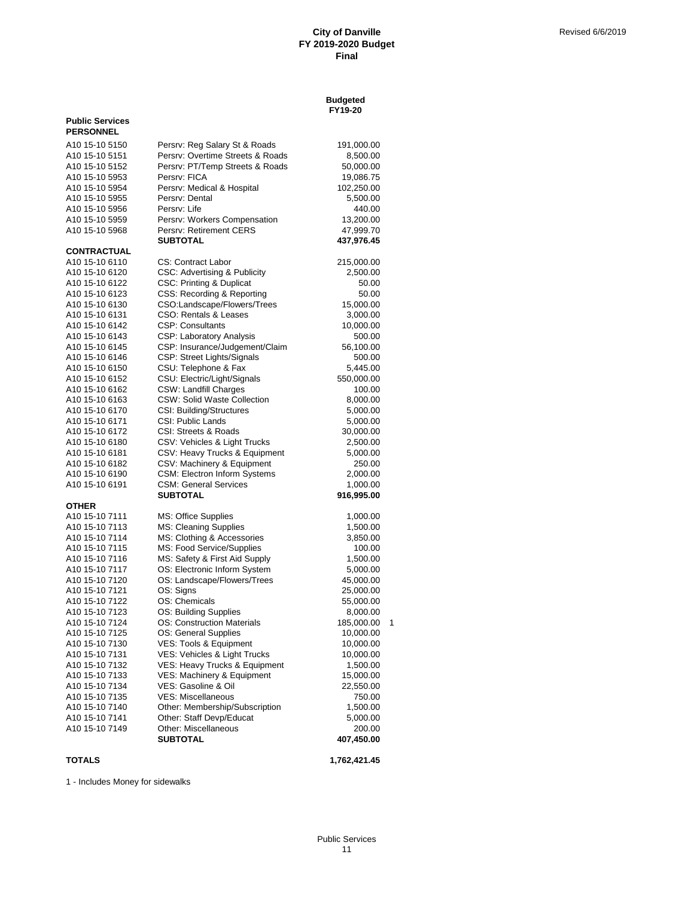**City of Danville**
**FY 2019-2020 Budget**
**Final**

Revised 6/6/2019

| | | Budgeted FY19-20 | |
|---|---|---|---|
| **Public Services** | | | |
| **PERSONNEL** | | | |
| A10 15-10 5150 | Persrv: Reg Salary St & Roads | 191,000.00 | |
| A10 15-10 5151 | Persrv: Overtime Streets & Roads | 8,500.00 | |
| A10 15-10 5152 | Persrv: PT/Temp Streets & Roads | 50,000.00 | |
| A10 15-10 5953 | Persrv: FICA | 19,086.75 | |
| A10 15-10 5954 | Persrv: Medical & Hospital | 102,250.00 | |
| A10 15-10 5955 | Persrv: Dental | 5,500.00 | |
| A10 15-10 5956 | Persrv: Life | 440.00 | |
| A10 15-10 5959 | Persrv: Workers Compensation | 13,200.00 | |
| A10 15-10 5968 | Persrv: Retirement CERS | 47,999.70 | |
| | **SUBTOTAL** | **437,976.45** | |
| **CONTRACTUAL** | | | |
| A10 15-10 6110 | CS: Contract Labor | 215,000.00 | |
| A10 15-10 6120 | CSC: Advertising & Publicity | 2,500.00 | |
| A10 15-10 6122 | CSC: Printing & Duplicat | 50.00 | |
| A10 15-10 6123 | CSS: Recording & Reporting | 50.00 | |
| A10 15-10 6130 | CSO:Landscape/Flowers/Trees | 15,000.00 | |
| A10 15-10 6131 | CSO: Rentals & Leases | 3,000.00 | |
| A10 15-10 6142 | CSP: Consultants | 10,000.00 | |
| A10 15-10 6143 | CSP: Laboratory Analysis | 500.00 | |
| A10 15-10 6145 | CSP: Insurance/Judgement/Claim | 56,100.00 | |
| A10 15-10 6146 | CSP: Street Lights/Signals | 500.00 | |
| A10 15-10 6150 | CSU: Telephone & Fax | 5,445.00 | |
| A10 15-10 6152 | CSU: Electric/Light/Signals | 550,000.00 | |
| A10 15-10 6162 | CSW: Landfill Charges | 100.00 | |
| A10 15-10 6163 | CSW: Solid Waste Collection | 8,000.00 | |
| A10 15-10 6170 | CSI: Building/Structures | 5,000.00 | |
| A10 15-10 6171 | CSI: Public Lands | 5,000.00 | |
| A10 15-10 6172 | CSI: Streets & Roads | 30,000.00 | |
| A10 15-10 6180 | CSV: Vehicles & Light Trucks | 2,500.00 | |
| A10 15-10 6181 | CSV: Heavy Trucks & Equipment | 5,000.00 | |
| A10 15-10 6182 | CSV: Machinery & Equipment | 250.00 | |
| A10 15-10 6190 | CSM: Electron Inform Systems | 2,000.00 | |
| A10 15-10 6191 | CSM: General Services | 1,000.00 | |
| | **SUBTOTAL** | **916,995.00** | |
| **OTHER** | | | |
| A10 15-10 7111 | MS: Office Supplies | 1,000.00 | |
| A10 15-10 7113 | MS: Cleaning Supplies | 1,500.00 | |
| A10 15-10 7114 | MS: Clothing & Accessories | 3,850.00 | |
| A10 15-10 7115 | MS: Food Service/Supplies | 100.00 | |
| A10 15-10 7116 | MS: Safety & First Aid Supply | 1,500.00 | |
| A10 15-10 7117 | OS: Electronic Inform System | 5,000.00 | |
| A10 15-10 7120 | OS: Landscape/Flowers/Trees | 45,000.00 | |
| A10 15-10 7121 | OS: Signs | 25,000.00 | |
| A10 15-10 7122 | OS: Chemicals | 55,000.00 | |
| A10 15-10 7123 | OS: Building Supplies | 8,000.00 | |
| A10 15-10 7124 | OS: Construction Materials | 185,000.00 | 1 |
| A10 15-10 7125 | OS: General Supplies | 10,000.00 | |
| A10 15-10 7130 | VES: Tools & Equipment | 10,000.00 | |
| A10 15-10 7131 | VES: Vehicles & Light Trucks | 10,000.00 | |
| A10 15-10 7132 | VES: Heavy Trucks & Equipment | 1,500.00 | |
| A10 15-10 7133 | VES: Machinery & Equipment | 15,000.00 | |
| A10 15-10 7134 | VES: Gasoline & Oil | 22,550.00 | |
| A10 15-10 7135 | VES: Miscellaneous | 750.00 | |
| A10 15-10 7140 | Other: Membership/Subscription | 1,500.00 | |
| A10 15-10 7141 | Other: Staff Devp/Educat | 5,000.00 | |
| A10 15-10 7149 | Other: Miscellaneous | 200.00 | |
| | **SUBTOTAL** | **407,450.00** | |
| **TOTALS** | | **1,762,421.45** | |

1 - Includes Money for sidewalks

Public Services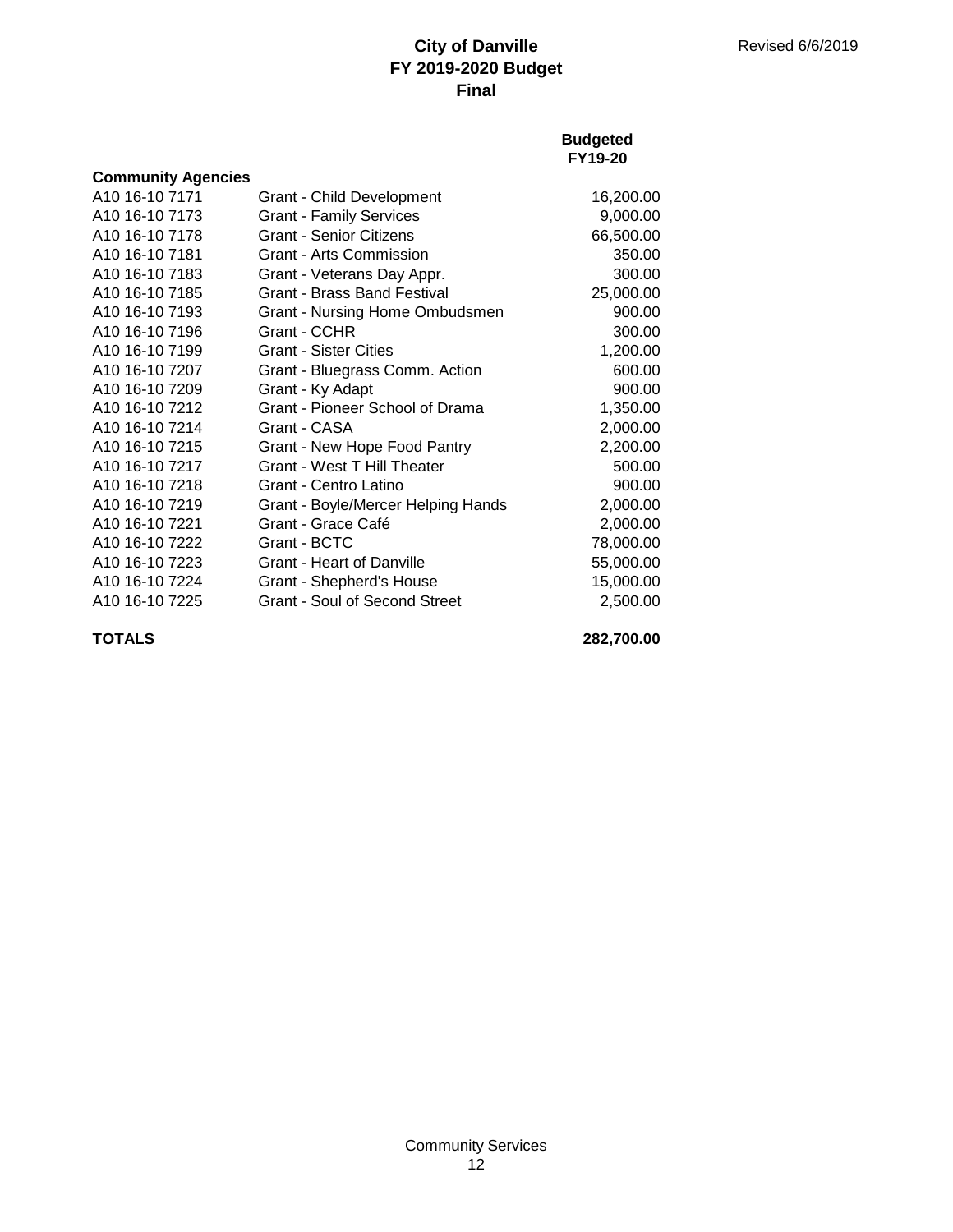# City of Danville
## FY 2019-2020 Budget
## Final

Revised 6/6/2019

| | | Budgeted FY19-20 |
|---|---|---|
| **Community Agencies** | | |
| A10 16-10 7171 | Grant - Child Development | 16,200.00 |
| A10 16-10 7173 | Grant - Family Services | 9,000.00 |
| A10 16-10 7178 | Grant - Senior Citizens | 66,500.00 |
| A10 16-10 7181 | Grant - Arts Commission | 350.00 |
| A10 16-10 7183 | Grant - Veterans Day Appr. | 300.00 |
| A10 16-10 7185 | Grant - Brass Band Festival | 25,000.00 |
| A10 16-10 7193 | Grant - Nursing Home Ombudsmen | 900.00 |
| A10 16-10 7196 | Grant - CCHR | 300.00 |
| A10 16-10 7199 | Grant - Sister Cities | 1,200.00 |
| A10 16-10 7207 | Grant - Bluegrass Comm. Action | 600.00 |
| A10 16-10 7209 | Grant - Ky Adapt | 900.00 |
| A10 16-10 7212 | Grant - Pioneer School of Drama | 1,350.00 |
| A10 16-10 7214 | Grant - CASA | 2,000.00 |
| A10 16-10 7215 | Grant - New Hope Food Pantry | 2,200.00 |
| A10 16-10 7217 | Grant - West T Hill Theater | 500.00 |
| A10 16-10 7218 | Grant - Centro Latino | 900.00 |
| A10 16-10 7219 | Grant - Boyle/Mercer Helping Hands | 2,000.00 |
| A10 16-10 7221 | Grant - Grace Café | 2,000.00 |
| A10 16-10 7222 | Grant - BCTC | 78,000.00 |
| A10 16-10 7223 | Grant - Heart of Danville | 55,000.00 |
| A10 16-10 7224 | Grant - Shepherd's House | 15,000.00 |
| A10 16-10 7225 | Grant - Soul of Second Street | 2,500.00 |
| **TOTALS** | | **282,700.00** |

Community Services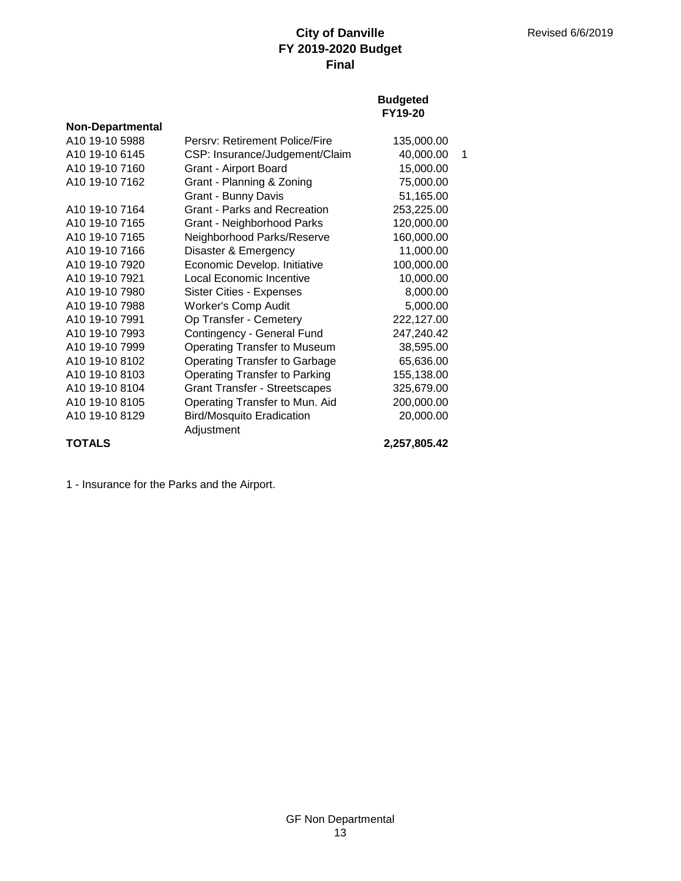# City of Danville
## FY 2019-2020 Budget
### Final

Revised 6/6/2019

| Non-Departmental | | Budgeted FY19-20 | |
|---|---|---|---|
| A10 19-10 5988 | Persrv: Retirement Police/Fire | 135,000.00 | |
| A10 19-10 6145 | CSP: Insurance/Judgement/Claim | 40,000.00 | 1 |
| A10 19-10 7160 | Grant - Airport Board | 15,000.00 | |
| A10 19-10 7162 | Grant - Planning & Zoning | 75,000.00 | |
| | Grant - Bunny Davis | 51,165.00 | |
| A10 19-10 7164 | Grant - Parks and Recreation | 253,225.00 | |
| A10 19-10 7165 | Grant - Neighborhood Parks | 120,000.00 | |
| A10 19-10 7165 | Neighborhood Parks/Reserve | 160,000.00 | |
| A10 19-10 7166 | Disaster & Emergency | 11,000.00 | |
| A10 19-10 7920 | Economic Develop. Initiative | 100,000.00 | |
| A10 19-10 7921 | Local Economic Incentive | 10,000.00 | |
| A10 19-10 7980 | Sister Cities - Expenses | 8,000.00 | |
| A10 19-10 7988 | Worker's Comp Audit | 5,000.00 | |
| A10 19-10 7991 | Op Transfer - Cemetery | 222,127.00 | |
| A10 19-10 7993 | Contingency - General Fund | 247,240.42 | |
| A10 19-10 7999 | Operating Transfer to Museum | 38,595.00 | |
| A10 19-10 8102 | Operating Transfer to Garbage | 65,636.00 | |
| A10 19-10 8103 | Operating Transfer to Parking | 155,138.00 | |
| A10 19-10 8104 | Grant Transfer - Streetscapes | 325,679.00 | |
| A10 19-10 8105 | Operating Transfer to Mun. Aid | 200,000.00 | |
| A10 19-10 8129 | Bird/Mosquito Eradication | 20,000.00 | |
| | Adjustment | | |
| **TOTALS** | | **2,257,805.42** | |

1 - Insurance for the Parks and the Airport.

GF Non Departmental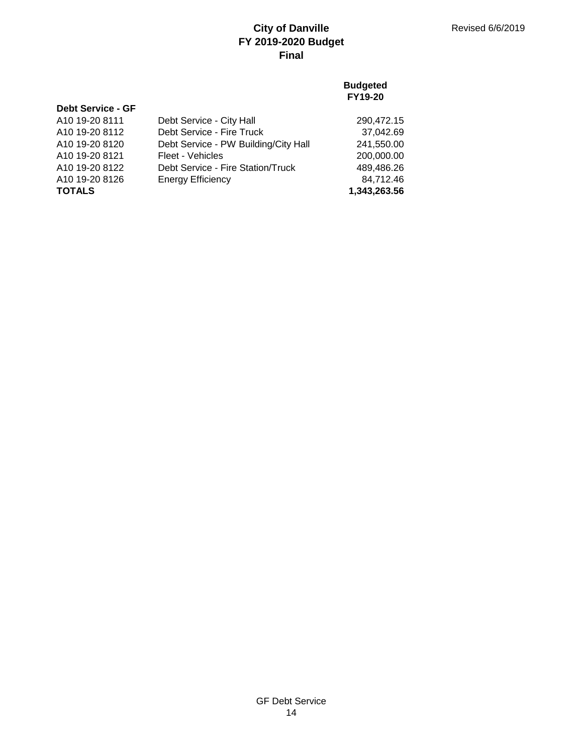**City of Danville**
**FY 2019-2020 Budget**
**Final**

Revised 6/6/2019

| | | Budgeted FY19-20 |
|---|---|---|
| **Debt Service - GF** | | |
| A10 19-20 8111 | Debt Service - City Hall | 290,472.15 |
| A10 19-20 8112 | Debt Service - Fire Truck | 37,042.69 |
| A10 19-20 8120 | Debt Service - PW Building/City Hall | 241,550.00 |
| A10 19-20 8121 | Fleet - Vehicles | 200,000.00 |
| A10 19-20 8122 | Debt Service - Fire Station/Truck | 489,486.26 |
| A10 19-20 8126 | Energy Efficiency | 84,712.46 |
| **TOTALS** | | **1,343,263.56** |

GF Debt Service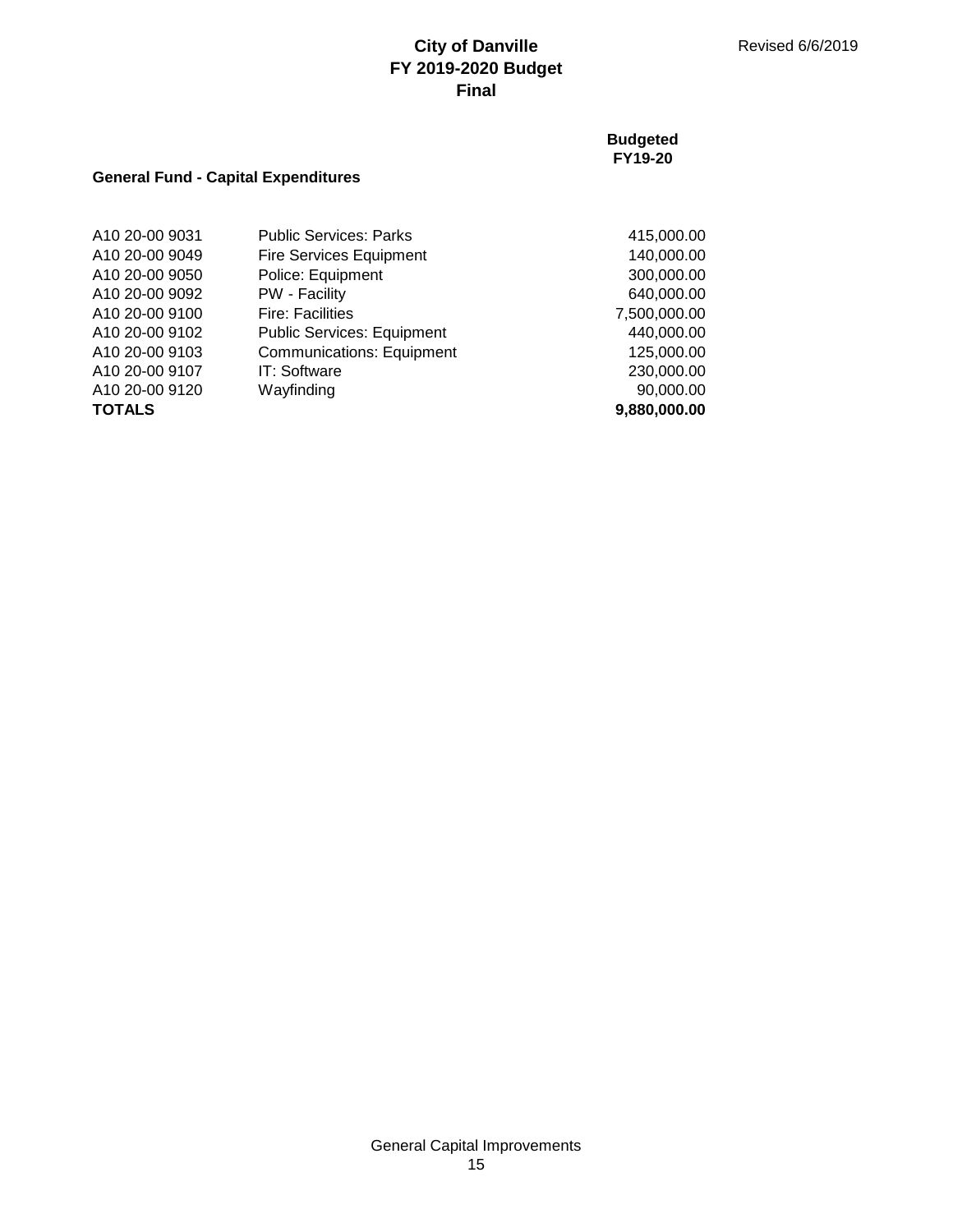# City of Danville
## FY 2019-2020 Budget
## Final

Revised 6/6/2019

### General Fund - Capital Expenditures

| Account | Description | Budgeted FY19-20 |
|---|---|---|
| A10 20-00 9031 | Public Services: Parks | 415,000.00 |
| A10 20-00 9049 | Fire Services Equipment | 140,000.00 |
| A10 20-00 9050 | Police: Equipment | 300,000.00 |
| A10 20-00 9092 | PW - Facility | 640,000.00 |
| A10 20-00 9100 | Fire: Facilities | 7,500,000.00 |
| A10 20-00 9102 | Public Services: Equipment | 440,000.00 |
| A10 20-00 9103 | Communications: Equipment | 125,000.00 |
| A10 20-00 9107 | IT: Software | 230,000.00 |
| A10 20-00 9120 | Wayfinding | 90,000.00 |
| **TOTALS** | | **9,880,000.00** |

General Capital Improvements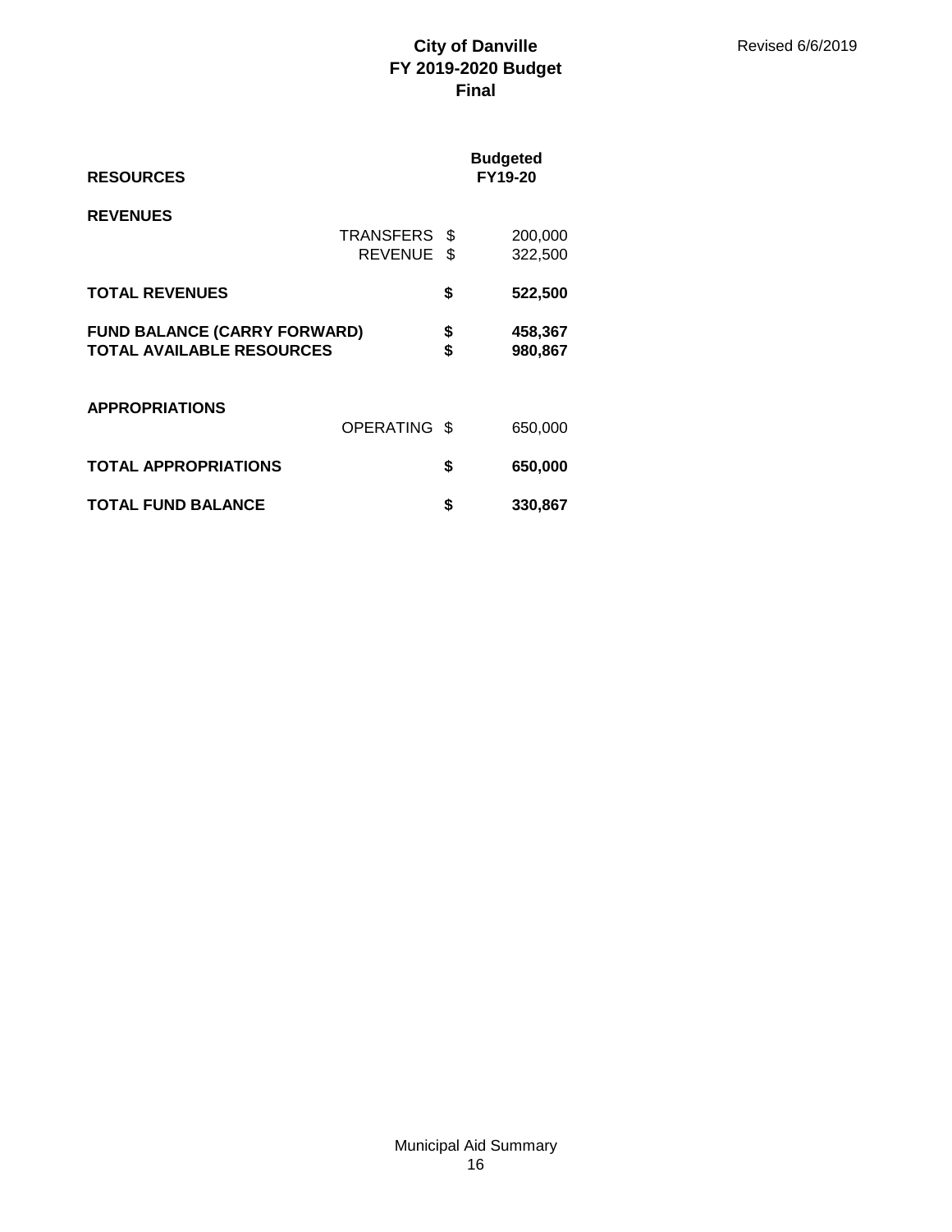**City of Danville**
**FY 2019-2020 Budget**
**Final**

Revised 6/6/2019

| **RESOURCES** | | **Budgeted FY19-20** |
|---|---|---|
| **REVENUES** | | |
| TRANSFERS | $ | 200,000 |
| REVENUE | $ | 322,500 |
| **TOTAL REVENUES** | **$** | **522,500** |
| **FUND BALANCE (CARRY FORWARD)** | **$** | **458,367** |
| **TOTAL AVAILABLE RESOURCES** | **$** | **980,867** |
| **APPROPRIATIONS** | | |
| OPERATING | $ | 650,000 |
| **TOTAL APPROPRIATIONS** | **$** | **650,000** |
| **TOTAL FUND BALANCE** | **$** | **330,867** |

Municipal Aid Summary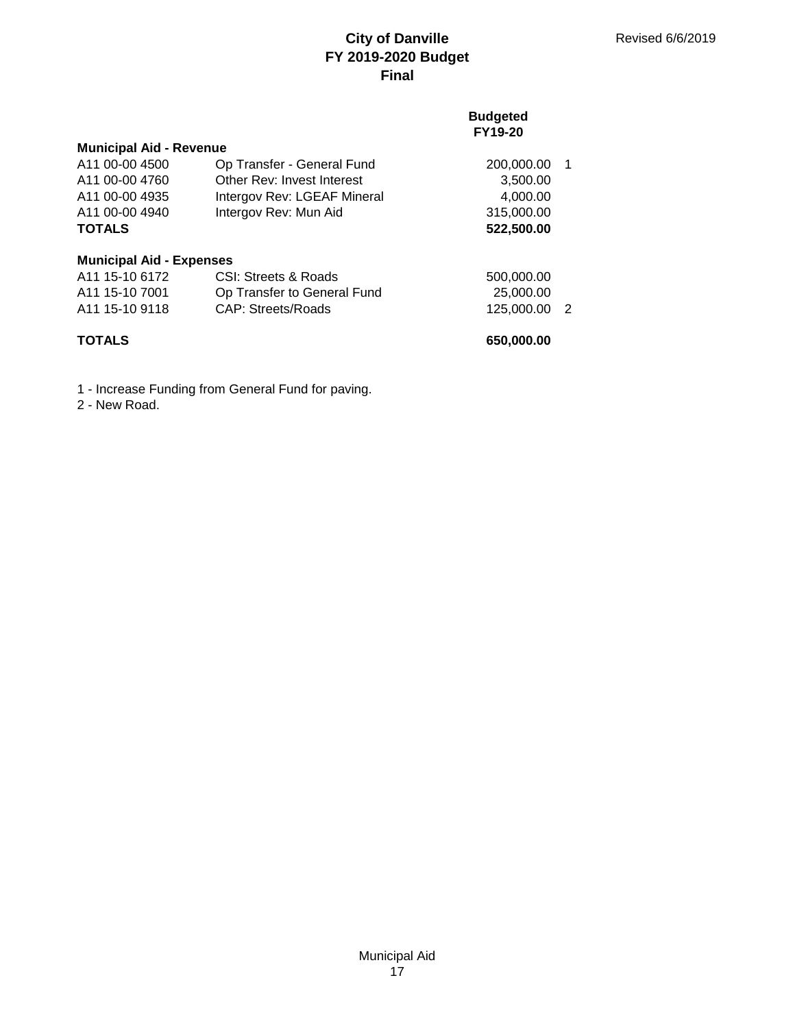# City of Danville
## FY 2019-2020 Budget
## Final

Revised 6/6/2019

| | | Budgeted FY19-20 | |
|---|---|---|---|
| **Municipal Aid - Revenue** | | | |
| A11 00-00 4500 | Op Transfer - General Fund | 200,000.00 | 1 |
| A11 00-00 4760 | Other Rev: Invest Interest | 3,500.00 | |
| A11 00-00 4935 | Intergov Rev: LGEAF Mineral | 4,000.00 | |
| A11 00-00 4940 | Intergov Rev: Mun Aid | 315,000.00 | |
| **TOTALS** | | **522,500.00** | |
| **Municipal Aid - Expenses** | | | |
| A11 15-10 6172 | CSI: Streets & Roads | 500,000.00 | |
| A11 15-10 7001 | Op Transfer to General Fund | 25,000.00 | |
| A11 15-10 9118 | CAP: Streets/Roads | 125,000.00 | 2 |
| **TOTALS** | | **650,000.00** | |

1 - Increase Funding from General Fund for paving.

2 - New Road.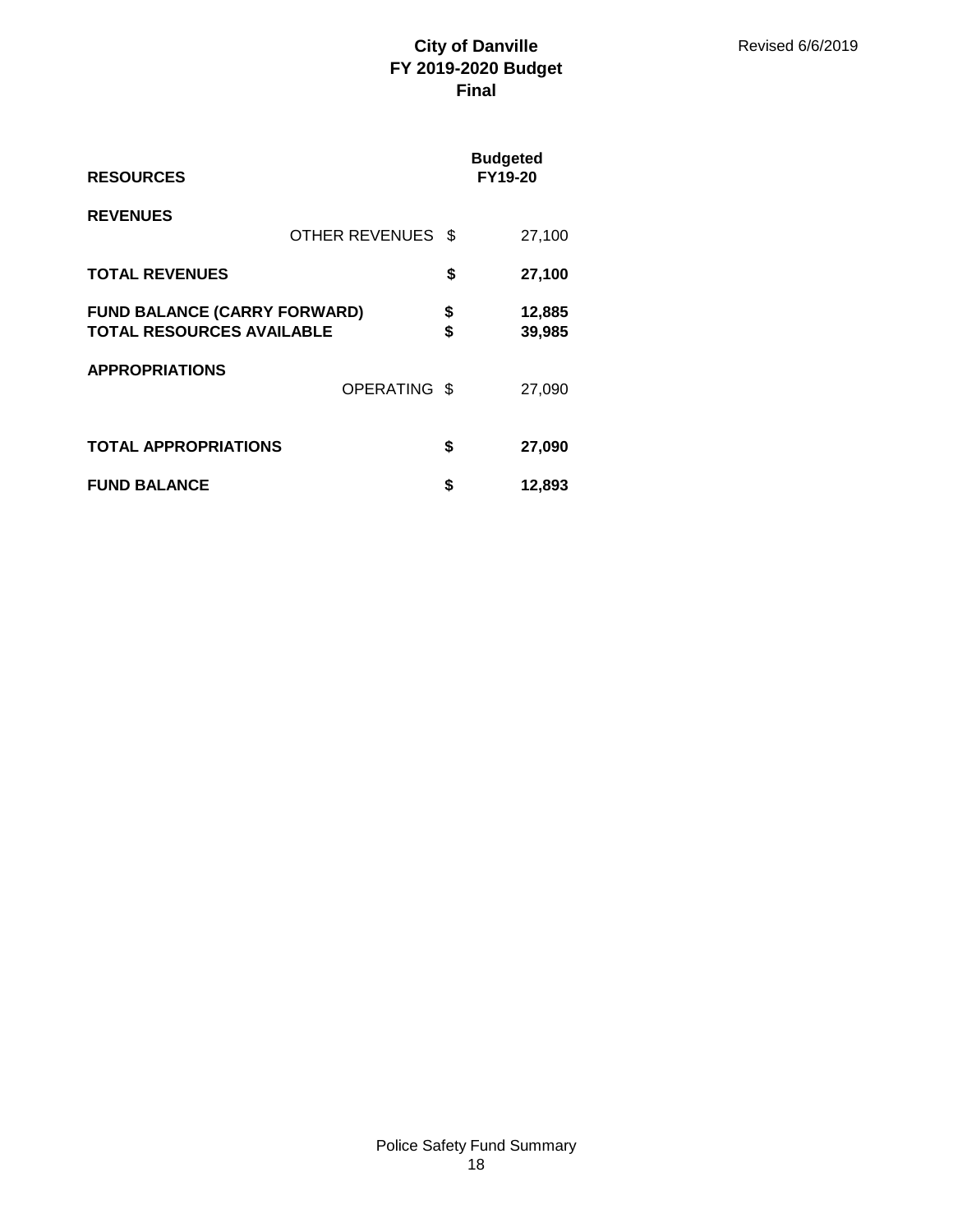# City of Danville
## FY 2019-2020 Budget
## Final

Revised 6/6/2019

| RESOURCES | | Budgeted FY19-20 |
|---|---|---|
| **REVENUES** | | |
| OTHER REVENUES | $ | 27,100 |
| **TOTAL REVENUES** | **$** | **27,100** |
| **FUND BALANCE (CARRY FORWARD)** | **$** | **12,885** |
| **TOTAL RESOURCES AVAILABLE** | **$** | **39,985** |
| **APPROPRIATIONS** | | |
| OPERATING | $ | 27,090 |
| **TOTAL APPROPRIATIONS** | **$** | **27,090** |
| **FUND BALANCE** | **$** | **12,893** |

Police Safety Fund Summary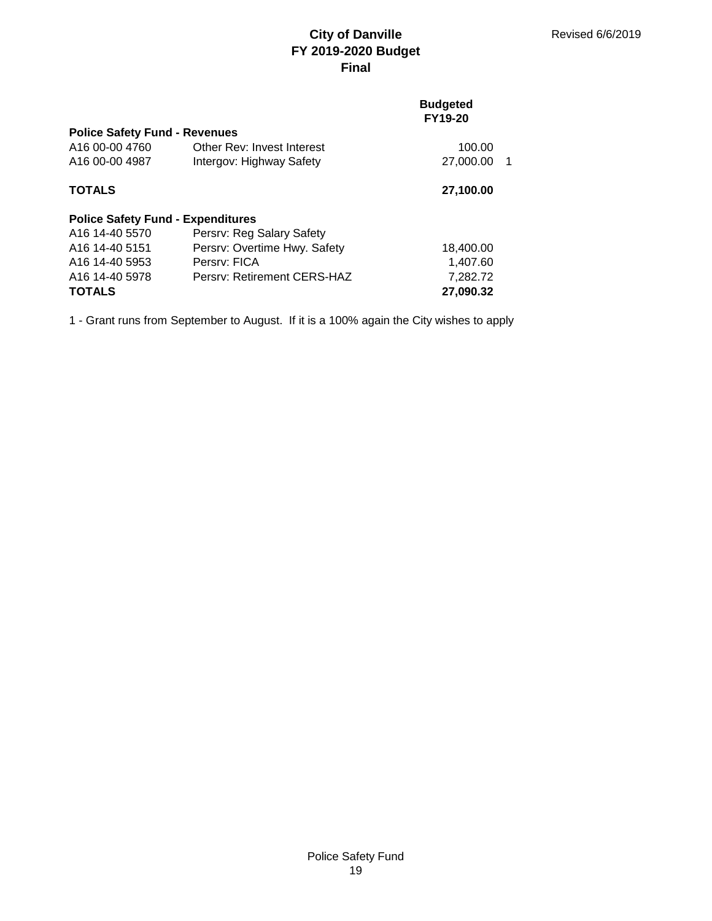# City of Danville
## FY 2019-2020 Budget
## Final

Revised 6/6/2019

| | | Budgeted FY19-20 | |
|---|---|---|---|
| **Police Safety Fund - Revenues** | | | |
| A16 00-00 4760 | Other Rev: Invest Interest | 100.00 | |
| A16 00-00 4987 | Intergov: Highway Safety | 27,000.00 | 1 |
| **TOTALS** | | **27,100.00** | |
| **Police Safety Fund - Expenditures** | | | |
| A16 14-40 5570 | Persrv: Reg Salary Safety | | |
| A16 14-40 5151 | Persrv: Overtime Hwy. Safety | 18,400.00 | |
| A16 14-40 5953 | Persrv: FICA | 1,407.60 | |
| A16 14-40 5978 | Persrv: Retirement CERS-HAZ | 7,282.72 | |
| **TOTALS** | | **27,090.32** | |

1 - Grant runs from September to August. If it is a 100% again the City wishes to apply

Police Safety Fund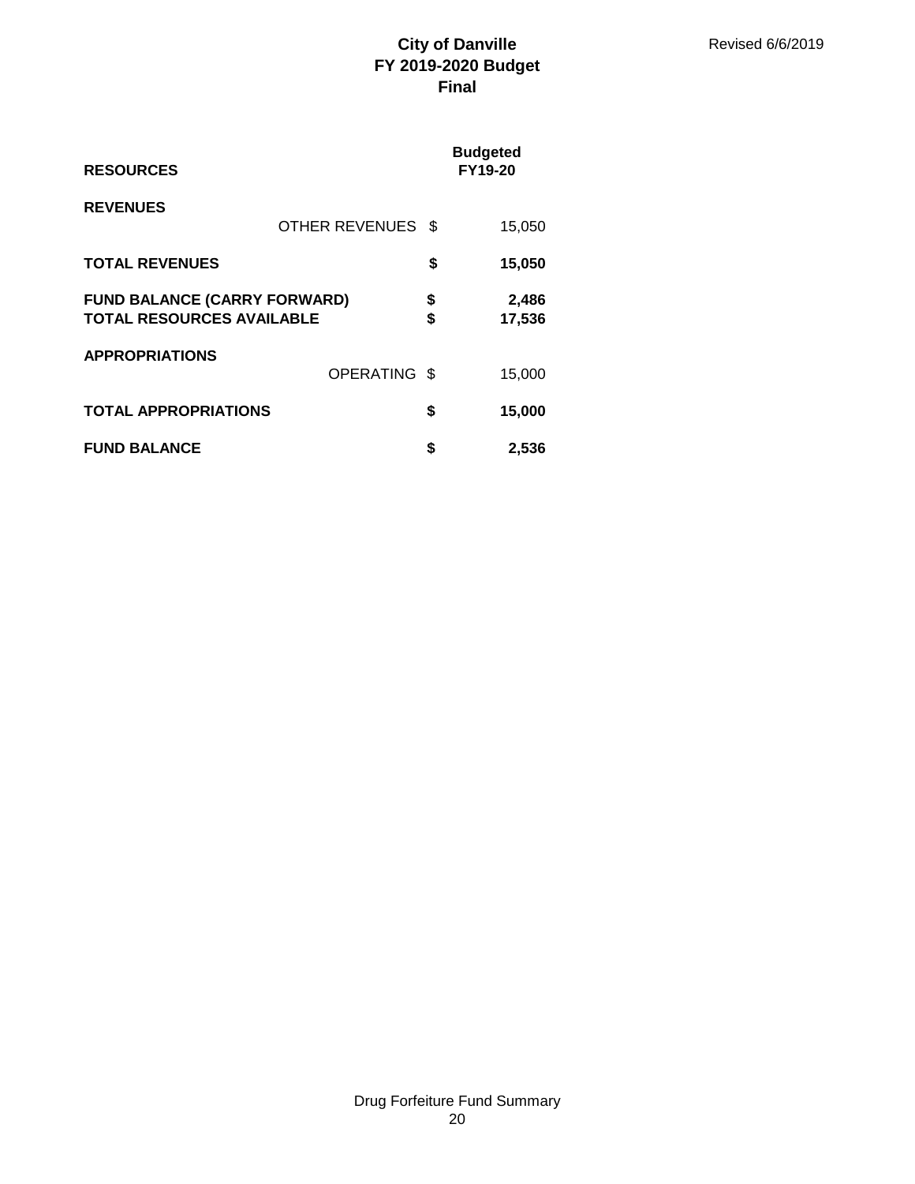# City of Danville
## FY 2019-2020 Budget
### Final

Revised 6/6/2019

| RESOURCES | | Budgeted FY19-20 |
|---|---|---|
| **REVENUES** | | |
| OTHER REVENUES | $ | 15,050 |
| **TOTAL REVENUES** | **$** | **15,050** |
| **FUND BALANCE (CARRY FORWARD)** | **$** | **2,486** |
| **TOTAL RESOURCES AVAILABLE** | **$** | **17,536** |
| **APPROPRIATIONS** | | |
| OPERATING | $ | 15,000 |
| **TOTAL APPROPRIATIONS** | **$** | **15,000** |
| **FUND BALANCE** | **$** | **2,536** |

Drug Forfeiture Fund Summary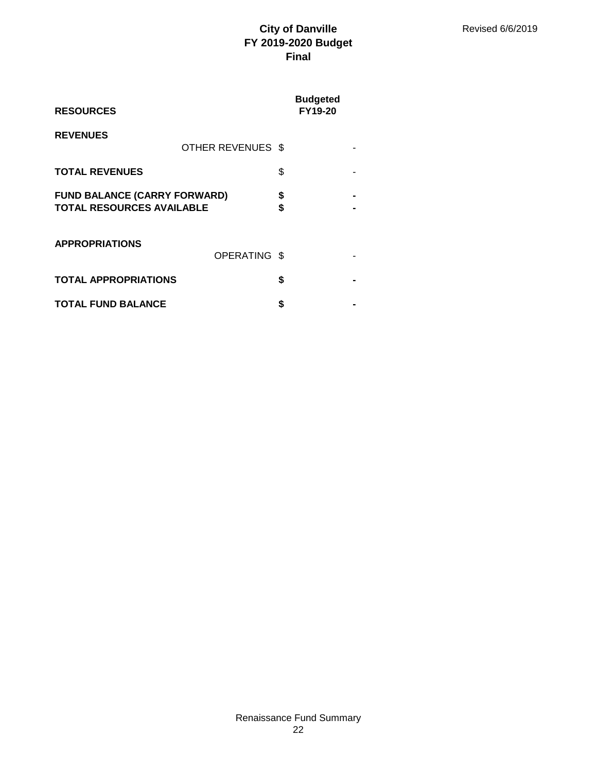# City of Danville
## FY 2019-2020 Budget
## Final

Revised 6/6/2019

| RESOURCES | Budgeted FY19-20 |
|---|---|
| **REVENUES** | |
| OTHER REVENUES | $ - |
| **TOTAL REVENUES** | $ - |
| **FUND BALANCE (CARRY FORWARD)** | **$ -** |
| **TOTAL RESOURCES AVAILABLE** | **$ -** |
| **APPROPRIATIONS** | |
| OPERATING | $ - |
| **TOTAL APPROPRIATIONS** | **$ -** |
| **TOTAL FUND BALANCE** | **$ -** |

Renaissance Fund Summary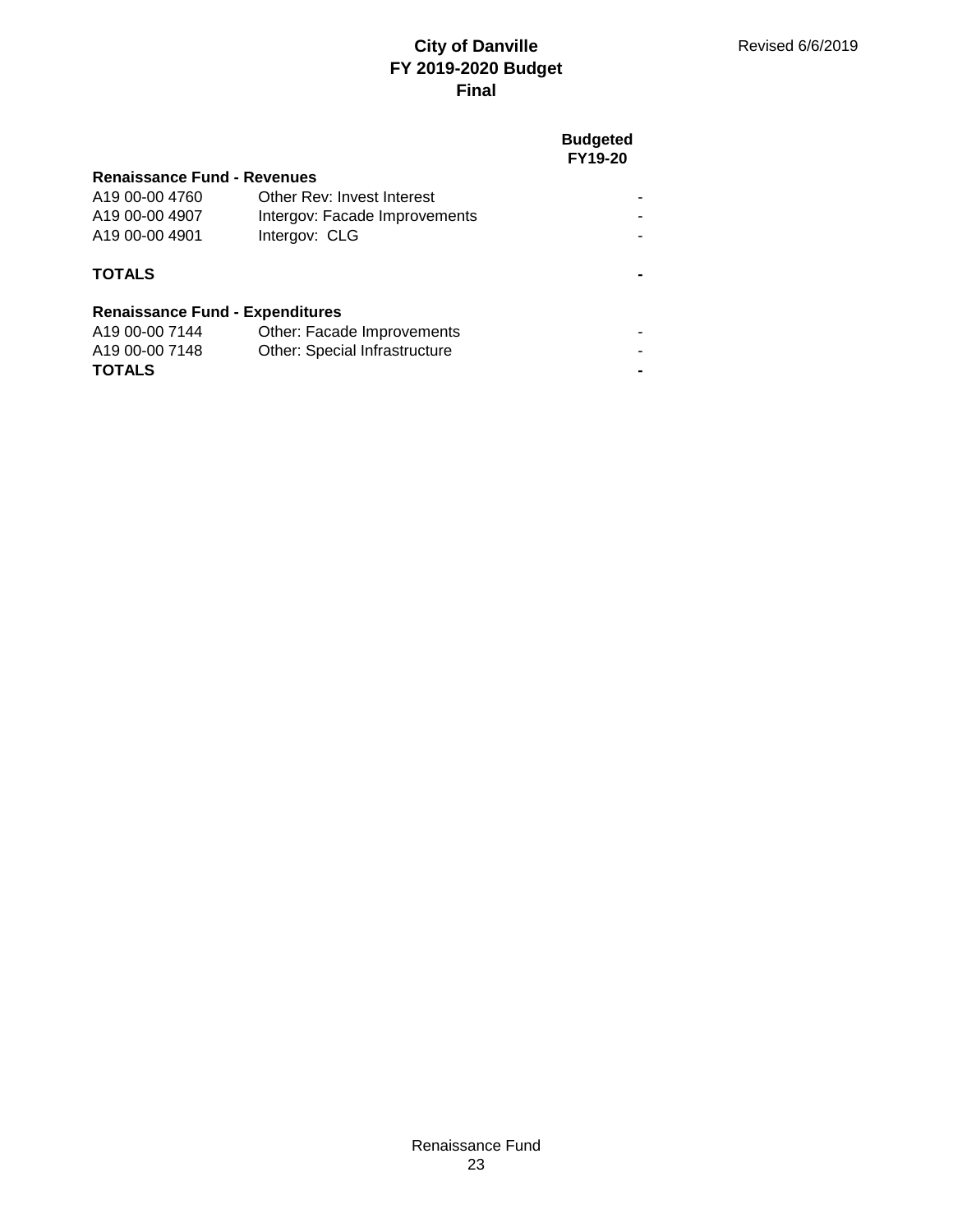**City of Danville**
**FY 2019-2020 Budget**
**Final**

Revised 6/6/2019

| | | Budgeted FY19-20 |
|---|---|---|
| **Renaissance Fund - Revenues** | | |
| A19 00-00 4760 | Other Rev: Invest Interest | - |
| A19 00-00 4907 | Intergov: Facade Improvements | - |
| A19 00-00 4901 | Intergov: CLG | - |
| **TOTALS** | | **-** |
| **Renaissance Fund - Expenditures** | | |
| A19 00-00 7144 | Other: Facade Improvements | - |
| A19 00-00 7148 | Other: Special Infrastructure | - |
| **TOTALS** | | **-** |

Renaissance Fund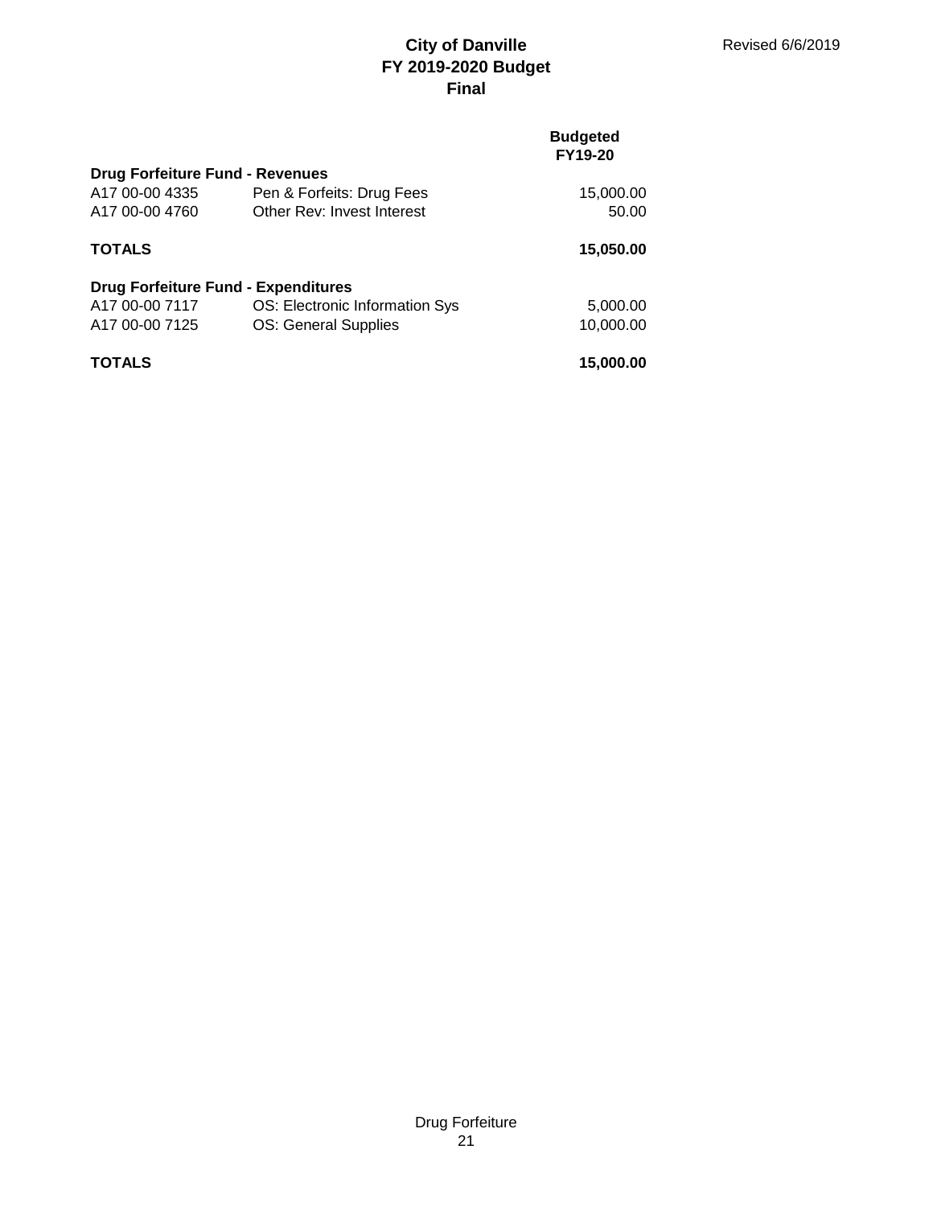# City of Danville
## FY 2019-2020 Budget
## Final

Revised 6/6/2019

| | | Budgeted FY19-20 |
|---|---|---|
| **Drug Forfeiture Fund - Revenues** | | |
| A17 00-00 4335 | Pen & Forfeits: Drug Fees | 15,000.00 |
| A17 00-00 4760 | Other Rev: Invest Interest | 50.00 |
| **TOTALS** | | **15,050.00** |
| **Drug Forfeiture Fund - Expenditures** | | |
| A17 00-00 7117 | OS: Electronic Information Sys | 5,000.00 |
| A17 00-00 7125 | OS: General Supplies | 10,000.00 |
| **TOTALS** | | **15,000.00** |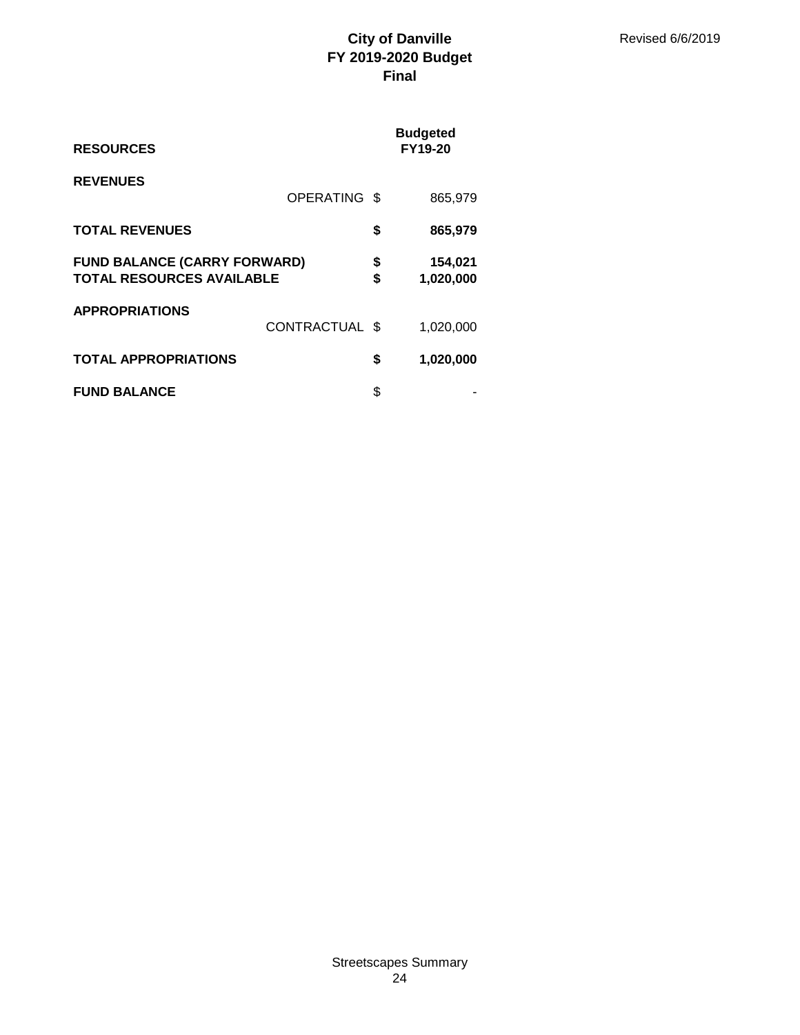# City of Danville
## FY 2019-2020 Budget
### Final

Revised 6/6/2019

| RESOURCES | | Budgeted FY19-20 |
|---|---|---|
| **REVENUES** | | |
| OPERATING | $ | 865,979 |
| **TOTAL REVENUES** | **$** | **865,979** |
| **FUND BALANCE (CARRY FORWARD)** | **$** | **154,021** |
| **TOTAL RESOURCES AVAILABLE** | **$** | **1,020,000** |
| **APPROPRIATIONS** | | |
| CONTRACTUAL | $ | 1,020,000 |
| **TOTAL APPROPRIATIONS** | **$** | **1,020,000** |
| **FUND BALANCE** | $ | - |

Streetscapes Summary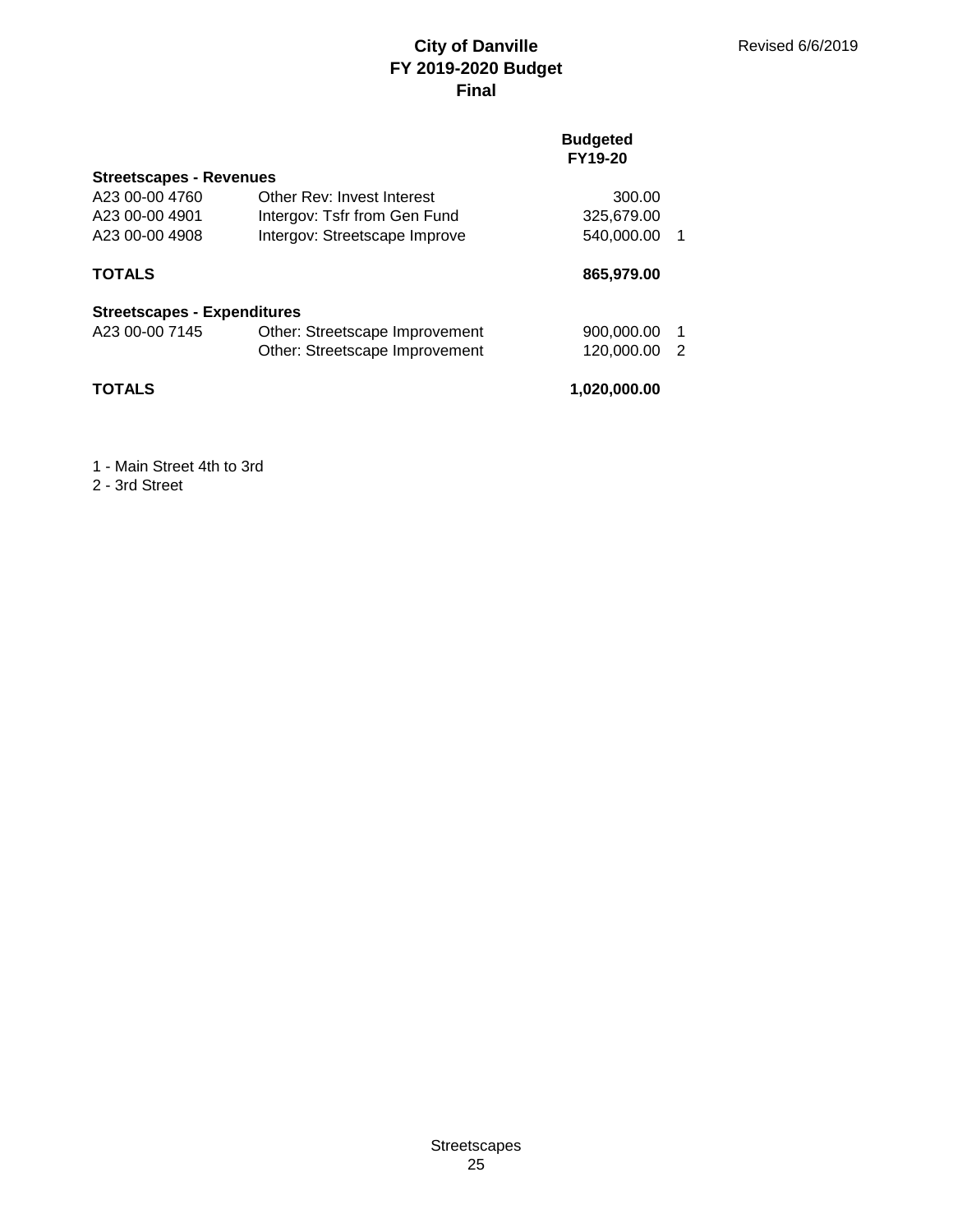# City of Danville
## FY 2019-2020 Budget
## Final

Revised 6/6/2019

| | | Budgeted FY19-20 | |
|---|---|---|---|
| **Streetscapes - Revenues** | | | |
| A23 00-00 4760 | Other Rev: Invest Interest | 300.00 | |
| A23 00-00 4901 | Intergov: Tsfr from Gen Fund | 325,679.00 | |
| A23 00-00 4908 | Intergov: Streetscape Improve | 540,000.00 | 1 |
| **TOTALS** | | **865,979.00** | |
| **Streetscapes - Expenditures** | | | |
| A23 00-00 7145 | Other: Streetscape Improvement | 900,000.00 | 1 |
| | Other: Streetscape Improvement | 120,000.00 | 2 |
| **TOTALS** | | **1,020,000.00** | |

1 - Main Street 4th to 3rd
2 - 3rd Street

Streetscapes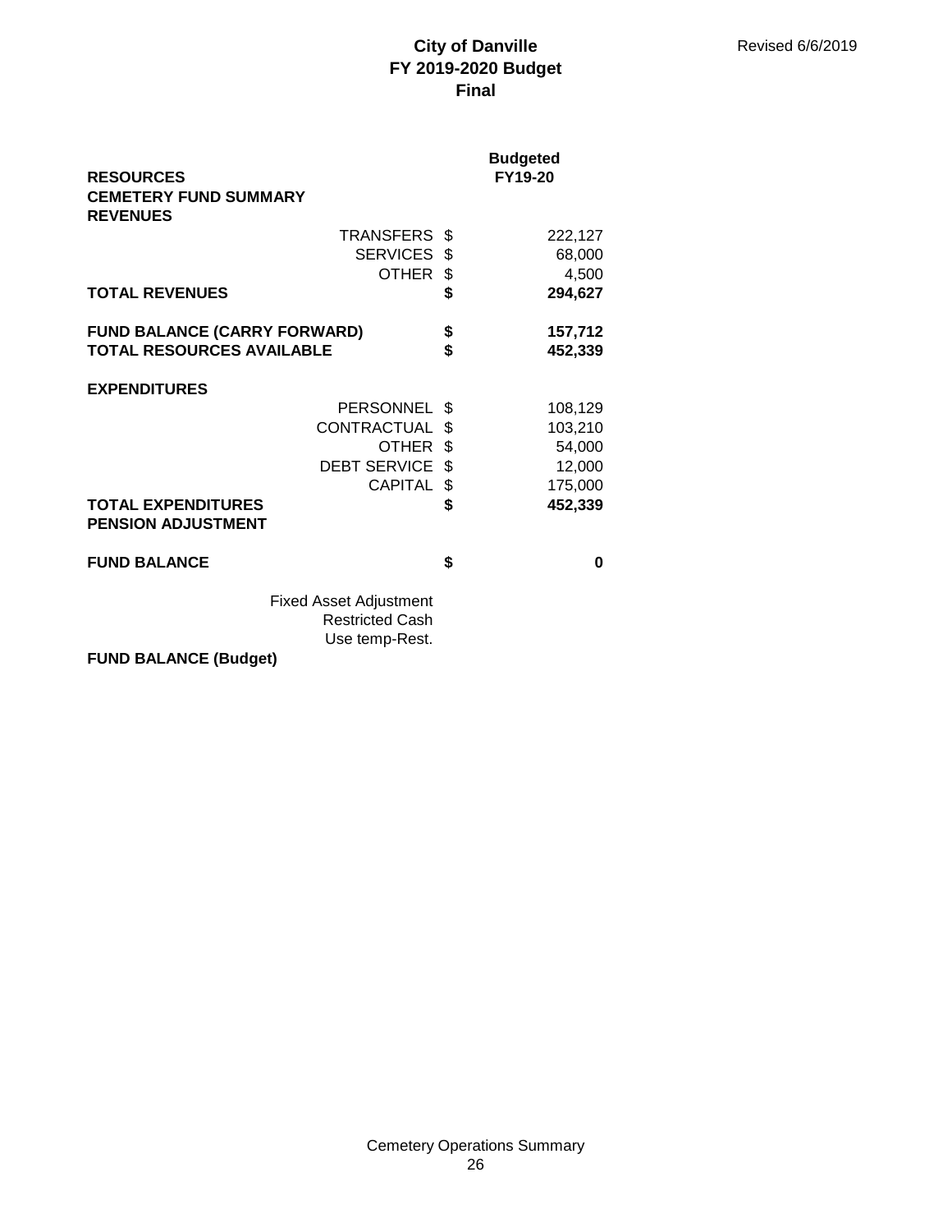**City of Danville**
**FY 2019-2020 Budget**
**Final**

Revised 6/6/2019

| | | Budgeted FY19-20 |
|---|---|---|
| **RESOURCES** | | |
| **CEMETERY FUND SUMMARY** | | |
| **REVENUES** | | |
| TRANSFERS | $ | 222,127 |
| SERVICES | $ | 68,000 |
| OTHER | $ | 4,500 |
| **TOTAL REVENUES** | **$** | **294,627** |
| | | |
| **FUND BALANCE (CARRY FORWARD)** | **$** | **157,712** |
| **TOTAL RESOURCES AVAILABLE** | **$** | **452,339** |
| | | |
| **EXPENDITURES** | | |
| PERSONNEL | $ | 108,129 |
| CONTRACTUAL | $ | 103,210 |
| OTHER | $ | 54,000 |
| DEBT SERVICE | $ | 12,000 |
| CAPITAL | $ | 175,000 |
| **TOTAL EXPENDITURES** | **$** | **452,339** |
| **PENSION ADJUSTMENT** | | |
| | | |
| **FUND BALANCE** | **$** | **0** |
| | | |
| Fixed Asset Adjustment | | |
| Restricted Cash | | |
| Use temp-Rest. | | |
| **FUND BALANCE (Budget)** | | |

Cemetery Operations Summary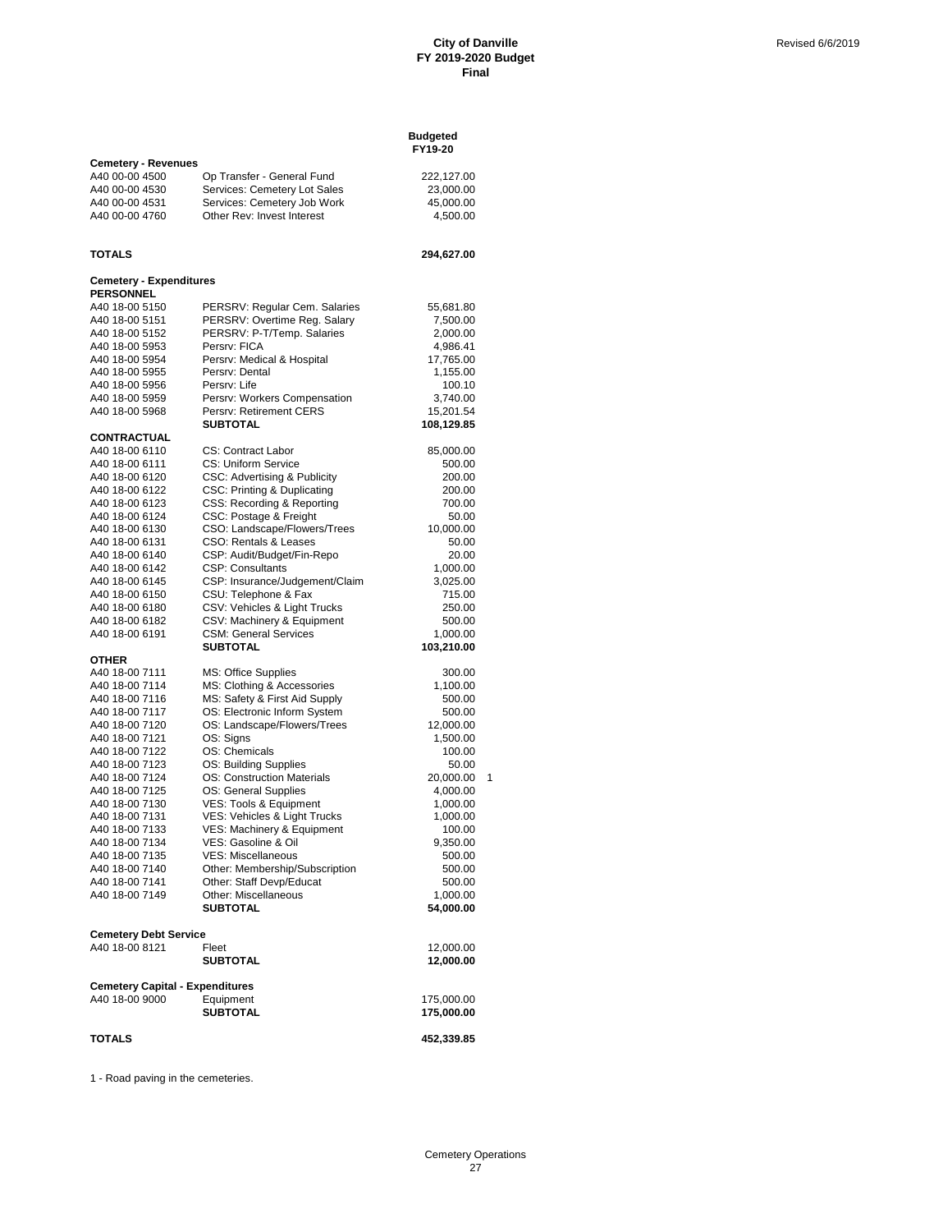**City of Danville**
**FY 2019-2020 Budget**
**Final**

Revised 6/6/2019

| | | Budgeted FY19-20 | |
|---|---|---|---|
| **Cemetery - Revenues** | | | |
| A40 00-00 4500 | Op Transfer - General Fund | 222,127.00 | |
| A40 00-00 4530 | Services: Cemetery Lot Sales | 23,000.00 | |
| A40 00-00 4531 | Services: Cemetery Job Work | 45,000.00 | |
| A40 00-00 4760 | Other Rev: Invest Interest | 4,500.00 | |
| **TOTALS** | | **294,627.00** | |
| **Cemetery - Expenditures** | | | |
| **PERSONNEL** | | | |
| A40 18-00 5150 | PERSRV: Regular Cem. Salaries | 55,681.80 | |
| A40 18-00 5151 | PERSRV: Overtime Reg. Salary | 7,500.00 | |
| A40 18-00 5152 | PERSRV: P-T/Temp. Salaries | 2,000.00 | |
| A40 18-00 5953 | Persrv: FICA | 4,986.41 | |
| A40 18-00 5954 | Persrv: Medical & Hospital | 17,765.00 | |
| A40 18-00 5955 | Persrv: Dental | 1,155.00 | |
| A40 18-00 5956 | Persrv: Life | 100.10 | |
| A40 18-00 5959 | Persrv: Workers Compensation | 3,740.00 | |
| A40 18-00 5968 | Persrv: Retirement CERS | 15,201.54 | |
| | **SUBTOTAL** | **108,129.85** | |
| **CONTRACTUAL** | | | |
| A40 18-00 6110 | CS: Contract Labor | 85,000.00 | |
| A40 18-00 6111 | CS: Uniform Service | 500.00 | |
| A40 18-00 6120 | CSC: Advertising & Publicity | 200.00 | |
| A40 18-00 6122 | CSC: Printing & Duplicating | 200.00 | |
| A40 18-00 6123 | CSS: Recording & Reporting | 700.00 | |
| A40 18-00 6124 | CSC: Postage & Freight | 50.00 | |
| A40 18-00 6130 | CSO: Landscape/Flowers/Trees | 10,000.00 | |
| A40 18-00 6131 | CSO: Rentals & Leases | 50.00 | |
| A40 18-00 6140 | CSP: Audit/Budget/Fin-Repo | 20.00 | |
| A40 18-00 6142 | CSP: Consultants | 1,000.00 | |
| A40 18-00 6145 | CSP: Insurance/Judgement/Claim | 3,025.00 | |
| A40 18-00 6150 | CSU: Telephone & Fax | 715.00 | |
| A40 18-00 6180 | CSV: Vehicles & Light Trucks | 250.00 | |
| A40 18-00 6182 | CSV: Machinery & Equipment | 500.00 | |
| A40 18-00 6191 | CSM: General Services | 1,000.00 | |
| | **SUBTOTAL** | **103,210.00** | |
| **OTHER** | | | |
| A40 18-00 7111 | MS: Office Supplies | 300.00 | |
| A40 18-00 7114 | MS: Clothing & Accessories | 1,100.00 | |
| A40 18-00 7116 | MS: Safety & First Aid Supply | 500.00 | |
| A40 18-00 7117 | OS: Electronic Inform System | 500.00 | |
| A40 18-00 7120 | OS: Landscape/Flowers/Trees | 12,000.00 | |
| A40 18-00 7121 | OS: Signs | 1,500.00 | |
| A40 18-00 7122 | OS: Chemicals | 100.00 | |
| A40 18-00 7123 | OS: Building Supplies | 50.00 | |
| A40 18-00 7124 | OS: Construction Materials | 20,000.00 | 1 |
| A40 18-00 7125 | OS: General Supplies | 4,000.00 | |
| A40 18-00 7130 | VES: Tools & Equipment | 1,000.00 | |
| A40 18-00 7131 | VES: Vehicles & Light Trucks | 1,000.00 | |
| A40 18-00 7133 | VES: Machinery & Equipment | 100.00 | |
| A40 18-00 7134 | VES: Gasoline & Oil | 9,350.00 | |
| A40 18-00 7135 | VES: Miscellaneous | 500.00 | |
| A40 18-00 7140 | Other: Membership/Subscription | 500.00 | |
| A40 18-00 7141 | Other: Staff Devp/Educat | 500.00 | |
| A40 18-00 7149 | Other: Miscellaneous | 1,000.00 | |
| | **SUBTOTAL** | **54,000.00** | |
| **Cemetery Debt Service** | | | |
| A40 18-00 8121 | Fleet | 12,000.00 | |
| | **SUBTOTAL** | **12,000.00** | |
| **Cemetery Capital - Expenditures** | | | |
| A40 18-00 9000 | Equipment | 175,000.00 | |
| | **SUBTOTAL** | **175,000.00** | |
| **TOTALS** | | **452,339.85** | |

1 - Road paving in the cemeteries.

Cemetery Operations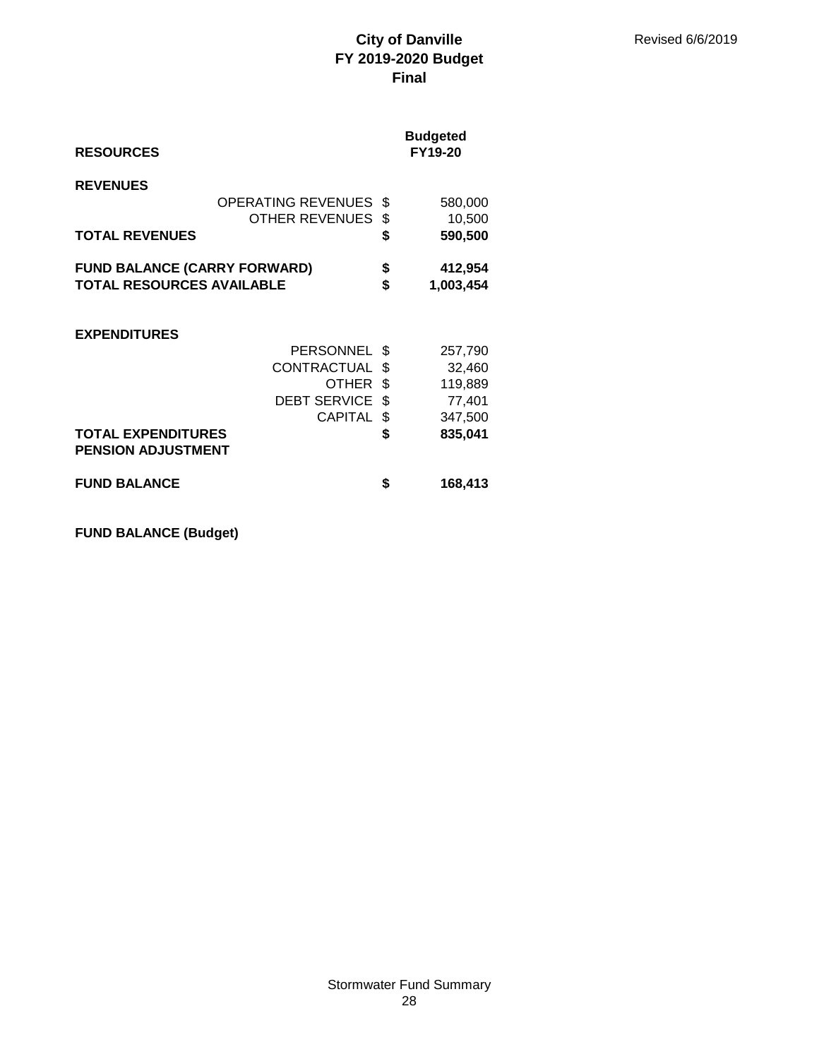Revised 6/6/2019

# City of Danville
## FY 2019-2020 Budget
### Final

| RESOURCES | | Budgeted FY19-20 |
|---|---|---|
| **REVENUES** | | |
| OPERATING REVENUES | $ | 580,000 |
| OTHER REVENUES | $ | 10,500 |
| **TOTAL REVENUES** | **$** | **590,500** |
| | | |
| **FUND BALANCE (CARRY FORWARD)** | **$** | **412,954** |
| **TOTAL RESOURCES AVAILABLE** | **$** | **1,003,454** |
| | | |
| **EXPENDITURES** | | |
| PERSONNEL | $ | 257,790 |
| CONTRACTUAL | $ | 32,460 |
| OTHER | $ | 119,889 |
| DEBT SERVICE | $ | 77,401 |
| CAPITAL | $ | 347,500 |
| **TOTAL EXPENDITURES** | **$** | **835,041** |
| **PENSION ADJUSTMENT** | | |
| | | |
| **FUND BALANCE** | **$** | **168,413** |
| | | |
| **FUND BALANCE (Budget)** | | |

Stormwater Fund Summary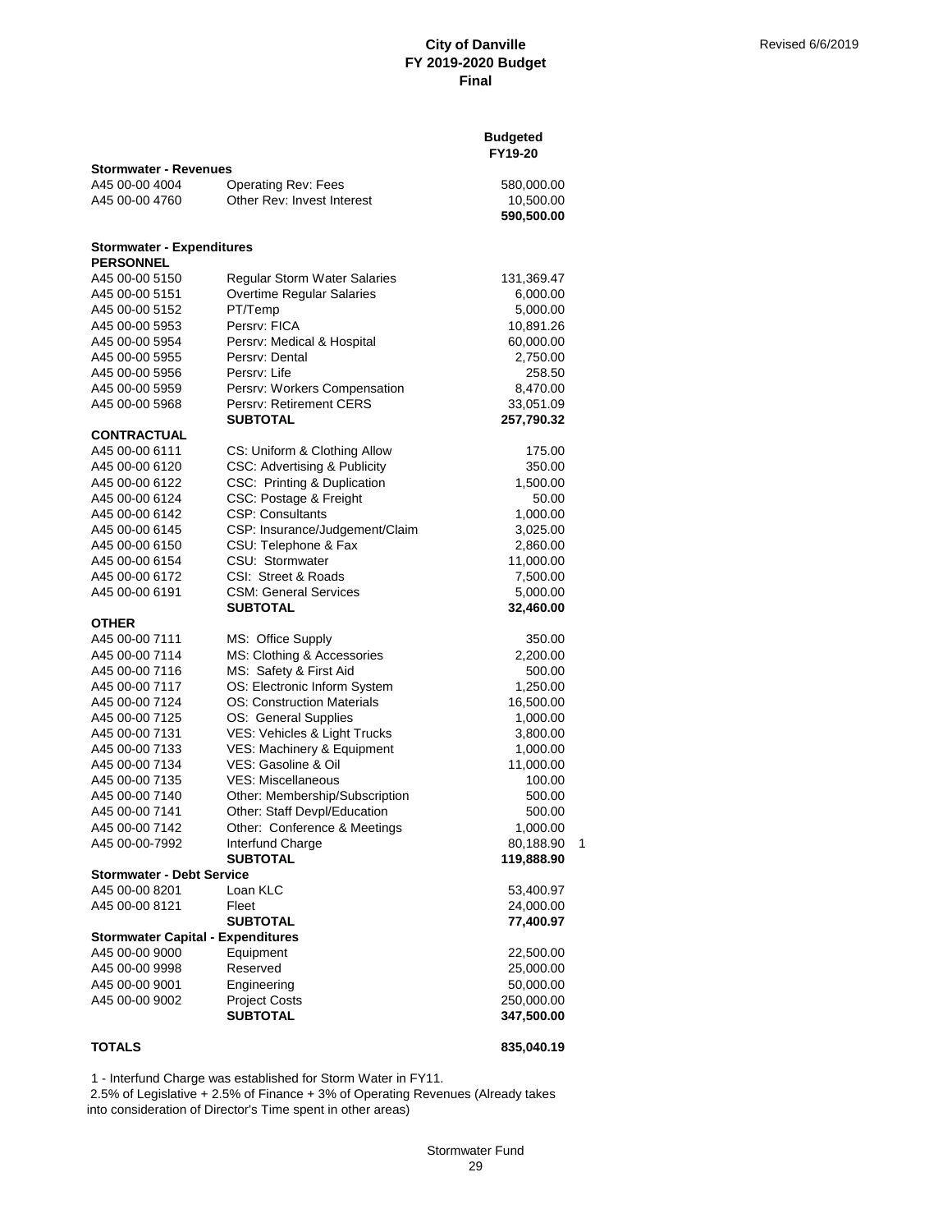**City of Danville**
**FY 2019-2020 Budget**
**Final**

Revised 6/6/2019

| | | Budgeted FY19-20 | |
|---|---|---|---|
| **Stormwater - Revenues** | | | |
| A45 00-00 4004 | Operating Rev: Fees | 580,000.00 | |
| A45 00-00 4760 | Other Rev: Invest Interest | 10,500.00 | |
| | | **590,500.00** | |
| | | | |
| **Stormwater - Expenditures** | | | |
| **PERSONNEL** | | | |
| A45 00-00 5150 | Regular Storm Water Salaries | 131,369.47 | |
| A45 00-00 5151 | Overtime Regular Salaries | 6,000.00 | |
| A45 00-00 5152 | PT/Temp | 5,000.00 | |
| A45 00-00 5953 | Persrv: FICA | 10,891.26 | |
| A45 00-00 5954 | Persrv: Medical & Hospital | 60,000.00 | |
| A45 00-00 5955 | Persrv: Dental | 2,750.00 | |
| A45 00-00 5956 | Persrv: Life | 258.50 | |
| A45 00-00 5959 | Persrv: Workers Compensation | 8,470.00 | |
| A45 00-00 5968 | Persrv: Retirement CERS | 33,051.09 | |
| | **SUBTOTAL** | **257,790.32** | |
| **CONTRACTUAL** | | | |
| A45 00-00 6111 | CS: Uniform & Clothing Allow | 175.00 | |
| A45 00-00 6120 | CSC: Advertising & Publicity | 350.00 | |
| A45 00-00 6122 | CSC: Printing & Duplication | 1,500.00 | |
| A45 00-00 6124 | CSC: Postage & Freight | 50.00 | |
| A45 00-00 6142 | CSP: Consultants | 1,000.00 | |
| A45 00-00 6145 | CSP: Insurance/Judgement/Claim | 3,025.00 | |
| A45 00-00 6150 | CSU: Telephone & Fax | 2,860.00 | |
| A45 00-00 6154 | CSU: Stormwater | 11,000.00 | |
| A45 00-00 6172 | CSI: Street & Roads | 7,500.00 | |
| A45 00-00 6191 | CSM: General Services | 5,000.00 | |
| | **SUBTOTAL** | **32,460.00** | |
| **OTHER** | | | |
| A45 00-00 7111 | MS: Office Supply | 350.00 | |
| A45 00-00 7114 | MS: Clothing & Accessories | 2,200.00 | |
| A45 00-00 7116 | MS: Safety & First Aid | 500.00 | |
| A45 00-00 7117 | OS: Electronic Inform System | 1,250.00 | |
| A45 00-00 7124 | OS: Construction Materials | 16,500.00 | |
| A45 00-00 7125 | OS: General Supplies | 1,000.00 | |
| A45 00-00 7131 | VES: Vehicles & Light Trucks | 3,800.00 | |
| A45 00-00 7133 | VES: Machinery & Equipment | 1,000.00 | |
| A45 00-00 7134 | VES: Gasoline & Oil | 11,000.00 | |
| A45 00-00 7135 | VES: Miscellaneous | 100.00 | |
| A45 00-00 7140 | Other: Membership/Subscription | 500.00 | |
| A45 00-00 7141 | Other: Staff Devpl/Education | 500.00 | |
| A45 00-00 7142 | Other: Conference & Meetings | 1,000.00 | |
| A45 00-00-7992 | Interfund Charge | 80,188.90 | 1 |
| | **SUBTOTAL** | **119,888.90** | |
| **Stormwater - Debt Service** | | | |
| A45 00-00 8201 | Loan KLC | 53,400.97 | |
| A45 00-00 8121 | Fleet | 24,000.00 | |
| | **SUBTOTAL** | **77,400.97** | |
| **Stormwater Capital - Expenditures** | | | |
| A45 00-00 9000 | Equipment | 22,500.00 | |
| A45 00-00 9998 | Reserved | 25,000.00 | |
| A45 00-00 9001 | Engineering | 50,000.00 | |
| A45 00-00 9002 | Project Costs | 250,000.00 | |
| | **SUBTOTAL** | **347,500.00** | |
| | | | |
| **TOTALS** | | **835,040.19** | |

1 - Interfund Charge was established for Storm Water in FY11.
2.5% of Legislative + 2.5% of Finance + 3% of Operating Revenues (Already takes into consideration of Director's Time spent in other areas)

Stormwater Fund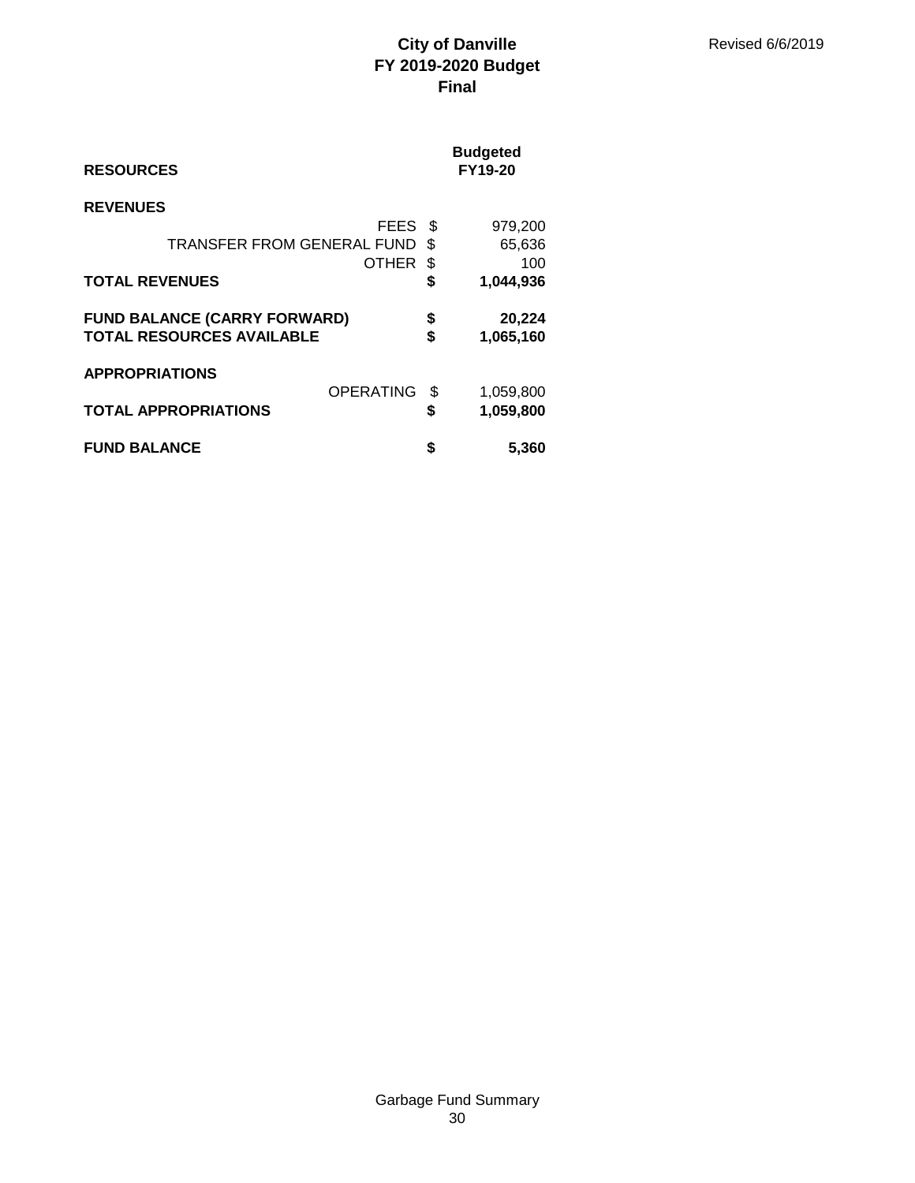# City of Danville
## FY 2019-2020 Budget
## Final

Revised 6/6/2019

| RESOURCES | | Budgeted FY19-20 |
|---|---|---|
| **REVENUES** | | |
| FEES | $ | 979,200 |
| TRANSFER FROM GENERAL FUND | $ | 65,636 |
| OTHER | $ | 100 |
| **TOTAL REVENUES** | **$** | **1,044,936** |
| **FUND BALANCE (CARRY FORWARD)** | **$** | **20,224** |
| **TOTAL RESOURCES AVAILABLE** | **$** | **1,065,160** |
| **APPROPRIATIONS** | | |
| OPERATING | $ | 1,059,800 |
| **TOTAL APPROPRIATIONS** | **$** | **1,059,800** |
| **FUND BALANCE** | **$** | **5,360** |

Garbage Fund Summary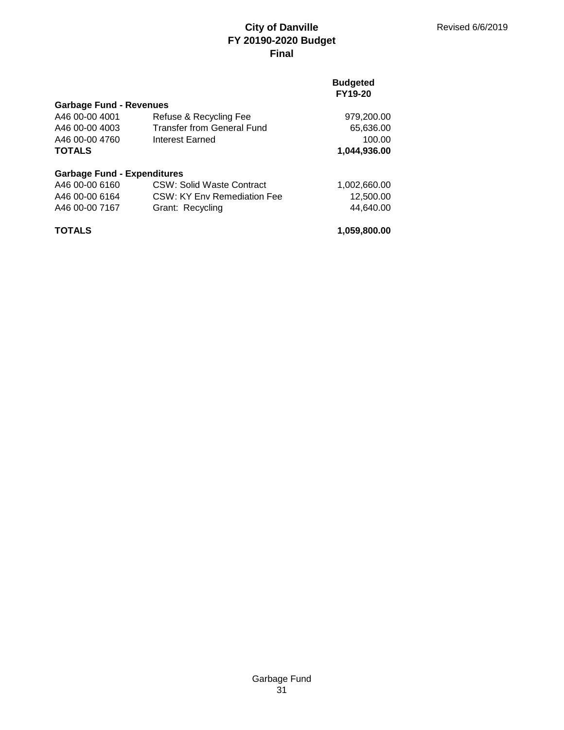**City of Danville**
**FY 20190-2020 Budget**
**Final**

Revised 6/6/2019

| | | Budgeted FY19-20 |
|---|---|---|
| **Garbage Fund - Revenues** | | |
| A46 00-00 4001 | Refuse & Recycling Fee | 979,200.00 |
| A46 00-00 4003 | Transfer from General Fund | 65,636.00 |
| A46 00-00 4760 | Interest Earned | 100.00 |
| **TOTALS** | | **1,044,936.00** |
| | | |
| **Garbage Fund - Expenditures** | | |
| A46 00-00 6160 | CSW: Solid Waste Contract | 1,002,660.00 |
| A46 00-00 6164 | CSW: KY Env Remediation Fee | 12,500.00 |
| A46 00-00 7167 | Grant: Recycling | 44,640.00 |
| | | |
| **TOTALS** | | **1,059,800.00** |

Garbage Fund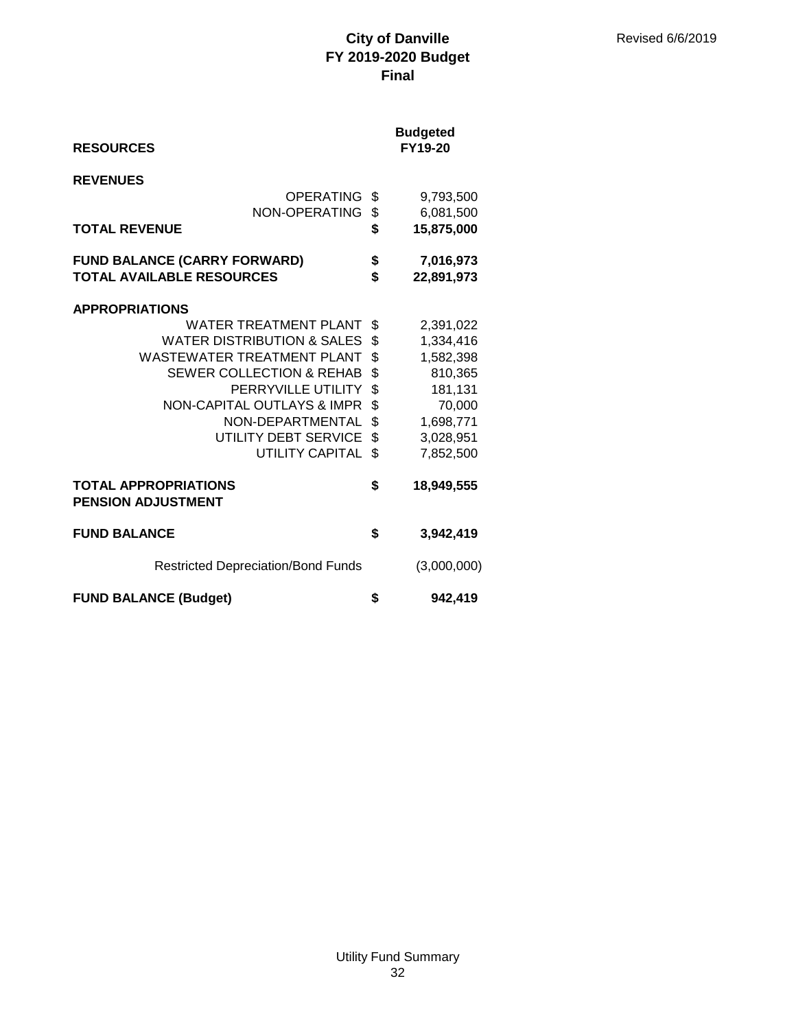# City of Danville
## FY 2019-2020 Budget
## Final

Revised 6/6/2019

| RESOURCES | | Budgeted FY19-20 |
|---|---|---|
| **REVENUES** | | |
| OPERATING | $ | 9,793,500 |
| NON-OPERATING | $ | 6,081,500 |
| **TOTAL REVENUE** | **$** | **15,875,000** |
| | | |
| **FUND BALANCE (CARRY FORWARD)** | **$** | **7,016,973** |
| **TOTAL AVAILABLE RESOURCES** | **$** | **22,891,973** |
| | | |
| **APPROPRIATIONS** | | |
| WATER TREATMENT PLANT | $ | 2,391,022 |
| WATER DISTRIBUTION & SALES | $ | 1,334,416 |
| WASTEWATER TREATMENT PLANT | $ | 1,582,398 |
| SEWER COLLECTION & REHAB | $ | 810,365 |
| PERRYVILLE UTILITY | $ | 181,131 |
| NON-CAPITAL OUTLAYS & IMPR | $ | 70,000 |
| NON-DEPARTMENTAL | $ | 1,698,771 |
| UTILITY DEBT SERVICE | $ | 3,028,951 |
| UTILITY CAPITAL | $ | 7,852,500 |
| | | |
| **TOTAL APPROPRIATIONS** | **$** | **18,949,555** |
| **PENSION ADJUSTMENT** | | |
| | | |
| **FUND BALANCE** | **$** | **3,942,419** |
| | | |
| Restricted Depreciation/Bond Funds | | (3,000,000) |
| | | |
| **FUND BALANCE (Budget)** | **$** | **942,419** |

Utility Fund Summary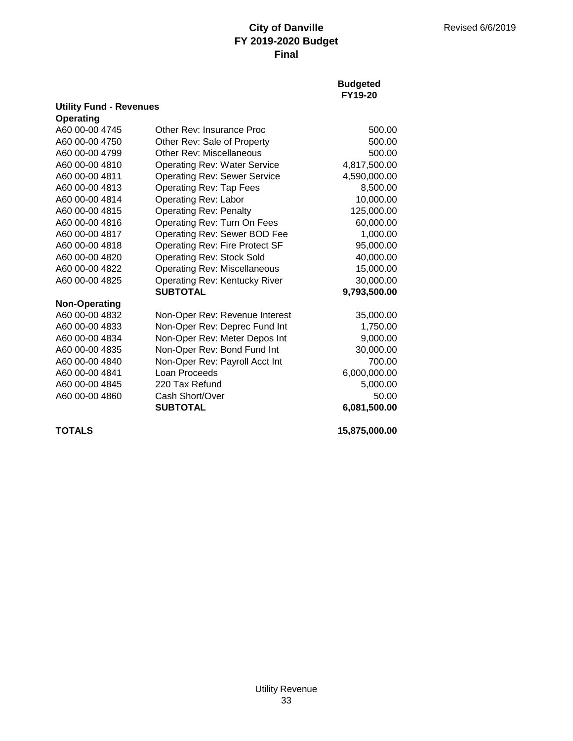# City of Danville
## FY 2019-2020 Budget
## Final

Revised 6/6/2019

| | | Budgeted FY19-20 |
|---|---|---|
| **Utility Fund - Revenues** | | |
| **Operating** | | |
| A60 00-00 4745 | Other Rev: Insurance Proc | 500.00 |
| A60 00-00 4750 | Other Rev: Sale of Property | 500.00 |
| A60 00-00 4799 | Other Rev: Miscellaneous | 500.00 |
| A60 00-00 4810 | Operating Rev: Water Service | 4,817,500.00 |
| A60 00-00 4811 | Operating Rev: Sewer Service | 4,590,000.00 |
| A60 00-00 4813 | Operating Rev: Tap Fees | 8,500.00 |
| A60 00-00 4814 | Operating Rev: Labor | 10,000.00 |
| A60 00-00 4815 | Operating Rev: Penalty | 125,000.00 |
| A60 00-00 4816 | Operating Rev: Turn On Fees | 60,000.00 |
| A60 00-00 4817 | Operating Rev: Sewer BOD Fee | 1,000.00 |
| A60 00-00 4818 | Operating Rev: Fire Protect SF | 95,000.00 |
| A60 00-00 4820 | Operating Rev: Stock Sold | 40,000.00 |
| A60 00-00 4822 | Operating Rev: Miscellaneous | 15,000.00 |
| A60 00-00 4825 | Operating Rev: Kentucky River | 30,000.00 |
| | **SUBTOTAL** | **9,793,500.00** |
| **Non-Operating** | | |
| A60 00-00 4832 | Non-Oper Rev: Revenue Interest | 35,000.00 |
| A60 00-00 4833 | Non-Oper Rev: Deprec Fund Int | 1,750.00 |
| A60 00-00 4834 | Non-Oper Rev: Meter Depos Int | 9,000.00 |
| A60 00-00 4835 | Non-Oper Rev: Bond Fund Int | 30,000.00 |
| A60 00-00 4840 | Non-Oper Rev: Payroll Acct Int | 700.00 |
| A60 00-00 4841 | Loan Proceeds | 6,000,000.00 |
| A60 00-00 4845 | 220 Tax Refund | 5,000.00 |
| A60 00-00 4860 | Cash Short/Over | 50.00 |
| | **SUBTOTAL** | **6,081,500.00** |
| **TOTALS** | | **15,875,000.00** |

Utility Revenue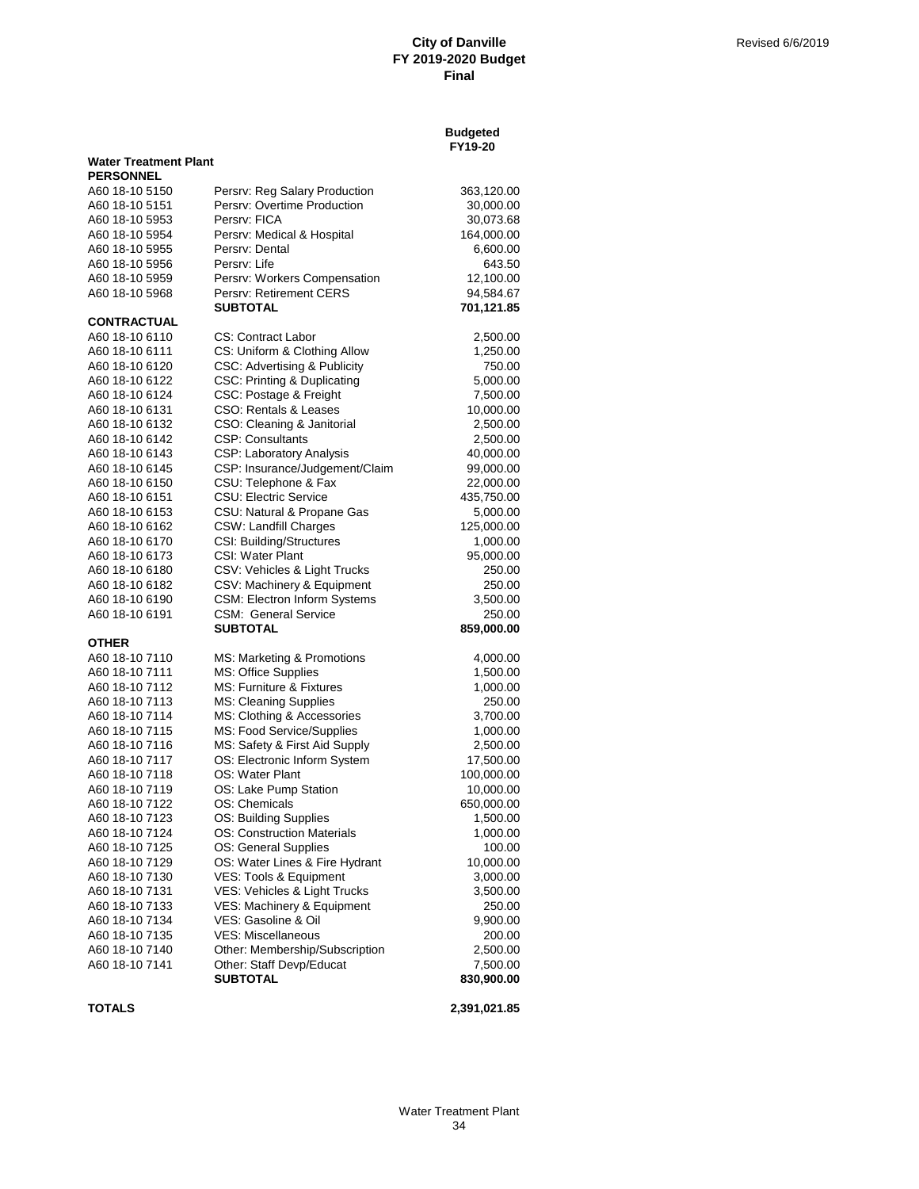# City of Danville
## FY 2019-2020 Budget
### Final

Revised 6/6/2019

| | | Budgeted FY19-20 |
|---|---|---|
| **Water Treatment Plant** | | |
| **PERSONNEL** | | |
| A60 18-10 5150 | Persrv: Reg Salary Production | 363,120.00 |
| A60 18-10 5151 | Persrv: Overtime Production | 30,000.00 |
| A60 18-10 5953 | Persrv: FICA | 30,073.68 |
| A60 18-10 5954 | Persrv: Medical & Hospital | 164,000.00 |
| A60 18-10 5955 | Persrv: Dental | 6,600.00 |
| A60 18-10 5956 | Persrv: Life | 643.50 |
| A60 18-10 5959 | Persrv: Workers Compensation | 12,100.00 |
| A60 18-10 5968 | Persrv: Retirement CERS | 94,584.67 |
| | **SUBTOTAL** | **701,121.85** |
| **CONTRACTUAL** | | |
| A60 18-10 6110 | CS: Contract Labor | 2,500.00 |
| A60 18-10 6111 | CS: Uniform & Clothing Allow | 1,250.00 |
| A60 18-10 6120 | CSC: Advertising & Publicity | 750.00 |
| A60 18-10 6122 | CSC: Printing & Duplicating | 5,000.00 |
| A60 18-10 6124 | CSC: Postage & Freight | 7,500.00 |
| A60 18-10 6131 | CSO: Rentals & Leases | 10,000.00 |
| A60 18-10 6132 | CSO: Cleaning & Janitorial | 2,500.00 |
| A60 18-10 6142 | CSP: Consultants | 2,500.00 |
| A60 18-10 6143 | CSP: Laboratory Analysis | 40,000.00 |
| A60 18-10 6145 | CSP: Insurance/Judgement/Claim | 99,000.00 |
| A60 18-10 6150 | CSU: Telephone & Fax | 22,000.00 |
| A60 18-10 6151 | CSU: Electric Service | 435,750.00 |
| A60 18-10 6153 | CSU: Natural & Propane Gas | 5,000.00 |
| A60 18-10 6162 | CSW: Landfill Charges | 125,000.00 |
| A60 18-10 6170 | CSI: Building/Structures | 1,000.00 |
| A60 18-10 6173 | CSI: Water Plant | 95,000.00 |
| A60 18-10 6180 | CSV: Vehicles & Light Trucks | 250.00 |
| A60 18-10 6182 | CSV: Machinery & Equipment | 250.00 |
| A60 18-10 6190 | CSM: Electron Inform Systems | 3,500.00 |
| A60 18-10 6191 | CSM: General Service | 250.00 |
| | **SUBTOTAL** | **859,000.00** |
| **OTHER** | | |
| A60 18-10 7110 | MS: Marketing & Promotions | 4,000.00 |
| A60 18-10 7111 | MS: Office Supplies | 1,500.00 |
| A60 18-10 7112 | MS: Furniture & Fixtures | 1,000.00 |
| A60 18-10 7113 | MS: Cleaning Supplies | 250.00 |
| A60 18-10 7114 | MS: Clothing & Accessories | 3,700.00 |
| A60 18-10 7115 | MS: Food Service/Supplies | 1,000.00 |
| A60 18-10 7116 | MS: Safety & First Aid Supply | 2,500.00 |
| A60 18-10 7117 | OS: Electronic Inform System | 17,500.00 |
| A60 18-10 7118 | OS: Water Plant | 100,000.00 |
| A60 18-10 7119 | OS: Lake Pump Station | 10,000.00 |
| A60 18-10 7122 | OS: Chemicals | 650,000.00 |
| A60 18-10 7123 | OS: Building Supplies | 1,500.00 |
| A60 18-10 7124 | OS: Construction Materials | 1,000.00 |
| A60 18-10 7125 | OS: General Supplies | 100.00 |
| A60 18-10 7129 | OS: Water Lines & Fire Hydrant | 10,000.00 |
| A60 18-10 7130 | VES: Tools & Equipment | 3,000.00 |
| A60 18-10 7131 | VES: Vehicles & Light Trucks | 3,500.00 |
| A60 18-10 7133 | VES: Machinery & Equipment | 250.00 |
| A60 18-10 7134 | VES: Gasoline & Oil | 9,900.00 |
| A60 18-10 7135 | VES: Miscellaneous | 200.00 |
| A60 18-10 7140 | Other: Membership/Subscription | 2,500.00 |
| A60 18-10 7141 | Other: Staff Devp/Educat | 7,500.00 |
| | **SUBTOTAL** | **830,900.00** |
| **TOTALS** | | **2,391,021.85** |

Water Treatment Plant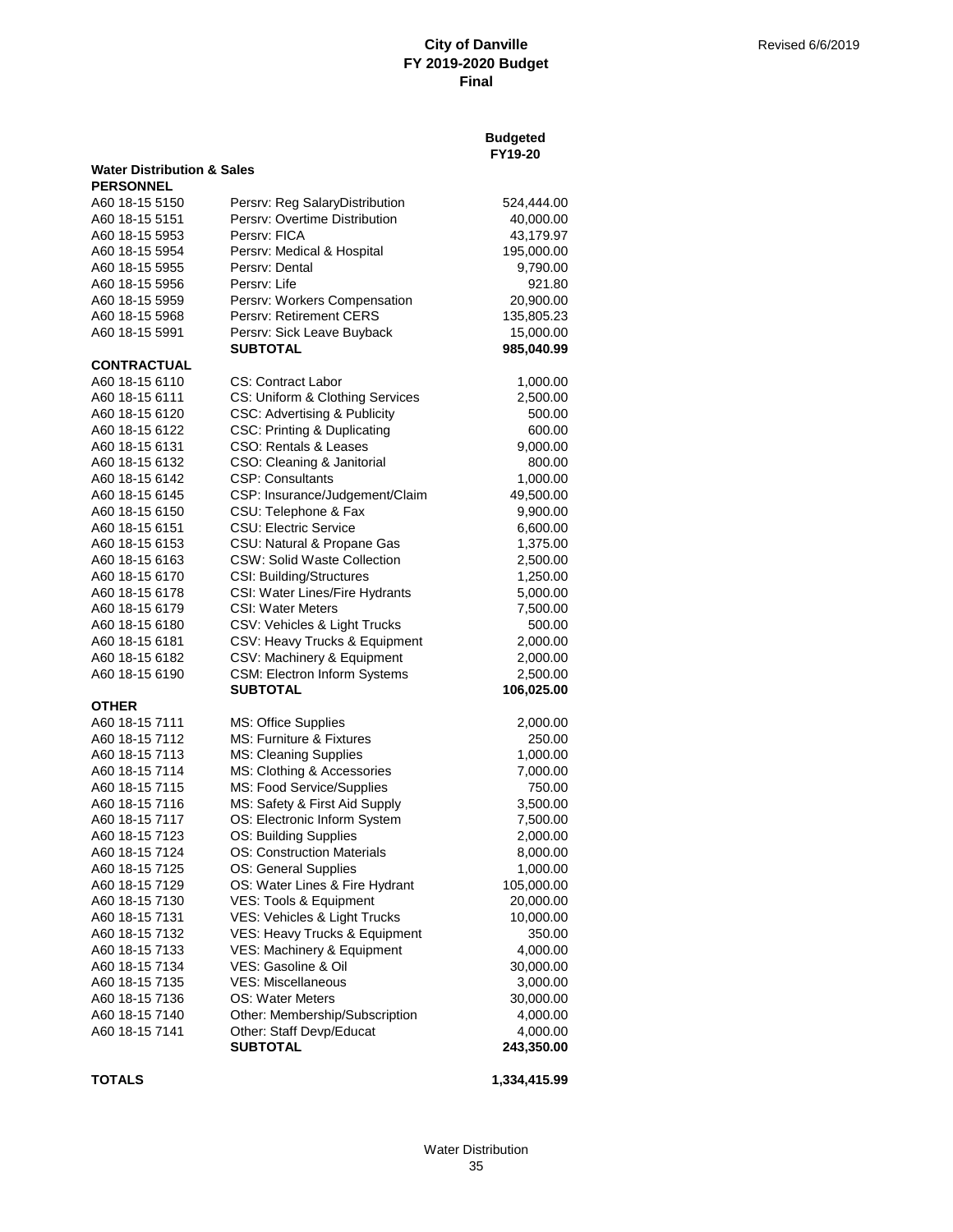# City of Danville
## FY 2019-2020 Budget
## Final

Revised 6/6/2019

| | | Budgeted FY19-20 |
|---|---|---|
| **Water Distribution & Sales** | | |
| **PERSONNEL** | | |
| A60 18-15 5150 | Persrv: Reg SalaryDistribution | 524,444.00 |
| A60 18-15 5151 | Persrv: Overtime Distribution | 40,000.00 |
| A60 18-15 5953 | Persrv: FICA | 43,179.97 |
| A60 18-15 5954 | Persrv: Medical & Hospital | 195,000.00 |
| A60 18-15 5955 | Persrv: Dental | 9,790.00 |
| A60 18-15 5956 | Persrv: Life | 921.80 |
| A60 18-15 5959 | Persrv: Workers Compensation | 20,900.00 |
| A60 18-15 5968 | Persrv: Retirement CERS | 135,805.23 |
| A60 18-15 5991 | Persrv: Sick Leave Buyback | 15,000.00 |
| | **SUBTOTAL** | **985,040.99** |
| **CONTRACTUAL** | | |
| A60 18-15 6110 | CS: Contract Labor | 1,000.00 |
| A60 18-15 6111 | CS: Uniform & Clothing Services | 2,500.00 |
| A60 18-15 6120 | CSC: Advertising & Publicity | 500.00 |
| A60 18-15 6122 | CSC: Printing & Duplicating | 600.00 |
| A60 18-15 6131 | CSO: Rentals & Leases | 9,000.00 |
| A60 18-15 6132 | CSO: Cleaning & Janitorial | 800.00 |
| A60 18-15 6142 | CSP: Consultants | 1,000.00 |
| A60 18-15 6145 | CSP: Insurance/Judgement/Claim | 49,500.00 |
| A60 18-15 6150 | CSU: Telephone & Fax | 9,900.00 |
| A60 18-15 6151 | CSU: Electric Service | 6,600.00 |
| A60 18-15 6153 | CSU: Natural & Propane Gas | 1,375.00 |
| A60 18-15 6163 | CSW: Solid Waste Collection | 2,500.00 |
| A60 18-15 6170 | CSI: Building/Structures | 1,250.00 |
| A60 18-15 6178 | CSI: Water Lines/Fire Hydrants | 5,000.00 |
| A60 18-15 6179 | CSI: Water Meters | 7,500.00 |
| A60 18-15 6180 | CSV: Vehicles & Light Trucks | 500.00 |
| A60 18-15 6181 | CSV: Heavy Trucks & Equipment | 2,000.00 |
| A60 18-15 6182 | CSV: Machinery & Equipment | 2,000.00 |
| A60 18-15 6190 | CSM: Electron Inform Systems | 2,500.00 |
| | **SUBTOTAL** | **106,025.00** |
| **OTHER** | | |
| A60 18-15 7111 | MS: Office Supplies | 2,000.00 |
| A60 18-15 7112 | MS: Furniture & Fixtures | 250.00 |
| A60 18-15 7113 | MS: Cleaning Supplies | 1,000.00 |
| A60 18-15 7114 | MS: Clothing & Accessories | 7,000.00 |
| A60 18-15 7115 | MS: Food Service/Supplies | 750.00 |
| A60 18-15 7116 | MS: Safety & First Aid Supply | 3,500.00 |
| A60 18-15 7117 | OS: Electronic Inform System | 7,500.00 |
| A60 18-15 7123 | OS: Building Supplies | 2,000.00 |
| A60 18-15 7124 | OS: Construction Materials | 8,000.00 |
| A60 18-15 7125 | OS: General Supplies | 1,000.00 |
| A60 18-15 7129 | OS: Water Lines & Fire Hydrant | 105,000.00 |
| A60 18-15 7130 | VES: Tools & Equipment | 20,000.00 |
| A60 18-15 7131 | VES: Vehicles & Light Trucks | 10,000.00 |
| A60 18-15 7132 | VES: Heavy Trucks & Equipment | 350.00 |
| A60 18-15 7133 | VES: Machinery & Equipment | 4,000.00 |
| A60 18-15 7134 | VES: Gasoline & Oil | 30,000.00 |
| A60 18-15 7135 | VES: Miscellaneous | 3,000.00 |
| A60 18-15 7136 | OS: Water Meters | 30,000.00 |
| A60 18-15 7140 | Other: Membership/Subscription | 4,000.00 |
| A60 18-15 7141 | Other: Staff Devp/Educat | 4,000.00 |
| | **SUBTOTAL** | **243,350.00** |
| **TOTALS** | | **1,334,415.99** |

Water Distribution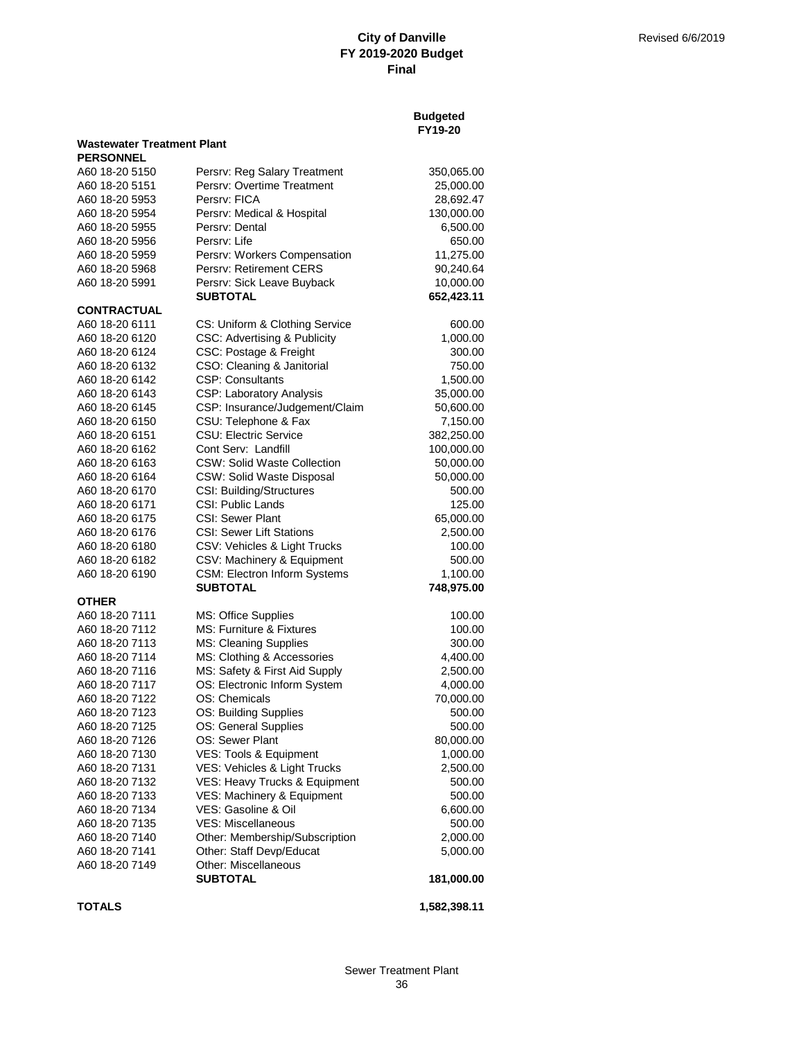**City of Danville**
**FY 2019-2020 Budget**
**Final**

Revised 6/6/2019

| | | Budgeted FY19-20 |
|---|---|---|
| **Wastewater Treatment Plant** | | |
| **PERSONNEL** | | |
| A60 18-20 5150 | Persrv: Reg Salary Treatment | 350,065.00 |
| A60 18-20 5151 | Persrv: Overtime Treatment | 25,000.00 |
| A60 18-20 5953 | Persrv: FICA | 28,692.47 |
| A60 18-20 5954 | Persrv: Medical & Hospital | 130,000.00 |
| A60 18-20 5955 | Persrv: Dental | 6,500.00 |
| A60 18-20 5956 | Persrv: Life | 650.00 |
| A60 18-20 5959 | Persrv: Workers Compensation | 11,275.00 |
| A60 18-20 5968 | Persrv: Retirement CERS | 90,240.64 |
| A60 18-20 5991 | Persrv: Sick Leave Buyback | 10,000.00 |
| | **SUBTOTAL** | **652,423.11** |
| **CONTRACTUAL** | | |
| A60 18-20 6111 | CS: Uniform & Clothing Service | 600.00 |
| A60 18-20 6120 | CSC: Advertising & Publicity | 1,000.00 |
| A60 18-20 6124 | CSC: Postage & Freight | 300.00 |
| A60 18-20 6132 | CSO: Cleaning & Janitorial | 750.00 |
| A60 18-20 6142 | CSP: Consultants | 1,500.00 |
| A60 18-20 6143 | CSP: Laboratory Analysis | 35,000.00 |
| A60 18-20 6145 | CSP: Insurance/Judgement/Claim | 50,600.00 |
| A60 18-20 6150 | CSU: Telephone & Fax | 7,150.00 |
| A60 18-20 6151 | CSU: Electric Service | 382,250.00 |
| A60 18-20 6162 | Cont Serv: Landfill | 100,000.00 |
| A60 18-20 6163 | CSW: Solid Waste Collection | 50,000.00 |
| A60 18-20 6164 | CSW: Solid Waste Disposal | 50,000.00 |
| A60 18-20 6170 | CSI: Building/Structures | 500.00 |
| A60 18-20 6171 | CSI: Public Lands | 125.00 |
| A60 18-20 6175 | CSI: Sewer Plant | 65,000.00 |
| A60 18-20 6176 | CSI: Sewer Lift Stations | 2,500.00 |
| A60 18-20 6180 | CSV: Vehicles & Light Trucks | 100.00 |
| A60 18-20 6182 | CSV: Machinery & Equipment | 500.00 |
| A60 18-20 6190 | CSM: Electron Inform Systems | 1,100.00 |
| | **SUBTOTAL** | **748,975.00** |
| **OTHER** | | |
| A60 18-20 7111 | MS: Office Supplies | 100.00 |
| A60 18-20 7112 | MS: Furniture & Fixtures | 100.00 |
| A60 18-20 7113 | MS: Cleaning Supplies | 300.00 |
| A60 18-20 7114 | MS: Clothing & Accessories | 4,400.00 |
| A60 18-20 7116 | MS: Safety & First Aid Supply | 2,500.00 |
| A60 18-20 7117 | OS: Electronic Inform System | 4,000.00 |
| A60 18-20 7122 | OS: Chemicals | 70,000.00 |
| A60 18-20 7123 | OS: Building Supplies | 500.00 |
| A60 18-20 7125 | OS: General Supplies | 500.00 |
| A60 18-20 7126 | OS: Sewer Plant | 80,000.00 |
| A60 18-20 7130 | VES: Tools & Equipment | 1,000.00 |
| A60 18-20 7131 | VES: Vehicles & Light Trucks | 2,500.00 |
| A60 18-20 7132 | VES: Heavy Trucks & Equipment | 500.00 |
| A60 18-20 7133 | VES: Machinery & Equipment | 500.00 |
| A60 18-20 7134 | VES: Gasoline & Oil | 6,600.00 |
| A60 18-20 7135 | VES: Miscellaneous | 500.00 |
| A60 18-20 7140 | Other: Membership/Subscription | 2,000.00 |
| A60 18-20 7141 | Other: Staff Devp/Educat | 5,000.00 |
| A60 18-20 7149 | Other: Miscellaneous | |
| | **SUBTOTAL** | **181,000.00** |
| **TOTALS** | | **1,582,398.11** |

Sewer Treatment Plant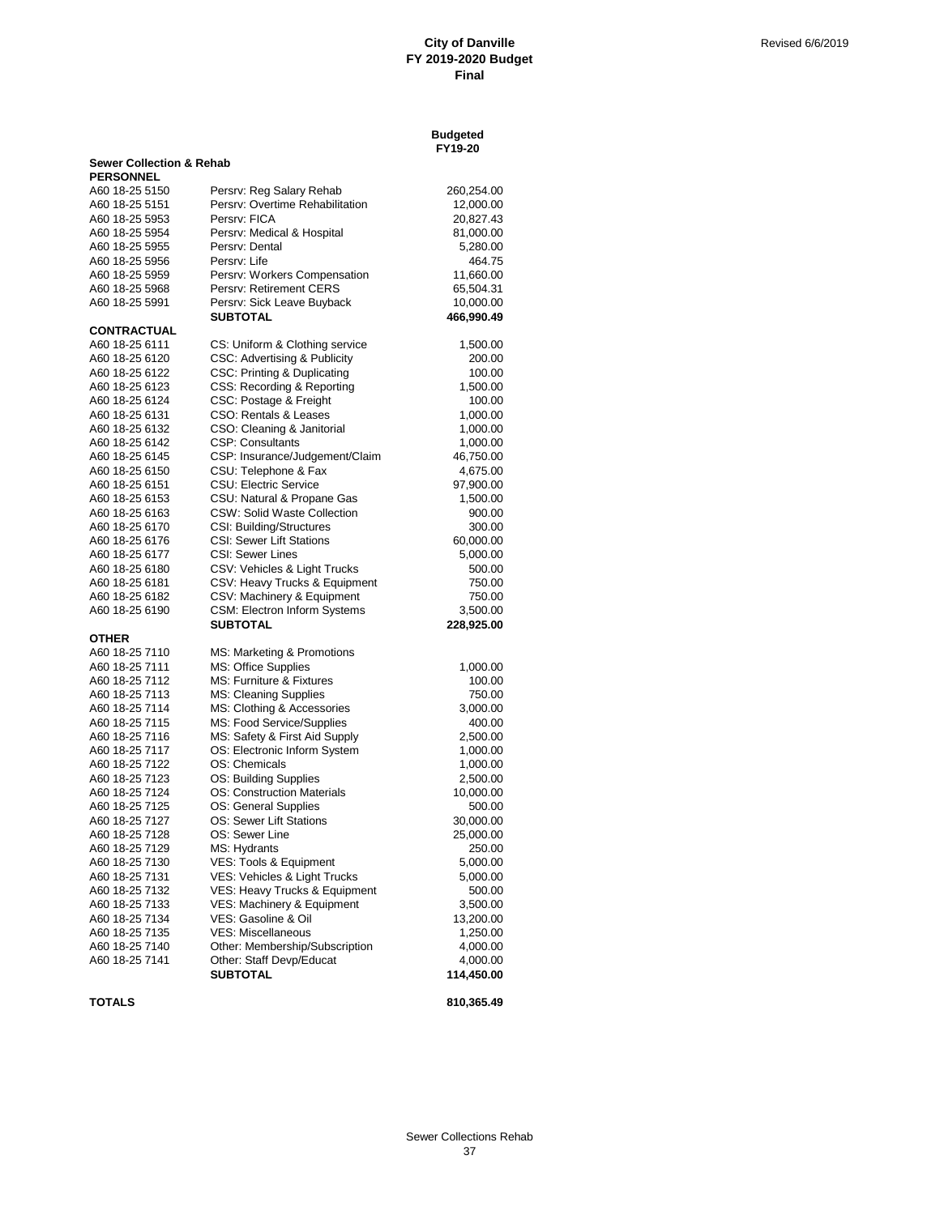**City of Danville**
**FY 2019-2020 Budget**
**Final**

Revised 6/6/2019

| | | Budgeted FY19-20 |
|---|---|---|
| **Sewer Collection & Rehab** | | |
| **PERSONNEL** | | |
| A60 18-25 5150 | Persrv: Reg Salary Rehab | 260,254.00 |
| A60 18-25 5151 | Persrv: Overtime Rehabilitation | 12,000.00 |
| A60 18-25 5953 | Persrv: FICA | 20,827.43 |
| A60 18-25 5954 | Persrv: Medical & Hospital | 81,000.00 |
| A60 18-25 5955 | Persrv: Dental | 5,280.00 |
| A60 18-25 5956 | Persrv: Life | 464.75 |
| A60 18-25 5959 | Persrv: Workers Compensation | 11,660.00 |
| A60 18-25 5968 | Persrv: Retirement CERS | 65,504.31 |
| A60 18-25 5991 | Persrv: Sick Leave Buyback | 10,000.00 |
| | **SUBTOTAL** | **466,990.49** |
| **CONTRACTUAL** | | |
| A60 18-25 6111 | CS: Uniform & Clothing service | 1,500.00 |
| A60 18-25 6120 | CSC: Advertising & Publicity | 200.00 |
| A60 18-25 6122 | CSC: Printing & Duplicating | 100.00 |
| A60 18-25 6123 | CSS: Recording & Reporting | 1,500.00 |
| A60 18-25 6124 | CSC: Postage & Freight | 100.00 |
| A60 18-25 6131 | CSO: Rentals & Leases | 1,000.00 |
| A60 18-25 6132 | CSO: Cleaning & Janitorial | 1,000.00 |
| A60 18-25 6142 | CSP: Consultants | 1,000.00 |
| A60 18-25 6145 | CSP: Insurance/Judgement/Claim | 46,750.00 |
| A60 18-25 6150 | CSU: Telephone & Fax | 4,675.00 |
| A60 18-25 6151 | CSU: Electric Service | 97,900.00 |
| A60 18-25 6153 | CSU: Natural & Propane Gas | 1,500.00 |
| A60 18-25 6163 | CSW: Solid Waste Collection | 900.00 |
| A60 18-25 6170 | CSI: Building/Structures | 300.00 |
| A60 18-25 6176 | CSI: Sewer Lift Stations | 60,000.00 |
| A60 18-25 6177 | CSI: Sewer Lines | 5,000.00 |
| A60 18-25 6180 | CSV: Vehicles & Light Trucks | 500.00 |
| A60 18-25 6181 | CSV: Heavy Trucks & Equipment | 750.00 |
| A60 18-25 6182 | CSV: Machinery & Equipment | 750.00 |
| A60 18-25 6190 | CSM: Electron Inform Systems | 3,500.00 |
| | **SUBTOTAL** | **228,925.00** |
| **OTHER** | | |
| A60 18-25 7110 | MS: Marketing & Promotions | |
| A60 18-25 7111 | MS: Office Supplies | 1,000.00 |
| A60 18-25 7112 | MS: Furniture & Fixtures | 100.00 |
| A60 18-25 7113 | MS: Cleaning Supplies | 750.00 |
| A60 18-25 7114 | MS: Clothing & Accessories | 3,000.00 |
| A60 18-25 7115 | MS: Food Service/Supplies | 400.00 |
| A60 18-25 7116 | MS: Safety & First Aid Supply | 2,500.00 |
| A60 18-25 7117 | OS: Electronic Inform System | 1,000.00 |
| A60 18-25 7122 | OS: Chemicals | 1,000.00 |
| A60 18-25 7123 | OS: Building Supplies | 2,500.00 |
| A60 18-25 7124 | OS: Construction Materials | 10,000.00 |
| A60 18-25 7125 | OS: General Supplies | 500.00 |
| A60 18-25 7127 | OS: Sewer Lift Stations | 30,000.00 |
| A60 18-25 7128 | OS: Sewer Line | 25,000.00 |
| A60 18-25 7129 | MS: Hydrants | 250.00 |
| A60 18-25 7130 | VES: Tools & Equipment | 5,000.00 |
| A60 18-25 7131 | VES: Vehicles & Light Trucks | 5,000.00 |
| A60 18-25 7132 | VES: Heavy Trucks & Equipment | 500.00 |
| A60 18-25 7133 | VES: Machinery & Equipment | 3,500.00 |
| A60 18-25 7134 | VES: Gasoline & Oil | 13,200.00 |
| A60 18-25 7135 | VES: Miscellaneous | 1,250.00 |
| A60 18-25 7140 | Other: Membership/Subscription | 4,000.00 |
| A60 18-25 7141 | Other: Staff Devp/Educat | 4,000.00 |
| | **SUBTOTAL** | **114,450.00** |
| **TOTALS** | | **810,365.49** |

Sewer Collections Rehab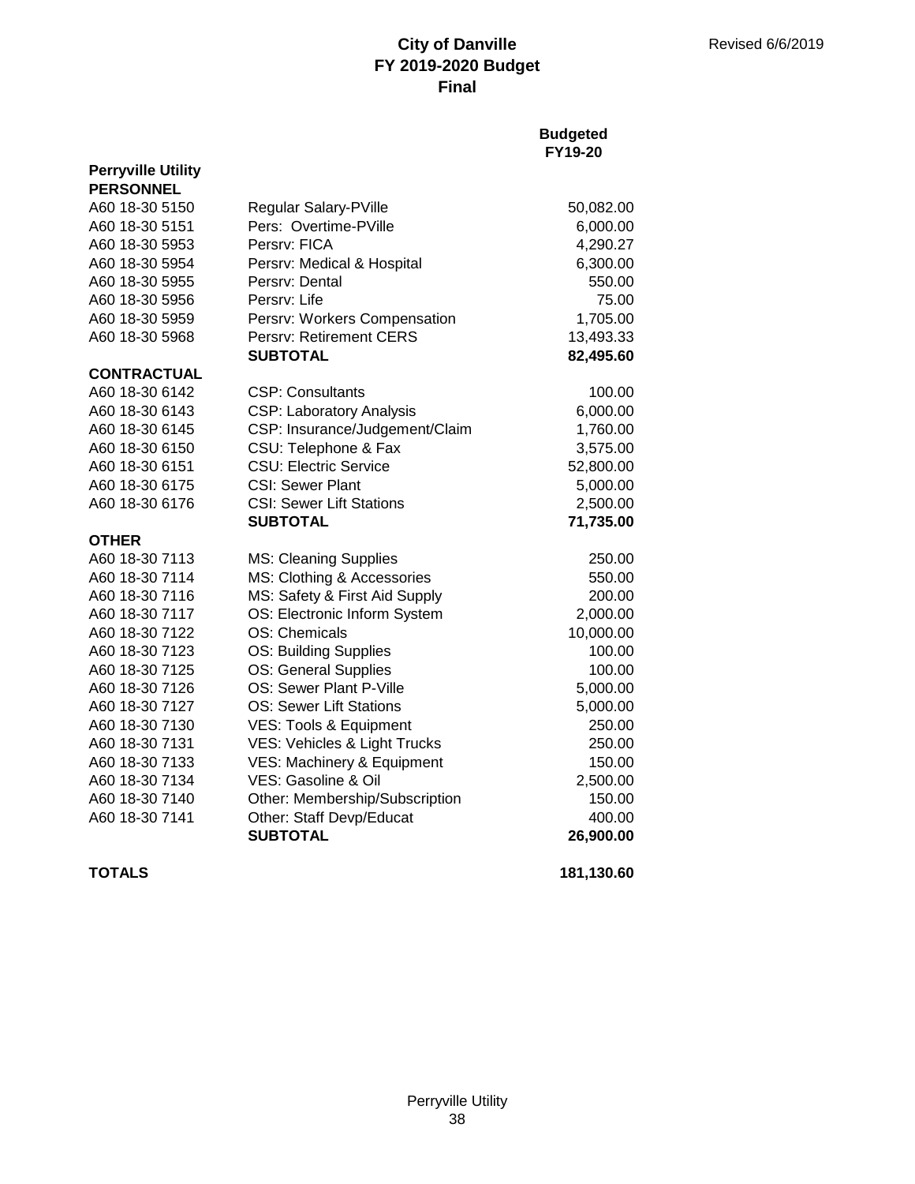**City of Danville**
**FY 2019-2020 Budget**
**Final**

Revised 6/6/2019

| | | Budgeted FY19-20 |
|---|---|---|
| **Perryville Utility** | | |
| **PERSONNEL** | | |
| A60 18-30 5150 | Regular Salary-PVille | 50,082.00 |
| A60 18-30 5151 | Pers: Overtime-PVille | 6,000.00 |
| A60 18-30 5953 | Persrv: FICA | 4,290.27 |
| A60 18-30 5954 | Persrv: Medical & Hospital | 6,300.00 |
| A60 18-30 5955 | Persrv: Dental | 550.00 |
| A60 18-30 5956 | Persrv: Life | 75.00 |
| A60 18-30 5959 | Persrv: Workers Compensation | 1,705.00 |
| A60 18-30 5968 | Persrv: Retirement CERS | 13,493.33 |
| | **SUBTOTAL** | **82,495.60** |
| **CONTRACTUAL** | | |
| A60 18-30 6142 | CSP: Consultants | 100.00 |
| A60 18-30 6143 | CSP: Laboratory Analysis | 6,000.00 |
| A60 18-30 6145 | CSP: Insurance/Judgement/Claim | 1,760.00 |
| A60 18-30 6150 | CSU: Telephone & Fax | 3,575.00 |
| A60 18-30 6151 | CSU: Electric Service | 52,800.00 |
| A60 18-30 6175 | CSI: Sewer Plant | 5,000.00 |
| A60 18-30 6176 | CSI: Sewer Lift Stations | 2,500.00 |
| | **SUBTOTAL** | **71,735.00** |
| **OTHER** | | |
| A60 18-30 7113 | MS: Cleaning Supplies | 250.00 |
| A60 18-30 7114 | MS: Clothing & Accessories | 550.00 |
| A60 18-30 7116 | MS: Safety & First Aid Supply | 200.00 |
| A60 18-30 7117 | OS: Electronic Inform System | 2,000.00 |
| A60 18-30 7122 | OS: Chemicals | 10,000.00 |
| A60 18-30 7123 | OS: Building Supplies | 100.00 |
| A60 18-30 7125 | OS: General Supplies | 100.00 |
| A60 18-30 7126 | OS: Sewer Plant P-Ville | 5,000.00 |
| A60 18-30 7127 | OS: Sewer Lift Stations | 5,000.00 |
| A60 18-30 7130 | VES: Tools & Equipment | 250.00 |
| A60 18-30 7131 | VES: Vehicles & Light Trucks | 250.00 |
| A60 18-30 7133 | VES: Machinery & Equipment | 150.00 |
| A60 18-30 7134 | VES: Gasoline & Oil | 2,500.00 |
| A60 18-30 7140 | Other: Membership/Subscription | 150.00 |
| A60 18-30 7141 | Other: Staff Devp/Educat | 400.00 |
| | **SUBTOTAL** | **26,900.00** |
| **TOTALS** | | **181,130.60** |

Perryville Utility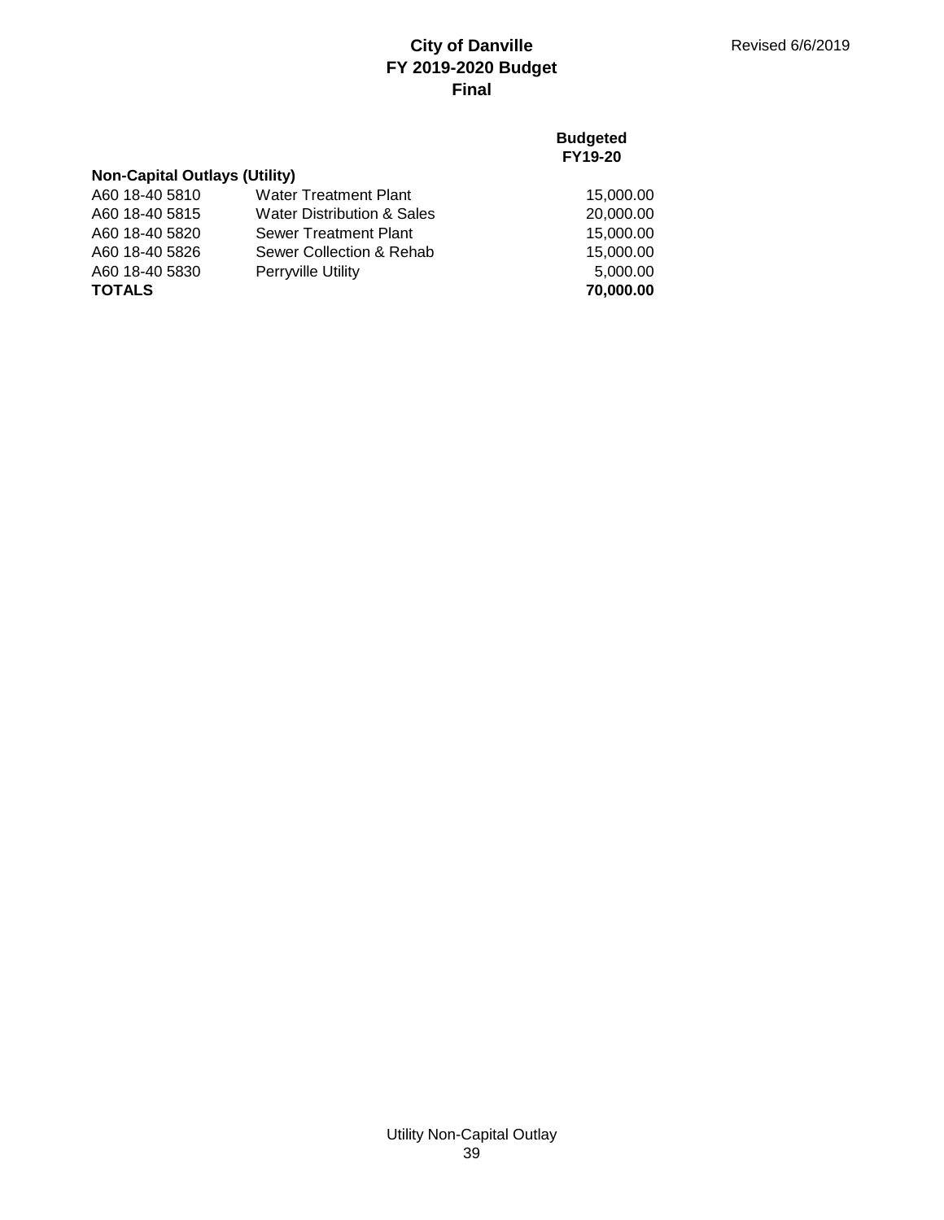# City of Danville
## FY 2019-2020 Budget
### Final

Revised 6/6/2019

| | | Budgeted FY19-20 |
|---|---|---|
| **Non-Capital Outlays (Utility)** | | |
| A60 18-40 5810 | Water Treatment Plant | 15,000.00 |
| A60 18-40 5815 | Water Distribution & Sales | 20,000.00 |
| A60 18-40 5820 | Sewer Treatment Plant | 15,000.00 |
| A60 18-40 5826 | Sewer Collection & Rehab | 15,000.00 |
| A60 18-40 5830 | Perryville Utility | 5,000.00 |
| **TOTALS** | | **70,000.00** |

Utility Non-Capital Outlay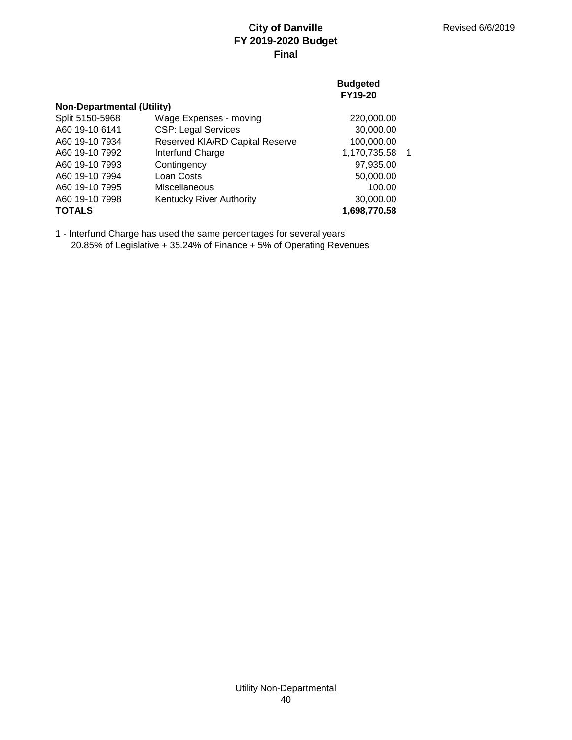**City of Danville**
**FY 2019-2020 Budget**
**Final**

Revised 6/6/2019

| | | Budgeted FY19-20 | |
|---|---|---|---|
| **Non-Departmental (Utility)** | | | |
| Split 5150-5968 | Wage Expenses - moving | 220,000.00 | |
| A60 19-10 6141 | CSP: Legal Services | 30,000.00 | |
| A60 19-10 7934 | Reserved KIA/RD Capital Reserve | 100,000.00 | |
| A60 19-10 7992 | Interfund Charge | 1,170,735.58 | 1 |
| A60 19-10 7993 | Contingency | 97,935.00 | |
| A60 19-10 7994 | Loan Costs | 50,000.00 | |
| A60 19-10 7995 | Miscellaneous | 100.00 | |
| A60 19-10 7998 | Kentucky River Authority | 30,000.00 | |
| **TOTALS** | | **1,698,770.58** | |

1 - Interfund Charge has used the same percentages for several years
20.85% of Legislative + 35.24% of Finance + 5% of Operating Revenues

Utility Non-Departmental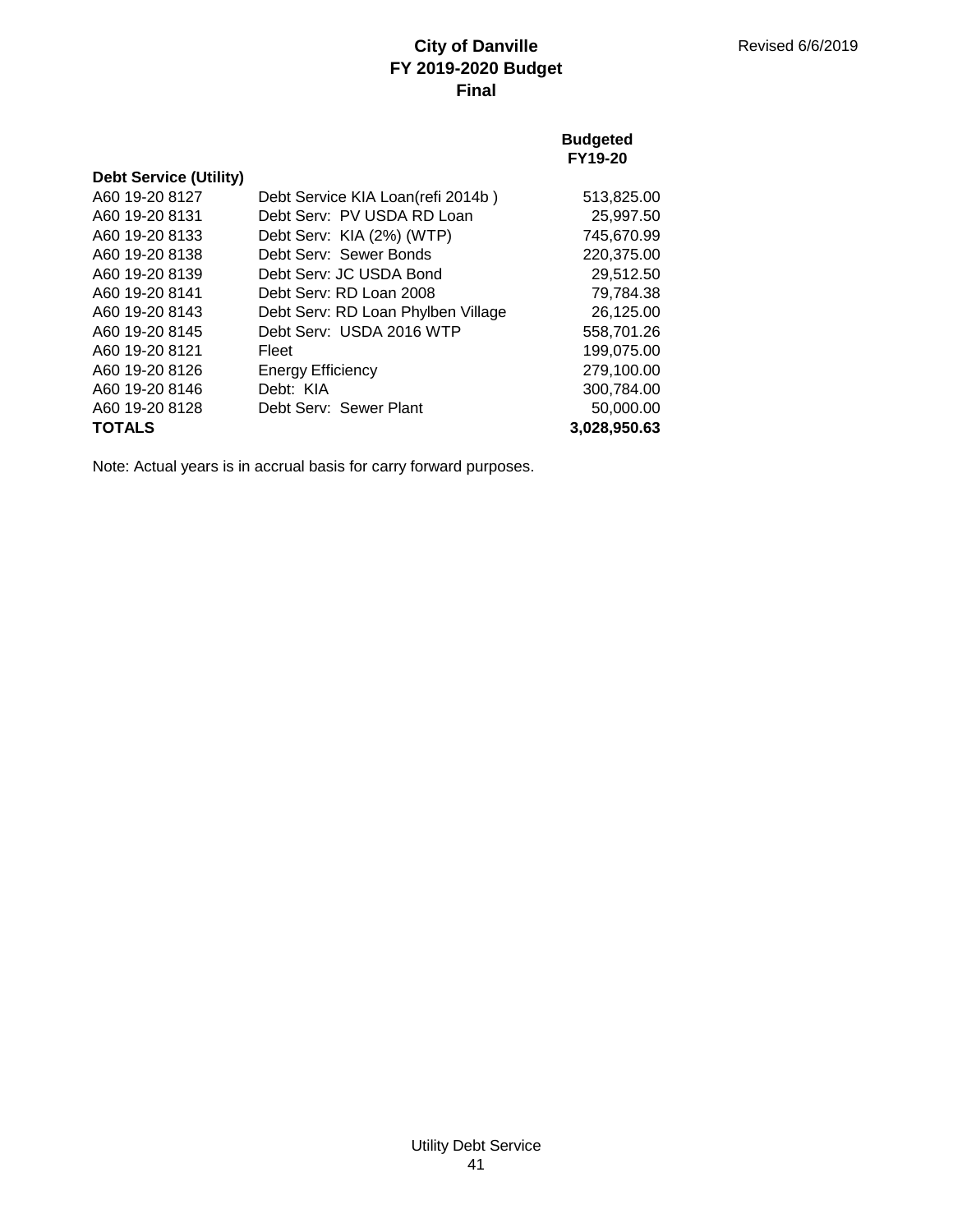# City of Danville
## FY 2019-2020 Budget
## Final

Revised 6/6/2019

| | | Budgeted FY19-20 |
|---|---|---|
| **Debt Service (Utility)** | | |
| A60 19-20 8127 | Debt Service KIA Loan(refi 2014b ) | 513,825.00 |
| A60 19-20 8131 | Debt Serv: PV USDA RD Loan | 25,997.50 |
| A60 19-20 8133 | Debt Serv: KIA (2%) (WTP) | 745,670.99 |
| A60 19-20 8138 | Debt Serv: Sewer Bonds | 220,375.00 |
| A60 19-20 8139 | Debt Serv: JC USDA Bond | 29,512.50 |
| A60 19-20 8141 | Debt Serv: RD Loan 2008 | 79,784.38 |
| A60 19-20 8143 | Debt Serv: RD Loan Phylben Village | 26,125.00 |
| A60 19-20 8145 | Debt Serv: USDA 2016 WTP | 558,701.26 |
| A60 19-20 8121 | Fleet | 199,075.00 |
| A60 19-20 8126 | Energy Efficiency | 279,100.00 |
| A60 19-20 8146 | Debt: KIA | 300,784.00 |
| A60 19-20 8128 | Debt Serv: Sewer Plant | 50,000.00 |
| **TOTALS** | | **3,028,950.63** |

Note: Actual years is in accrual basis for carry forward purposes.

Utility Debt Service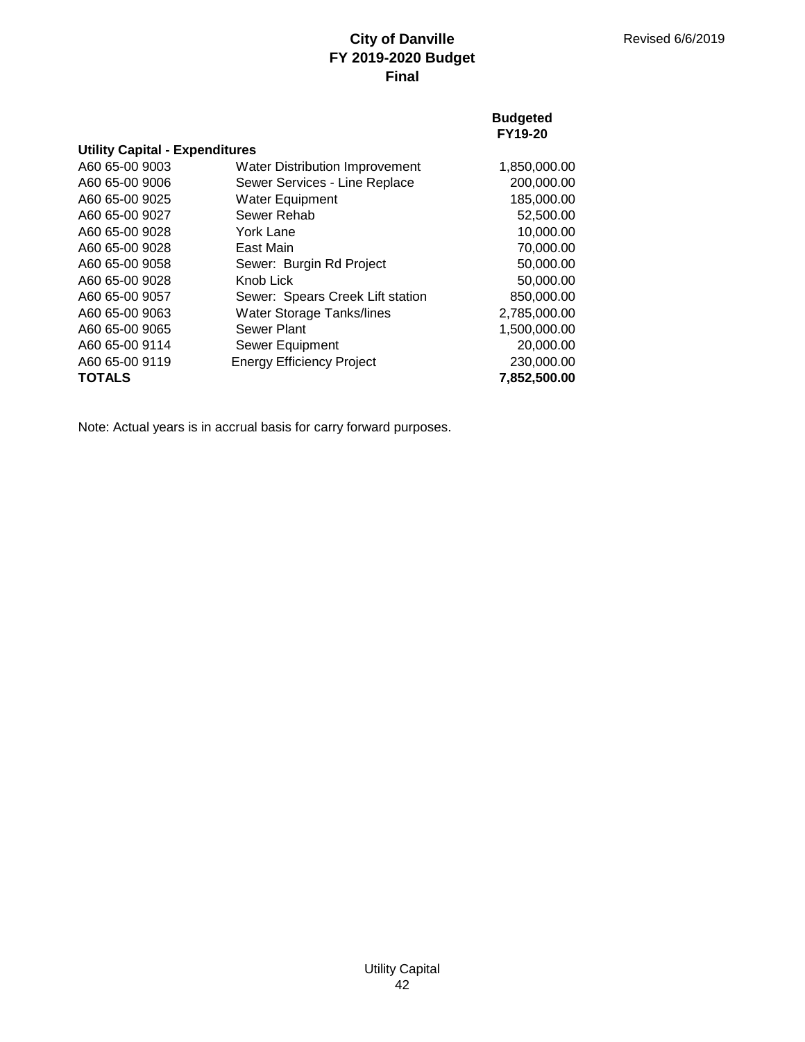# City of Danville
## FY 2019-2020 Budget
## Final

Revised 6/6/2019

| | | Budgeted FY19-20 |
|---|---|---|
| **Utility Capital - Expenditures** | | |
| A60 65-00 9003 | Water Distribution Improvement | 1,850,000.00 |
| A60 65-00 9006 | Sewer Services - Line Replace | 200,000.00 |
| A60 65-00 9025 | Water Equipment | 185,000.00 |
| A60 65-00 9027 | Sewer Rehab | 52,500.00 |
| A60 65-00 9028 | York Lane | 10,000.00 |
| A60 65-00 9028 | East Main | 70,000.00 |
| A60 65-00 9058 | Sewer: Burgin Rd Project | 50,000.00 |
| A60 65-00 9028 | Knob Lick | 50,000.00 |
| A60 65-00 9057 | Sewer: Spears Creek Lift station | 850,000.00 |
| A60 65-00 9063 | Water Storage Tanks/lines | 2,785,000.00 |
| A60 65-00 9065 | Sewer Plant | 1,500,000.00 |
| A60 65-00 9114 | Sewer Equipment | 20,000.00 |
| A60 65-00 9119 | Energy Efficiency Project | 230,000.00 |
| **TOTALS** | | **7,852,500.00** |

Note: Actual years is in accrual basis for carry forward purposes.

Utility Capital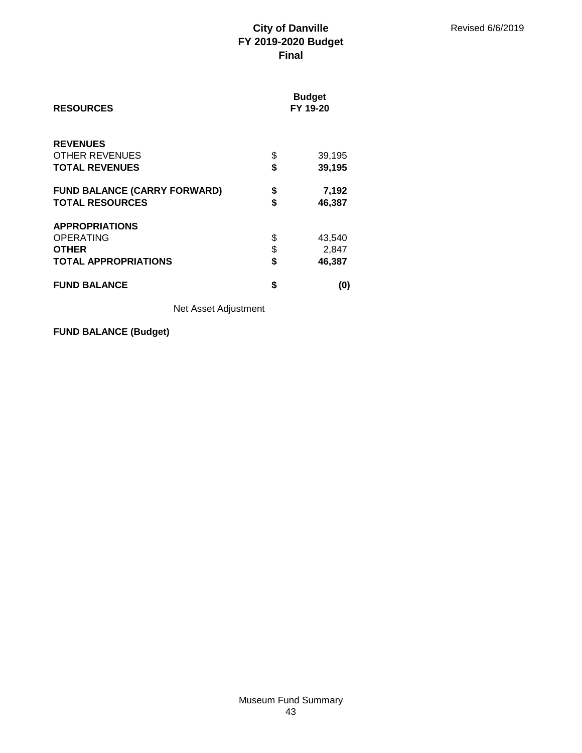**City of Danville**
**FY 2019-2020 Budget**
**Final**

Revised 6/6/2019

| **RESOURCES** | | **Budget FY 19-20** |
|---|---|---|
| **REVENUES** | | |
| OTHER REVENUES | $ | 39,195 |
| **TOTAL REVENUES** | **$** | **39,195** |
| | | |
| **FUND BALANCE (CARRY FORWARD)** | **$** | **7,192** |
| **TOTAL RESOURCES** | **$** | **46,387** |
| | | |
| **APPROPRIATIONS** | | |
| OPERATING | $ | 43,540 |
| **OTHER** | $ | 2,847 |
| **TOTAL APPROPRIATIONS** | **$** | **46,387** |
| | | |
| **FUND BALANCE** | **$** | **(0)** |
| Net Asset Adjustment | | |
| **FUND BALANCE (Budget)** | | |

Museum Fund Summary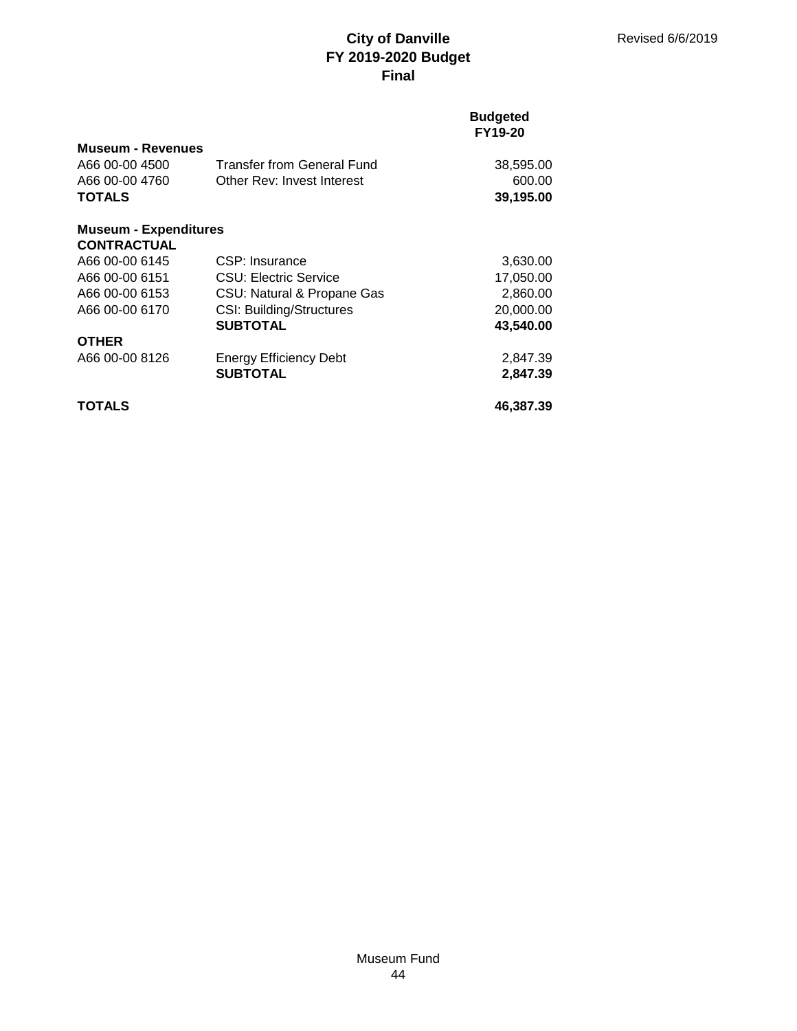# City of Danville
## FY 2019-2020 Budget
## Final

Revised 6/6/2019

| | | Budgeted FY19-20 |
|---|---|---|
| **Museum - Revenues** | | |
| A66 00-00 4500 | Transfer from General Fund | 38,595.00 |
| A66 00-00 4760 | Other Rev: Invest Interest | 600.00 |
| **TOTALS** | | **39,195.00** |
| | | |
| **Museum - Expenditures** | | |
| **CONTRACTUAL** | | |
| A66 00-00 6145 | CSP: Insurance | 3,630.00 |
| A66 00-00 6151 | CSU: Electric Service | 17,050.00 |
| A66 00-00 6153 | CSU: Natural & Propane Gas | 2,860.00 |
| A66 00-00 6170 | CSI: Building/Structures | 20,000.00 |
| | **SUBTOTAL** | **43,540.00** |
| **OTHER** | | |
| A66 00-00 8126 | Energy Efficiency Debt | 2,847.39 |
| | **SUBTOTAL** | **2,847.39** |
| | | |
| **TOTALS** | | **46,387.39** |

Museum Fund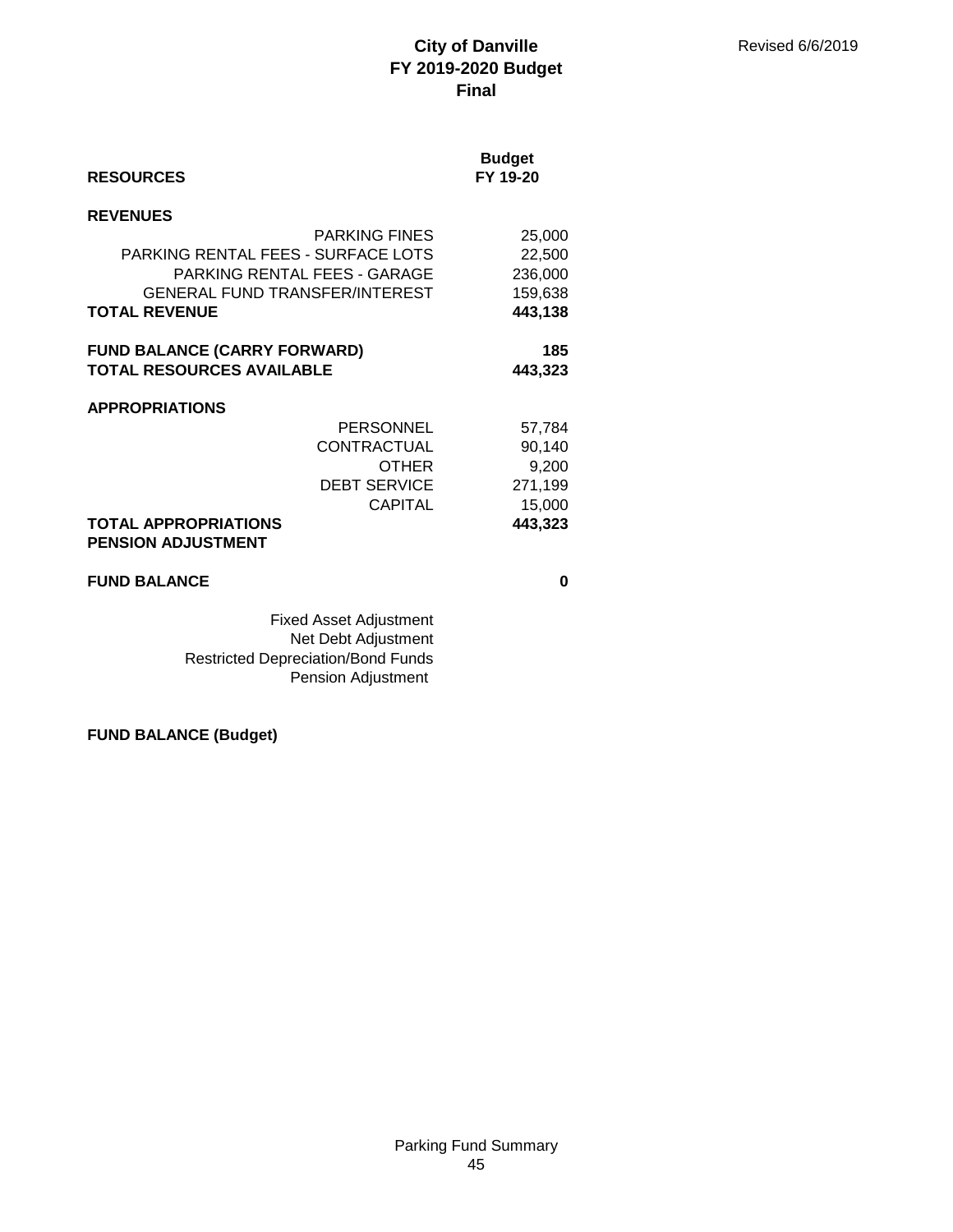# City of Danville
## FY 2019-2020 Budget
### Final

Revised 6/6/2019

| RESOURCES | Budget FY 19-20 |
|---|---|
| **REVENUES** | |
| PARKING FINES | 25,000 |
| PARKING RENTAL FEES - SURFACE LOTS | 22,500 |
| PARKING RENTAL FEES - GARAGE | 236,000 |
| GENERAL FUND TRANSFER/INTEREST | 159,638 |
| **TOTAL REVENUE** | **443,138** |
| | |
| **FUND BALANCE (CARRY FORWARD)** | **185** |
| **TOTAL RESOURCES AVAILABLE** | **443,323** |
| | |
| **APPROPRIATIONS** | |
| PERSONNEL | 57,784 |
| CONTRACTUAL | 90,140 |
| OTHER | 9,200 |
| DEBT SERVICE | 271,199 |
| CAPITAL | 15,000 |
| **TOTAL APPROPRIATIONS** | **443,323** |
| **PENSION ADJUSTMENT** | |
| | |
| **FUND BALANCE** | **0** |
| | |
| Fixed Asset Adjustment | |
| Net Debt Adjustment | |
| Restricted Depreciation/Bond Funds | |
| Pension Adjustment | |
| | |
| **FUND BALANCE (Budget)** | |

Parking Fund Summary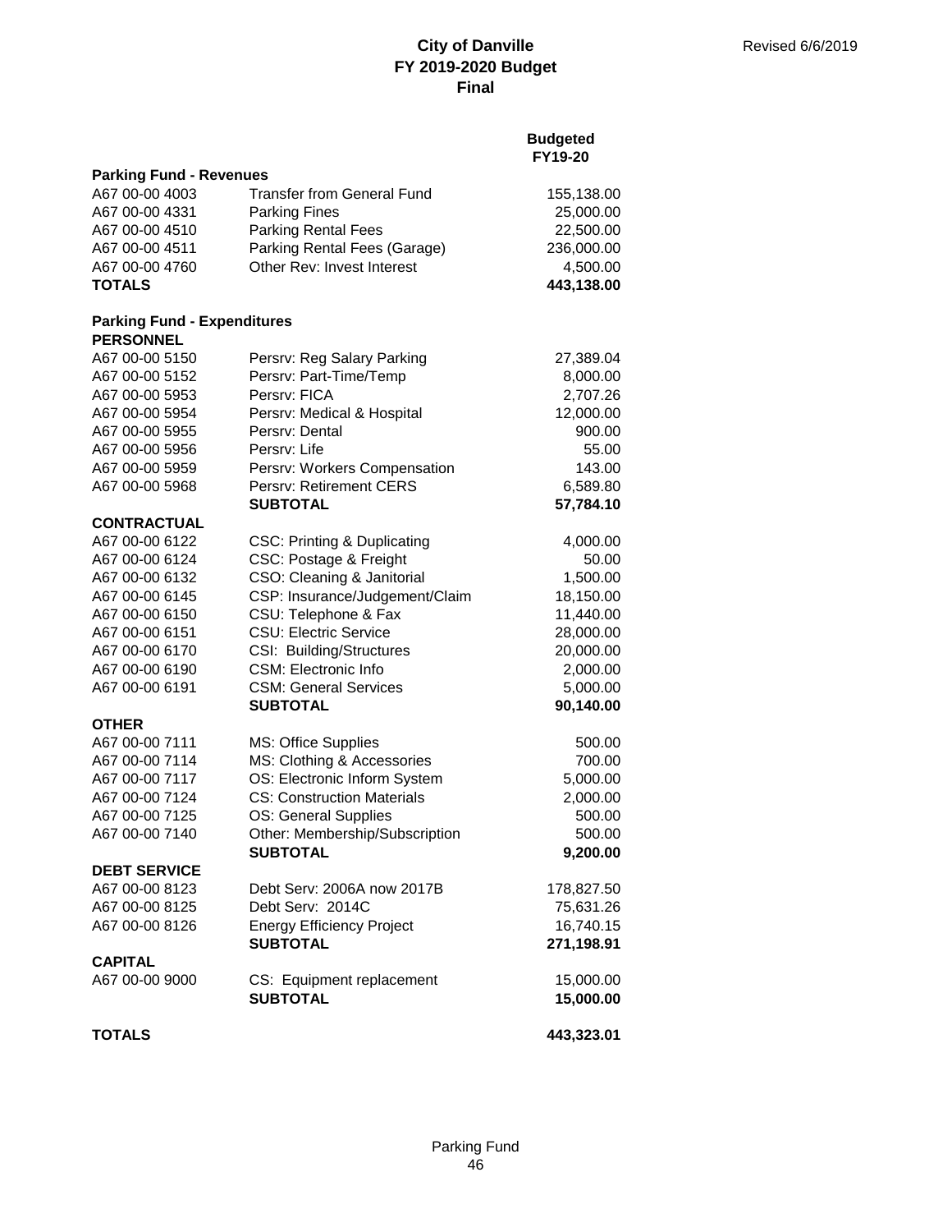# City of Danville
## FY 2019-2020 Budget
## Final

Revised 6/6/2019

| | | Budgeted FY19-20 |
|---|---|---|
| **Parking Fund - Revenues** | | |
| A67 00-00 4003 | Transfer from General Fund | 155,138.00 |
| A67 00-00 4331 | Parking Fines | 25,000.00 |
| A67 00-00 4510 | Parking Rental Fees | 22,500.00 |
| A67 00-00 4511 | Parking Rental Fees (Garage) | 236,000.00 |
| A67 00-00 4760 | Other Rev: Invest Interest | 4,500.00 |
| **TOTALS** | | **443,138.00** |
| | | |
| **Parking Fund - Expenditures** | | |
| **PERSONNEL** | | |
| A67 00-00 5150 | Persrv: Reg Salary Parking | 27,389.04 |
| A67 00-00 5152 | Persrv: Part-Time/Temp | 8,000.00 |
| A67 00-00 5953 | Persrv: FICA | 2,707.26 |
| A67 00-00 5954 | Persrv: Medical & Hospital | 12,000.00 |
| A67 00-00 5955 | Persrv: Dental | 900.00 |
| A67 00-00 5956 | Persrv: Life | 55.00 |
| A67 00-00 5959 | Persrv: Workers Compensation | 143.00 |
| A67 00-00 5968 | Persrv: Retirement CERS | 6,589.80 |
| | **SUBTOTAL** | **57,784.10** |
| **CONTRACTUAL** | | |
| A67 00-00 6122 | CSC: Printing & Duplicating | 4,000.00 |
| A67 00-00 6124 | CSC: Postage & Freight | 50.00 |
| A67 00-00 6132 | CSO: Cleaning & Janitorial | 1,500.00 |
| A67 00-00 6145 | CSP: Insurance/Judgement/Claim | 18,150.00 |
| A67 00-00 6150 | CSU: Telephone & Fax | 11,440.00 |
| A67 00-00 6151 | CSU: Electric Service | 28,000.00 |
| A67 00-00 6170 | CSI: Building/Structures | 20,000.00 |
| A67 00-00 6190 | CSM: Electronic Info | 2,000.00 |
| A67 00-00 6191 | CSM: General Services | 5,000.00 |
| | **SUBTOTAL** | **90,140.00** |
| **OTHER** | | |
| A67 00-00 7111 | MS: Office Supplies | 500.00 |
| A67 00-00 7114 | MS: Clothing & Accessories | 700.00 |
| A67 00-00 7117 | OS: Electronic Inform System | 5,000.00 |
| A67 00-00 7124 | CS: Construction Materials | 2,000.00 |
| A67 00-00 7125 | OS: General Supplies | 500.00 |
| A67 00-00 7140 | Other: Membership/Subscription | 500.00 |
| | **SUBTOTAL** | **9,200.00** |
| **DEBT SERVICE** | | |
| A67 00-00 8123 | Debt Serv: 2006A now 2017B | 178,827.50 |
| A67 00-00 8125 | Debt Serv: 2014C | 75,631.26 |
| A67 00-00 8126 | Energy Efficiency Project | 16,740.15 |
| | **SUBTOTAL** | **271,198.91** |
| **CAPITAL** | | |
| A67 00-00 9000 | CS: Equipment replacement | 15,000.00 |
| | **SUBTOTAL** | **15,000.00** |
| | | |
| **TOTALS** | | **443,323.01** |

Parking Fund